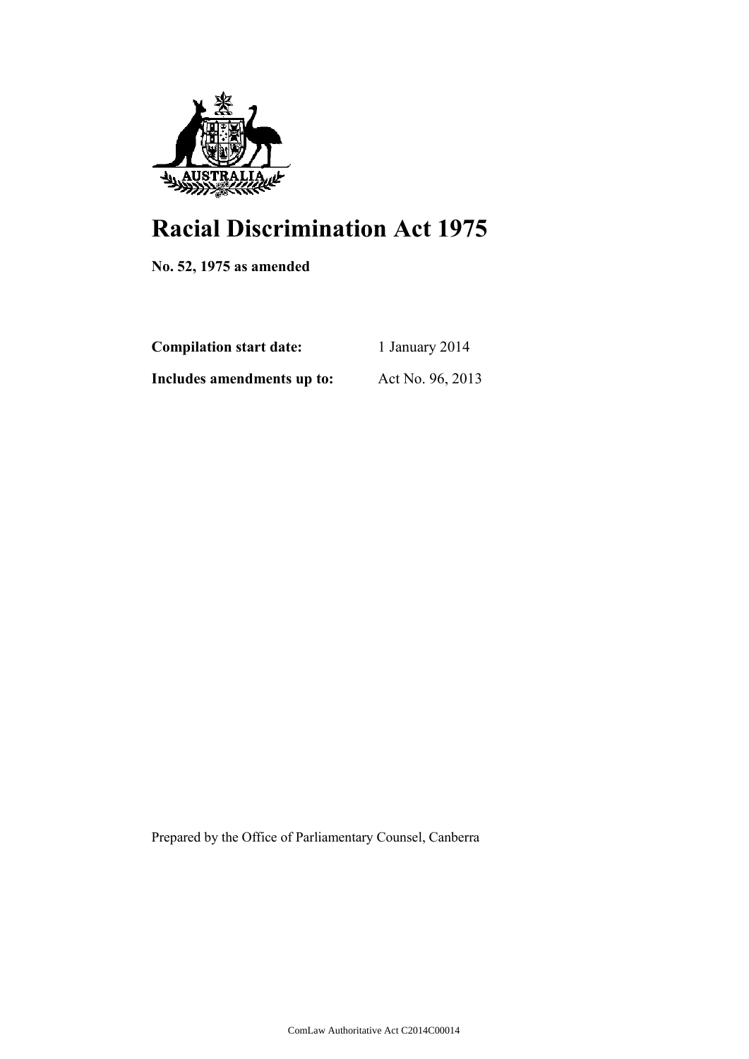# Racial Discrimination Act 1975

**No. 52, 1975 as amended**

| | |
|---|---|
| **Compilation start date:** | 1 January 2014 |
| **Includes amendments up to:** | Act No. 96, 2013 |

Prepared by the Office of Parliamentary Counsel, Canberra

ComLaw Authoritative Act C2014C00014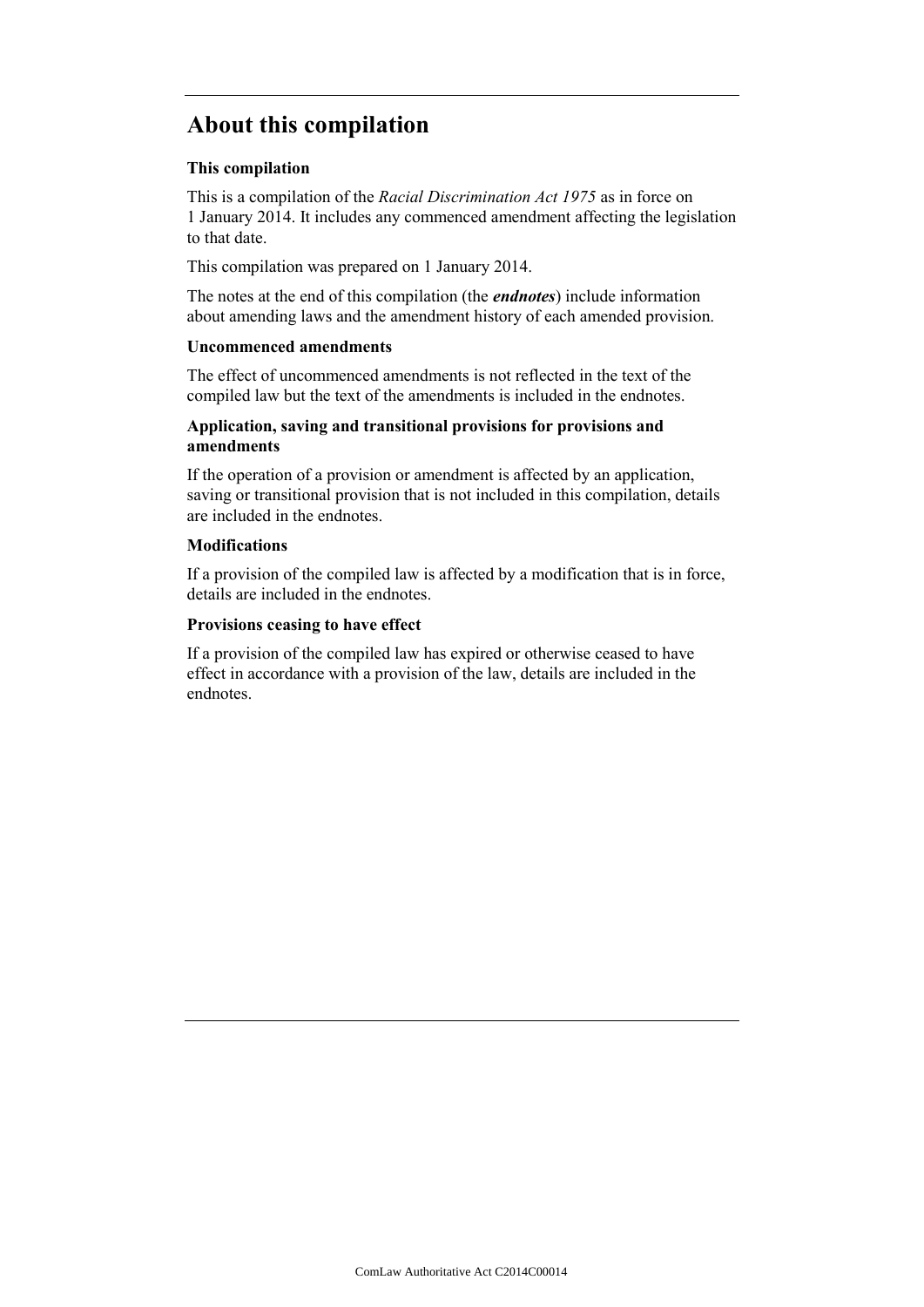## About this compilation

### This compilation

This is a compilation of the *Racial Discrimination Act 1975* as in force on 1 January 2014. It includes any commenced amendment affecting the legislation to that date.

This compilation was prepared on 1 January 2014.

The notes at the end of this compilation (the ***endnotes***) include information about amending laws and the amendment history of each amended provision.

### Uncommenced amendments

The effect of uncommenced amendments is not reflected in the text of the compiled law but the text of the amendments is included in the endnotes.

### Application, saving and transitional provisions for provisions and amendments

If the operation of a provision or amendment is affected by an application, saving or transitional provision that is not included in this compilation, details are included in the endnotes.

### Modifications

If a provision of the compiled law is affected by a modification that is in force, details are included in the endnotes.

### Provisions ceasing to have effect

If a provision of the compiled law has expired or otherwise ceased to have effect in accordance with a provision of the law, details are included in the endnotes.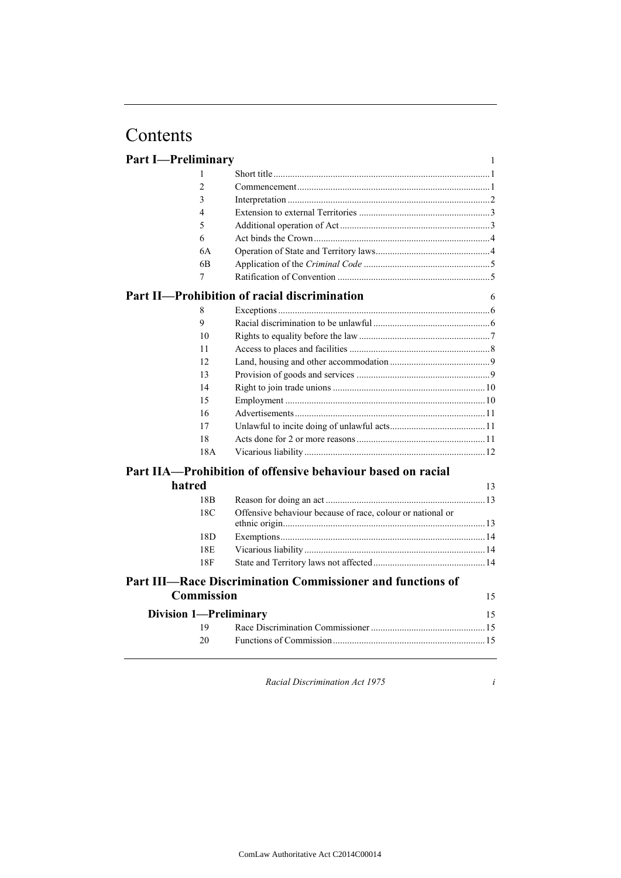# Contents

## Part I—Preliminary 1

| | | |
|---|---|---|
| 1 | Short title | 1 |
| 2 | Commencement | 1 |
| 3 | Interpretation | 2 |
| 4 | Extension to external Territories | 3 |
| 5 | Additional operation of Act | 3 |
| 6 | Act binds the Crown | 4 |
| 6A | Operation of State and Territory laws | 4 |
| 6B | Application of the *Criminal Code* | 5 |
| 7 | Ratification of Convention | 5 |

## Part II—Prohibition of racial discrimination 6

| | | |
|---|---|---|
| 8 | Exceptions | 6 |
| 9 | Racial discrimination to be unlawful | 6 |
| 10 | Rights to equality before the law | 7 |
| 11 | Access to places and facilities | 8 |
| 12 | Land, housing and other accommodation | 9 |
| 13 | Provision of goods and services | 9 |
| 14 | Right to join trade unions | 10 |
| 15 | Employment | 10 |
| 16 | Advertisements | 11 |
| 17 | Unlawful to incite doing of unlawful acts | 11 |
| 18 | Acts done for 2 or more reasons | 11 |
| 18A | Vicarious liability | 12 |

## Part IIA—Prohibition of offensive behaviour based on racial hatred 13

| | | |
|---|---|---|
| 18B | Reason for doing an act | 13 |
| 18C | Offensive behaviour because of race, colour or national or ethnic origin | 13 |
| 18D | Exemptions | 14 |
| 18E | Vicarious liability | 14 |
| 18F | State and Territory laws not affected | 14 |

## Part III—Race Discrimination Commissioner and functions of Commission 15

### Division 1—Preliminary 15

| | | |
|---|---|---|
| 19 | Race Discrimination Commissioner | 15 |
| 20 | Functions of Commission | 15 |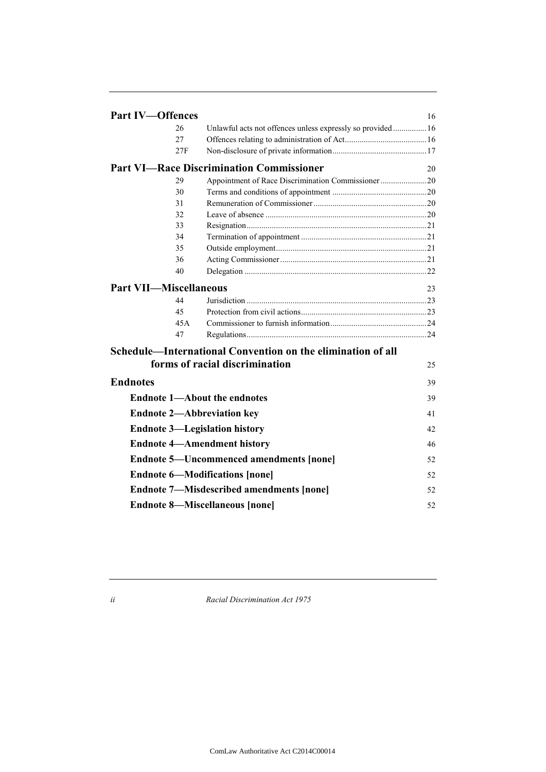| | | |
|---|---|---|
| **Part IV—Offences** | | 16 |
| 26 | Unlawful acts not offences unless expressly so provided | 16 |
| 27 | Offences relating to administration of Act | 16 |
| 27F | Non-disclosure of private information | 17 |
| **Part VI—Race Discrimination Commissioner** | | 20 |
| 29 | Appointment of Race Discrimination Commissioner | 20 |
| 30 | Terms and conditions of appointment | 20 |
| 31 | Remuneration of Commissioner | 20 |
| 32 | Leave of absence | 20 |
| 33 | Resignation | 21 |
| 34 | Termination of appointment | 21 |
| 35 | Outside employment | 21 |
| 36 | Acting Commissioner | 21 |
| 40 | Delegation | 22 |
| **Part VII—Miscellaneous** | | 23 |
| 44 | Jurisdiction | 23 |
| 45 | Protection from civil actions | 23 |
| 45A | Commissioner to furnish information | 24 |
| 47 | Regulations | 24 |
| **Schedule—International Convention on the elimination of all forms of racial discrimination** | | 25 |
| **Endnotes** | | 39 |
| **Endnote 1—About the endnotes** | | 39 |
| **Endnote 2—Abbreviation key** | | 41 |
| **Endnote 3—Legislation history** | | 42 |
| **Endnote 4—Amendment history** | | 46 |
| **Endnote 5—Uncommenced amendments [none]** | | 52 |
| **Endnote 6—Modifications [none]** | | 52 |
| **Endnote 7—Misdescribed amendments [none]** | | 52 |
| **Endnote 8—Miscellaneous [none]** | | 52 |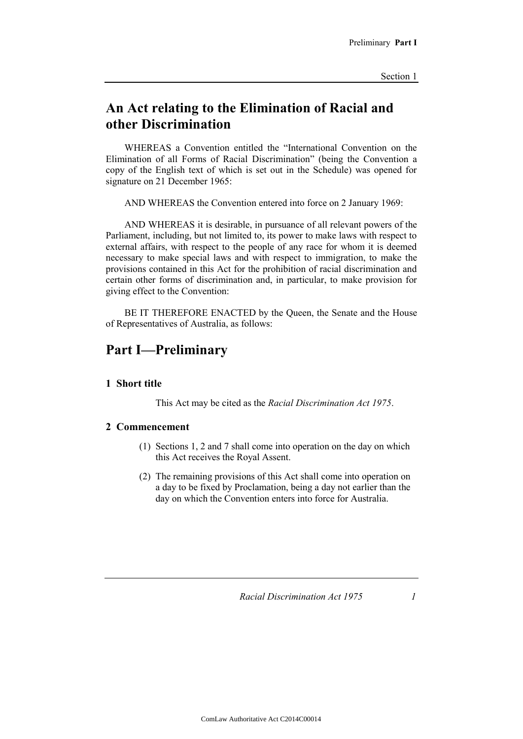# An Act relating to the Elimination of Racial and other Discrimination

WHEREAS a Convention entitled the "International Convention on the Elimination of all Forms of Racial Discrimination" (being the Convention a copy of the English text of which is set out in the Schedule) was opened for signature on 21 December 1965:

AND WHEREAS the Convention entered into force on 2 January 1969:

AND WHEREAS it is desirable, in pursuance of all relevant powers of the Parliament, including, but not limited to, its power to make laws with respect to external affairs, with respect to the people of any race for whom it is deemed necessary to make special laws and with respect to immigration, to make the provisions contained in this Act for the prohibition of racial discrimination and certain other forms of discrimination and, in particular, to make provision for giving effect to the Convention:

BE IT THEREFORE ENACTED by the Queen, the Senate and the House of Representatives of Australia, as follows:

# Part I—Preliminary

### 1 Short title

This Act may be cited as the *Racial Discrimination Act 1975*.

### 2 Commencement

(1) Sections 1, 2 and 7 shall come into operation on the day on which this Act receives the Royal Assent.

(2) The remaining provisions of this Act shall come into operation on a day to be fixed by Proclamation, being a day not earlier than the day on which the Convention enters into force for Australia.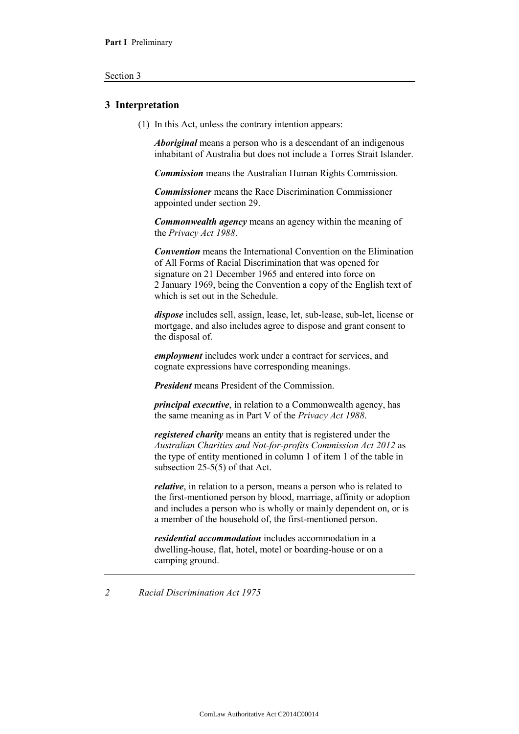## 3 Interpretation

(1) In this Act, unless the contrary intention appears:

***Aboriginal*** means a person who is a descendant of an indigenous inhabitant of Australia but does not include a Torres Strait Islander.

***Commission*** means the Australian Human Rights Commission.

***Commissioner*** means the Race Discrimination Commissioner appointed under section 29.

***Commonwealth agency*** means an agency within the meaning of the *Privacy Act 1988*.

***Convention*** means the International Convention on the Elimination of All Forms of Racial Discrimination that was opened for signature on 21 December 1965 and entered into force on 2 January 1969, being the Convention a copy of the English text of which is set out in the Schedule.

***dispose*** includes sell, assign, lease, let, sub-lease, sub-let, license or mortgage, and also includes agree to dispose and grant consent to the disposal of.

***employment*** includes work under a contract for services, and cognate expressions have corresponding meanings.

***President*** means President of the Commission.

***principal executive***, in relation to a Commonwealth agency, has the same meaning as in Part V of the *Privacy Act 1988*.

***registered charity*** means an entity that is registered under the *Australian Charities and Not-for-profits Commission Act 2012* as the type of entity mentioned in column 1 of item 1 of the table in subsection 25-5(5) of that Act.

***relative***, in relation to a person, means a person who is related to the first-mentioned person by blood, marriage, affinity or adoption and includes a person who is wholly or mainly dependent on, or is a member of the household of, the first-mentioned person.

***residential accommodation*** includes accommodation in a dwelling-house, flat, hotel, motel or boarding-house or on a camping ground.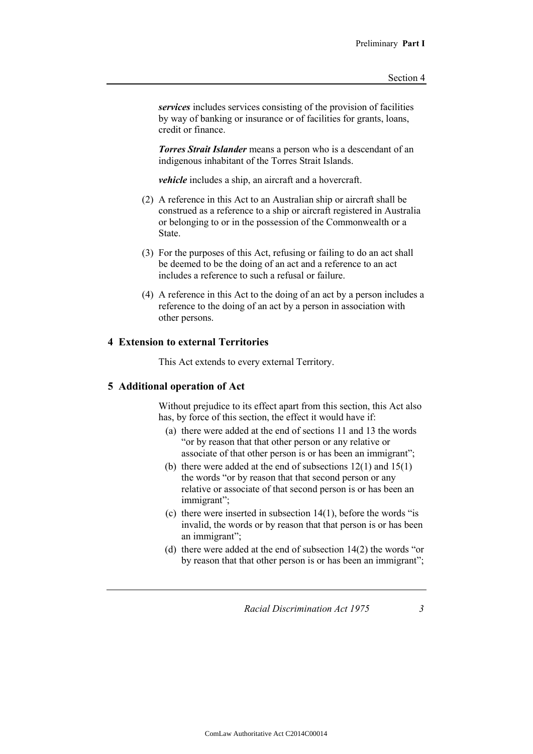***services*** includes services consisting of the provision of facilities by way of banking or insurance or of facilities for grants, loans, credit or finance.

***Torres Strait Islander*** means a person who is a descendant of an indigenous inhabitant of the Torres Strait Islands.

***vehicle*** includes a ship, an aircraft and a hovercraft.

(2) A reference in this Act to an Australian ship or aircraft shall be construed as a reference to a ship or aircraft registered in Australia or belonging to or in the possession of the Commonwealth or a State.

(3) For the purposes of this Act, refusing or failing to do an act shall be deemed to be the doing of an act and a reference to an act includes a reference to such a refusal or failure.

(4) A reference in this Act to the doing of an act by a person includes a reference to the doing of an act by a person in association with other persons.

## 4 Extension to external Territories

This Act extends to every external Territory.

## 5 Additional operation of Act

Without prejudice to its effect apart from this section, this Act also has, by force of this section, the effect it would have if:

(a) there were added at the end of sections 11 and 13 the words "or by reason that that other person or any relative or associate of that other person is or has been an immigrant";

(b) there were added at the end of subsections 12(1) and 15(1) the words "or by reason that that second person or any relative or associate of that second person is or has been an immigrant";

(c) there were inserted in subsection 14(1), before the words "is invalid, the words or by reason that that person is or has been an immigrant";

(d) there were added at the end of subsection 14(2) the words "or by reason that that other person is or has been an immigrant";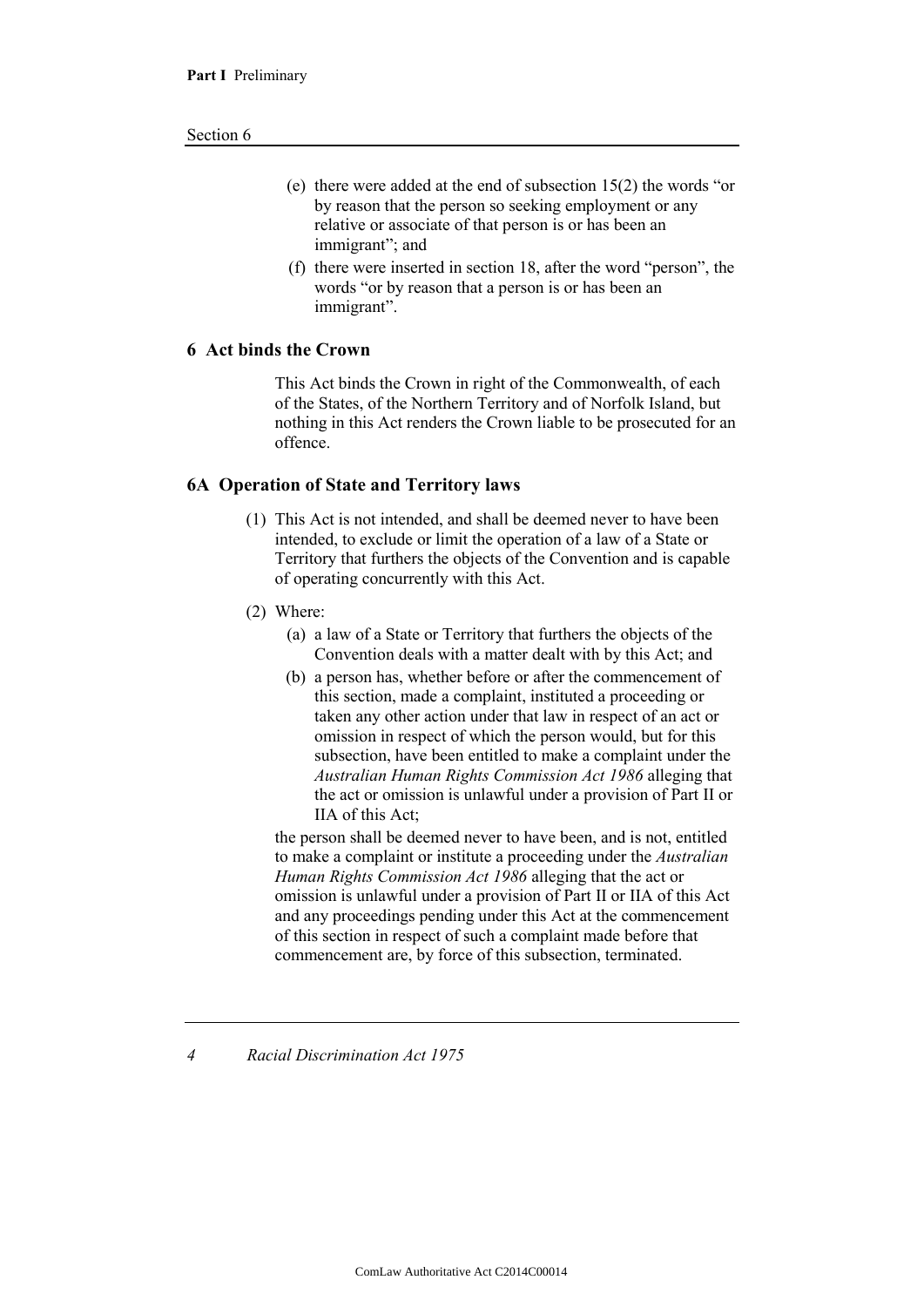(e) there were added at the end of subsection 15(2) the words "or by reason that the person so seeking employment or any relative or associate of that person is or has been an immigrant"; and

(f) there were inserted in section 18, after the word "person", the words "or by reason that a person is or has been an immigrant".

## 6 Act binds the Crown

This Act binds the Crown in right of the Commonwealth, of each of the States, of the Northern Territory and of Norfolk Island, but nothing in this Act renders the Crown liable to be prosecuted for an offence.

## 6A Operation of State and Territory laws

(1) This Act is not intended, and shall be deemed never to have been intended, to exclude or limit the operation of a law of a State or Territory that furthers the objects of the Convention and is capable of operating concurrently with this Act.

(2) Where:

(a) a law of a State or Territory that furthers the objects of the Convention deals with a matter dealt with by this Act; and

(b) a person has, whether before or after the commencement of this section, made a complaint, instituted a proceeding or taken any other action under that law in respect of an act or omission in respect of which the person would, but for this subsection, have been entitled to make a complaint under the *Australian Human Rights Commission Act 1986* alleging that the act or omission is unlawful under a provision of Part II or IIA of this Act;

the person shall be deemed never to have been, and is not, entitled to make a complaint or institute a proceeding under the *Australian Human Rights Commission Act 1986* alleging that the act or omission is unlawful under a provision of Part II or IIA of this Act and any proceedings pending under this Act at the commencement of this section in respect of such a complaint made before that commencement are, by force of this subsection, terminated.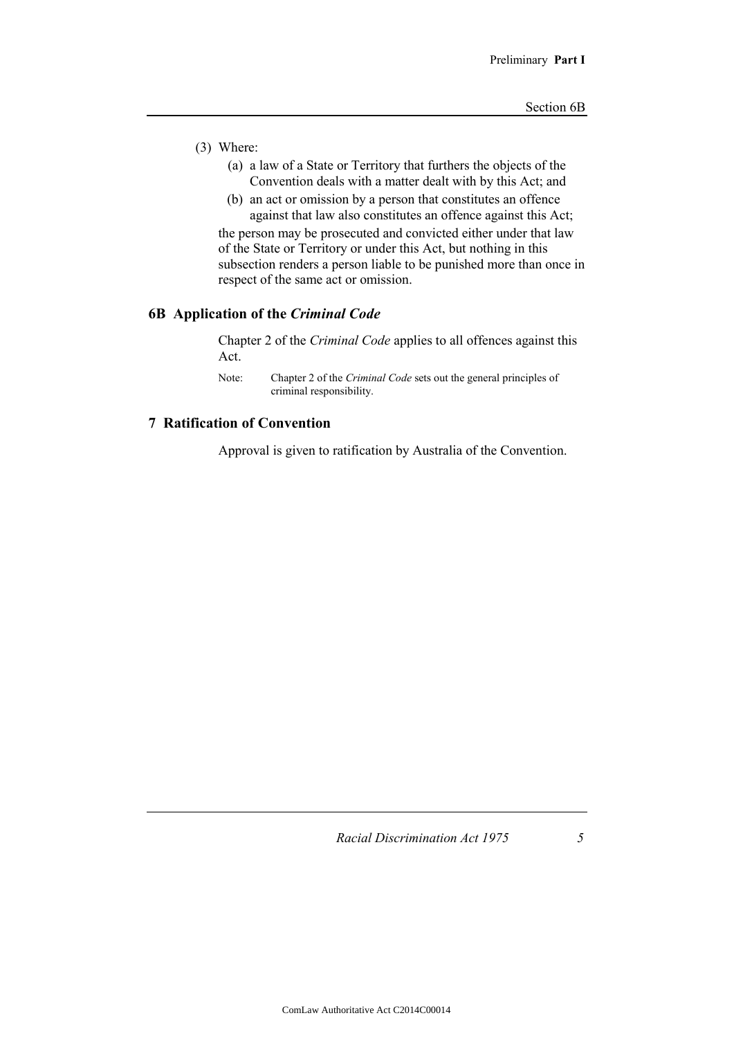(3) Where:

(a) a law of a State or Territory that furthers the objects of the Convention deals with a matter dealt with by this Act; and

(b) an act or omission by a person that constitutes an offence against that law also constitutes an offence against this Act;

the person may be prosecuted and convicted either under that law of the State or Territory or under this Act, but nothing in this subsection renders a person liable to be punished more than once in respect of the same act or omission.

## 6B Application of the *Criminal Code*

Chapter 2 of the *Criminal Code* applies to all offences against this Act.

Note: Chapter 2 of the *Criminal Code* sets out the general principles of criminal responsibility.

## 7 Ratification of Convention

Approval is given to ratification by Australia of the Convention.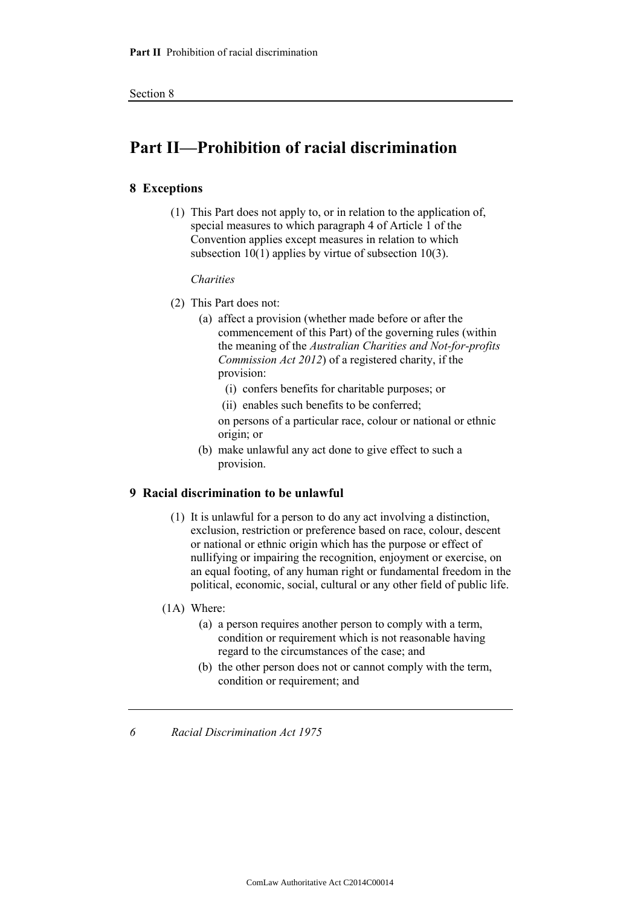# Part II—Prohibition of racial discrimination

## 8 Exceptions

(1) This Part does not apply to, or in relation to the application of, special measures to which paragraph 4 of Article 1 of the Convention applies except measures in relation to which subsection 10(1) applies by virtue of subsection 10(3).

*Charities*

(2) This Part does not:

(a) affect a provision (whether made before or after the commencement of this Part) of the governing rules (within the meaning of the *Australian Charities and Not-for-profits Commission Act 2012*) of a registered charity, if the provision:

(i) confers benefits for charitable purposes; or

(ii) enables such benefits to be conferred;

on persons of a particular race, colour or national or ethnic origin; or

(b) make unlawful any act done to give effect to such a provision.

## 9 Racial discrimination to be unlawful

(1) It is unlawful for a person to do any act involving a distinction, exclusion, restriction or preference based on race, colour, descent or national or ethnic origin which has the purpose or effect of nullifying or impairing the recognition, enjoyment or exercise, on an equal footing, of any human right or fundamental freedom in the political, economic, social, cultural or any other field of public life.

(1A) Where:

(a) a person requires another person to comply with a term, condition or requirement which is not reasonable having regard to the circumstances of the case; and

(b) the other person does not or cannot comply with the term, condition or requirement; and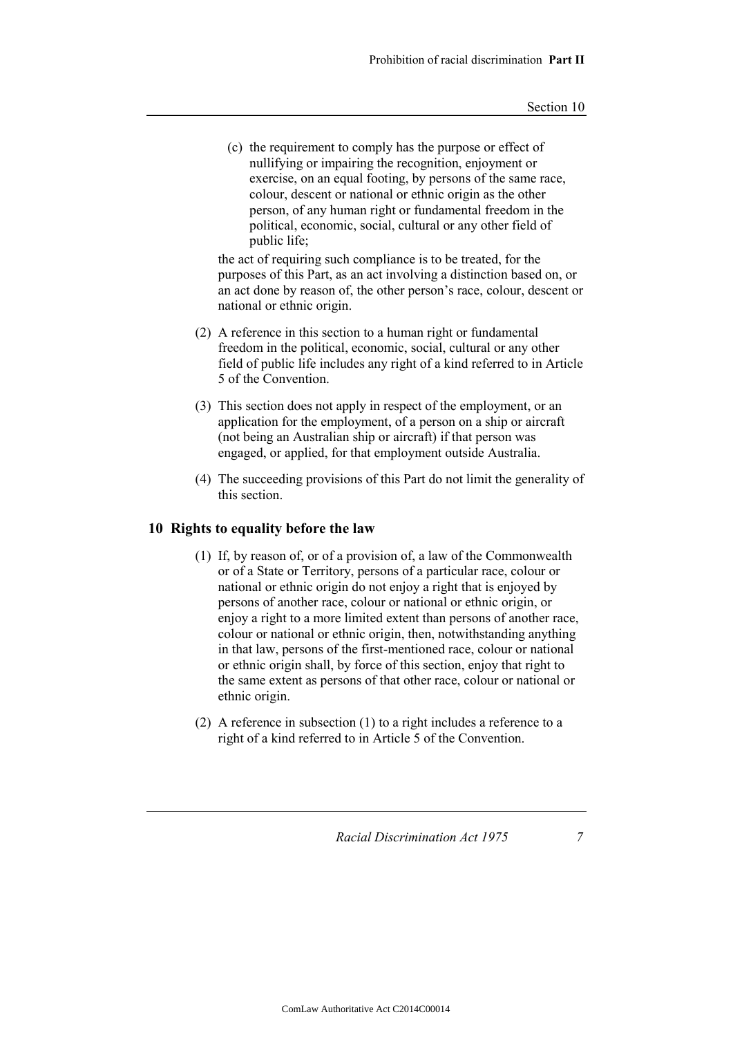(c) the requirement to comply has the purpose or effect of nullifying or impairing the recognition, enjoyment or exercise, on an equal footing, by persons of the same race, colour, descent or national or ethnic origin as the other person, of any human right or fundamental freedom in the political, economic, social, cultural or any other field of public life;

the act of requiring such compliance is to be treated, for the purposes of this Part, as an act involving a distinction based on, or an act done by reason of, the other person's race, colour, descent or national or ethnic origin.

(2) A reference in this section to a human right or fundamental freedom in the political, economic, social, cultural or any other field of public life includes any right of a kind referred to in Article 5 of the Convention.

(3) This section does not apply in respect of the employment, or an application for the employment, of a person on a ship or aircraft (not being an Australian ship or aircraft) if that person was engaged, or applied, for that employment outside Australia.

(4) The succeeding provisions of this Part do not limit the generality of this section.

## 10 Rights to equality before the law

(1) If, by reason of, or of a provision of, a law of the Commonwealth or of a State or Territory, persons of a particular race, colour or national or ethnic origin do not enjoy a right that is enjoyed by persons of another race, colour or national or ethnic origin, or enjoy a right to a more limited extent than persons of another race, colour or national or ethnic origin, then, notwithstanding anything in that law, persons of the first-mentioned race, colour or national or ethnic origin shall, by force of this section, enjoy that right to the same extent as persons of that other race, colour or national or ethnic origin.

(2) A reference in subsection (1) to a right includes a reference to a right of a kind referred to in Article 5 of the Convention.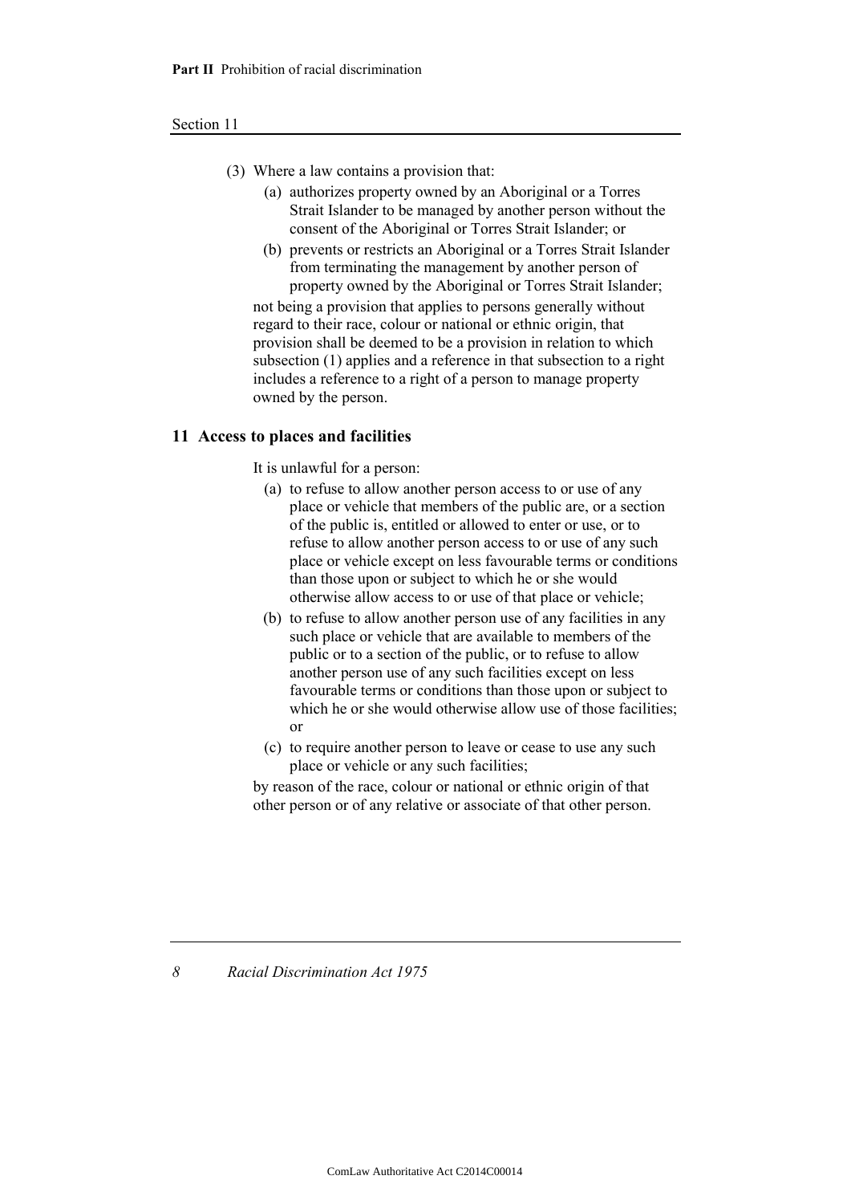(3) Where a law contains a provision that:

- (a) authorizes property owned by an Aboriginal or a Torres Strait Islander to be managed by another person without the consent of the Aboriginal or Torres Strait Islander; or
- (b) prevents or restricts an Aboriginal or a Torres Strait Islander from terminating the management by another person of property owned by the Aboriginal or Torres Strait Islander;

not being a provision that applies to persons generally without regard to their race, colour or national or ethnic origin, that provision shall be deemed to be a provision in relation to which subsection (1) applies and a reference in that subsection to a right includes a reference to a right of a person to manage property owned by the person.

## 11 Access to places and facilities

It is unlawful for a person:

- (a) to refuse to allow another person access to or use of any place or vehicle that members of the public are, or a section of the public is, entitled or allowed to enter or use, or to refuse to allow another person access to or use of any such place or vehicle except on less favourable terms or conditions than those upon or subject to which he or she would otherwise allow access to or use of that place or vehicle;
- (b) to refuse to allow another person use of any facilities in any such place or vehicle that are available to members of the public or to a section of the public, or to refuse to allow another person use of any such facilities except on less favourable terms or conditions than those upon or subject to which he or she would otherwise allow use of those facilities; or
- (c) to require another person to leave or cease to use any such place or vehicle or any such facilities;

by reason of the race, colour or national or ethnic origin of that other person or of any relative or associate of that other person.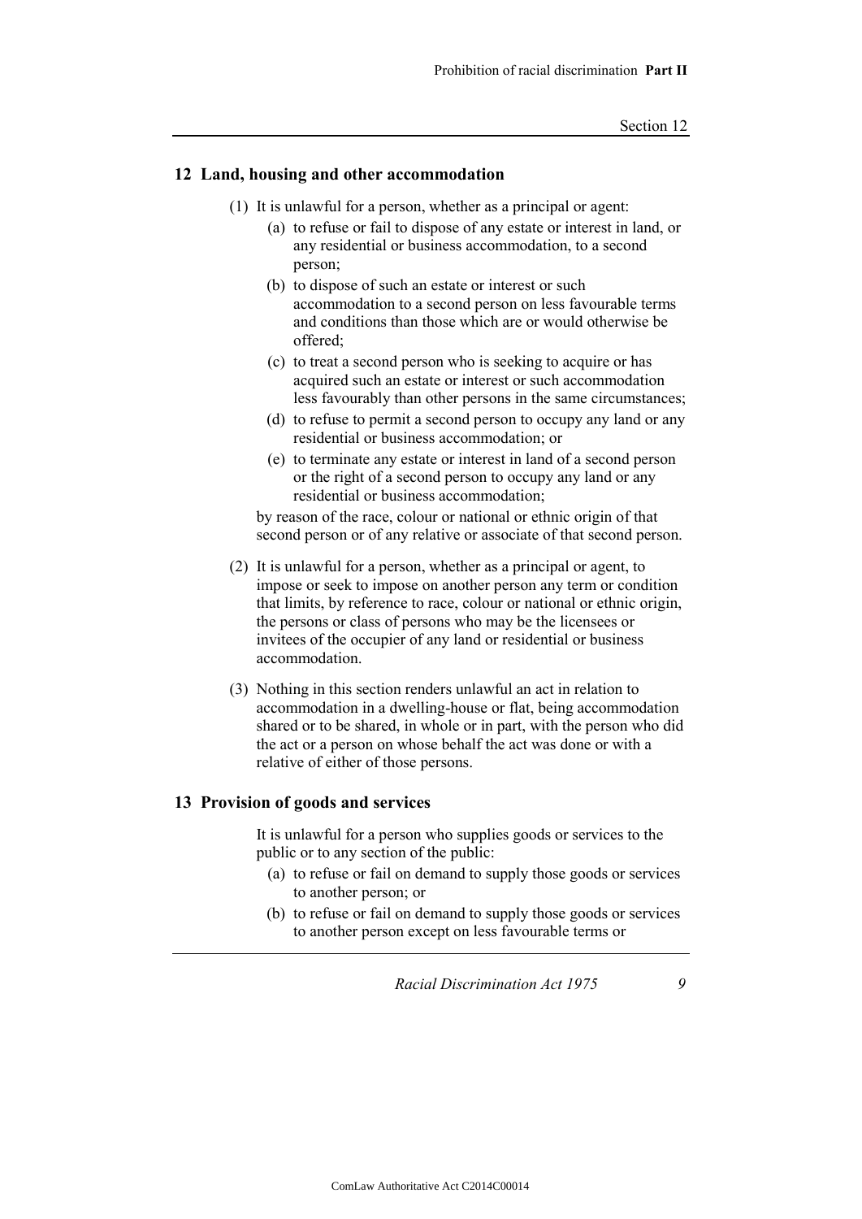## 12 Land, housing and other accommodation

(1) It is unlawful for a person, whether as a principal or agent:

- (a) to refuse or fail to dispose of any estate or interest in land, or any residential or business accommodation, to a second person;
- (b) to dispose of such an estate or interest or such accommodation to a second person on less favourable terms and conditions than those which are or would otherwise be offered;
- (c) to treat a second person who is seeking to acquire or has acquired such an estate or interest or such accommodation less favourably than other persons in the same circumstances;
- (d) to refuse to permit a second person to occupy any land or any residential or business accommodation; or
- (e) to terminate any estate or interest in land of a second person or the right of a second person to occupy any land or any residential or business accommodation;

by reason of the race, colour or national or ethnic origin of that second person or of any relative or associate of that second person.

(2) It is unlawful for a person, whether as a principal or agent, to impose or seek to impose on another person any term or condition that limits, by reference to race, colour or national or ethnic origin, the persons or class of persons who may be the licensees or invitees of the occupier of any land or residential or business accommodation.

(3) Nothing in this section renders unlawful an act in relation to accommodation in a dwelling-house or flat, being accommodation shared or to be shared, in whole or in part, with the person who did the act or a person on whose behalf the act was done or with a relative of either of those persons.

## 13 Provision of goods and services

It is unlawful for a person who supplies goods or services to the public or to any section of the public:

- (a) to refuse or fail on demand to supply those goods or services to another person; or
- (b) to refuse or fail on demand to supply those goods or services to another person except on less favourable terms or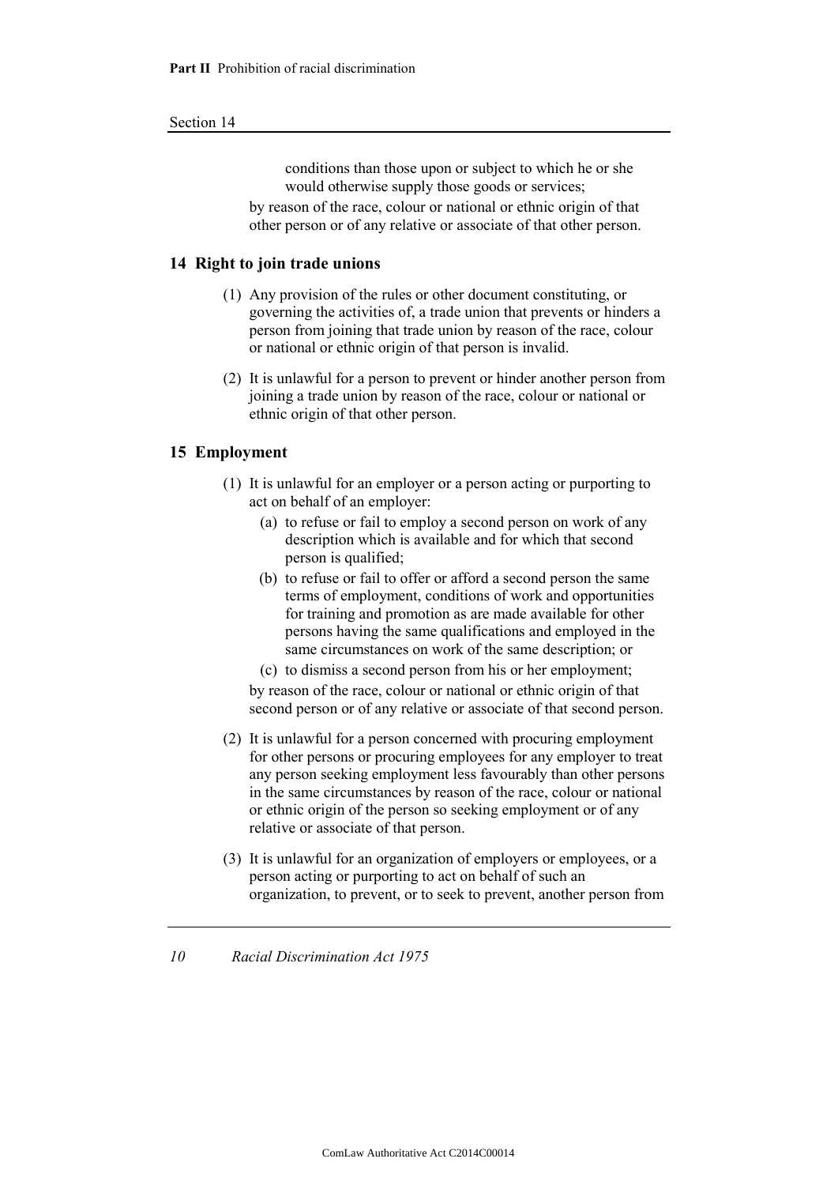conditions than those upon or subject to which he or she would otherwise supply those goods or services;

by reason of the race, colour or national or ethnic origin of that other person or of any relative or associate of that other person.

## 14 Right to join trade unions

(1) Any provision of the rules or other document constituting, or governing the activities of, a trade union that prevents or hinders a person from joining that trade union by reason of the race, colour or national or ethnic origin of that person is invalid.

(2) It is unlawful for a person to prevent or hinder another person from joining a trade union by reason of the race, colour or national or ethnic origin of that other person.

## 15 Employment

(1) It is unlawful for an employer or a person acting or purporting to act on behalf of an employer:

(a) to refuse or fail to employ a second person on work of any description which is available and for which that second person is qualified;

(b) to refuse or fail to offer or afford a second person the same terms of employment, conditions of work and opportunities for training and promotion as are made available for other persons having the same qualifications and employed in the same circumstances on work of the same description; or

(c) to dismiss a second person from his or her employment;

by reason of the race, colour or national or ethnic origin of that second person or of any relative or associate of that second person.

(2) It is unlawful for a person concerned with procuring employment for other persons or procuring employees for any employer to treat any person seeking employment less favourably than other persons in the same circumstances by reason of the race, colour or national or ethnic origin of the person so seeking employment or of any relative or associate of that person.

(3) It is unlawful for an organization of employers or employees, or a person acting or purporting to act on behalf of such an organization, to prevent, or to seek to prevent, another person from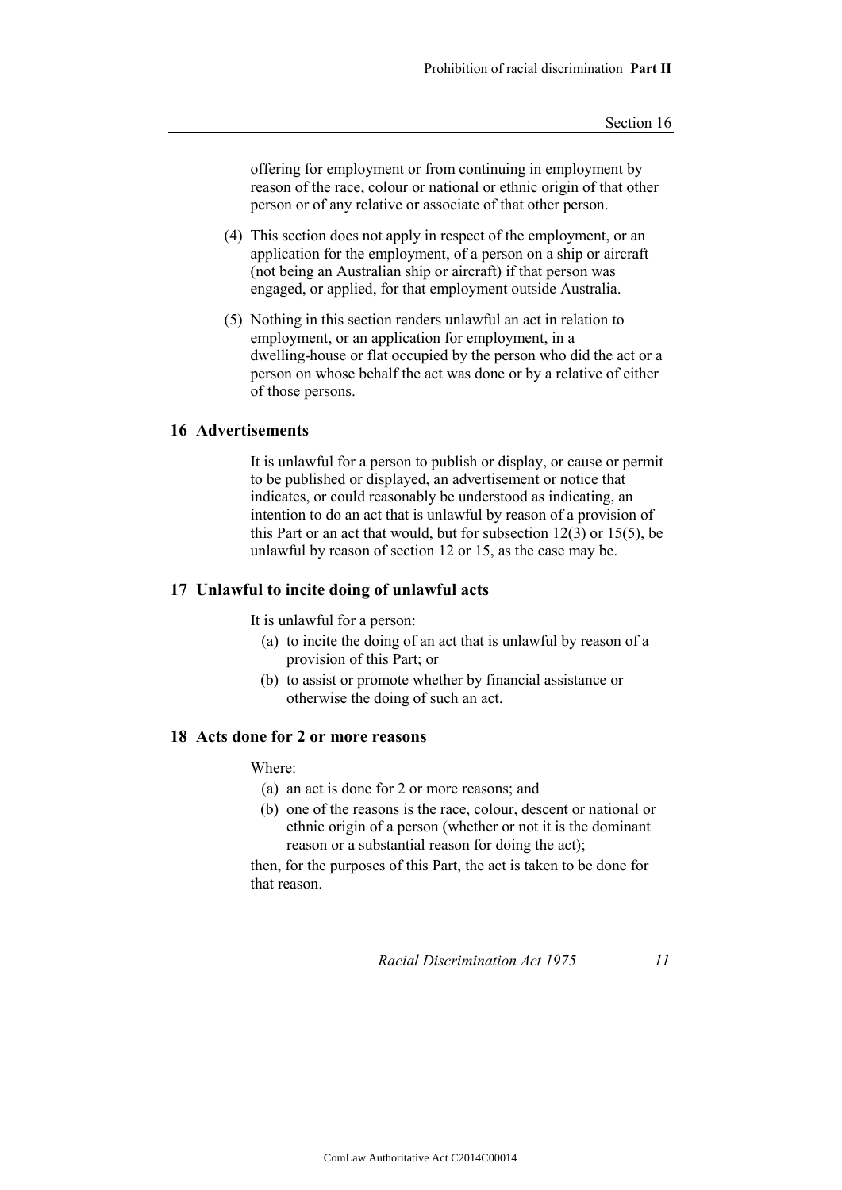offering for employment or from continuing in employment by reason of the race, colour or national or ethnic origin of that other person or of any relative or associate of that other person.

(4) This section does not apply in respect of the employment, or an application for the employment, of a person on a ship or aircraft (not being an Australian ship or aircraft) if that person was engaged, or applied, for that employment outside Australia.

(5) Nothing in this section renders unlawful an act in relation to employment, or an application for employment, in a dwelling-house or flat occupied by the person who did the act or a person on whose behalf the act was done or by a relative of either of those persons.

## 16 Advertisements

It is unlawful for a person to publish or display, or cause or permit to be published or displayed, an advertisement or notice that indicates, or could reasonably be understood as indicating, an intention to do an act that is unlawful by reason of a provision of this Part or an act that would, but for subsection 12(3) or 15(5), be unlawful by reason of section 12 or 15, as the case may be.

## 17 Unlawful to incite doing of unlawful acts

It is unlawful for a person:

(a) to incite the doing of an act that is unlawful by reason of a provision of this Part; or

(b) to assist or promote whether by financial assistance or otherwise the doing of such an act.

## 18 Acts done for 2 or more reasons

Where:

(a) an act is done for 2 or more reasons; and

(b) one of the reasons is the race, colour, descent or national or ethnic origin of a person (whether or not it is the dominant reason or a substantial reason for doing the act);

then, for the purposes of this Part, the act is taken to be done for that reason.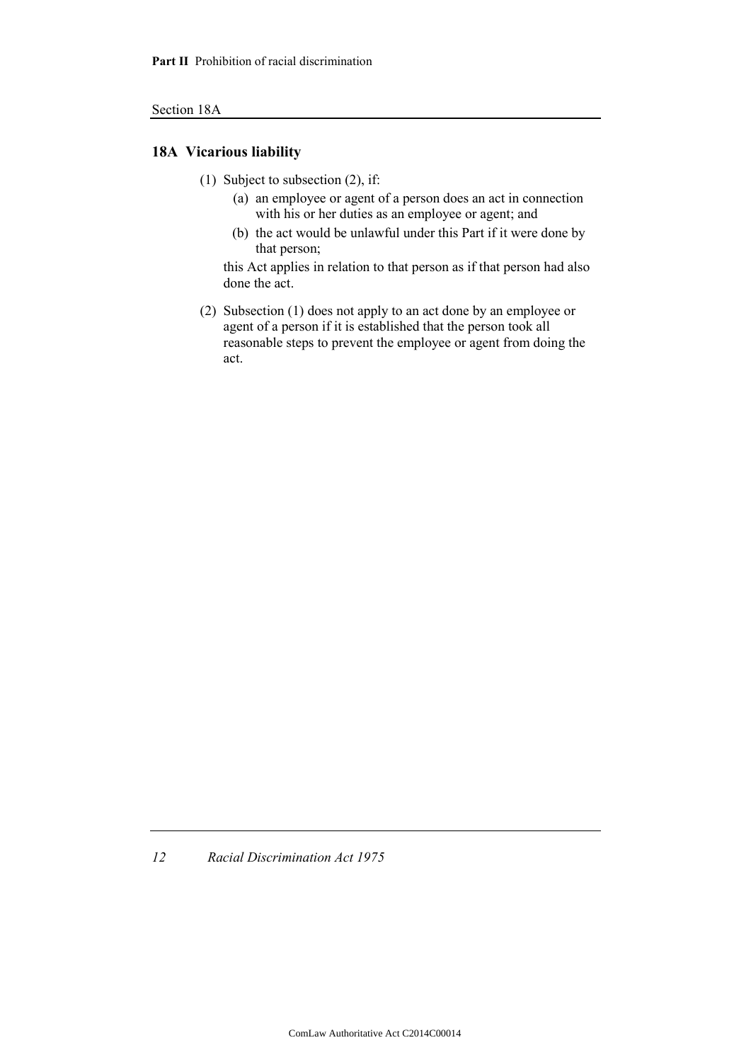## 18A Vicarious liability

(1) Subject to subsection (2), if:

(a) an employee or agent of a person does an act in connection with his or her duties as an employee or agent; and

(b) the act would be unlawful under this Part if it were done by that person;

this Act applies in relation to that person as if that person had also done the act.

(2) Subsection (1) does not apply to an act done by an employee or agent of a person if it is established that the person took all reasonable steps to prevent the employee or agent from doing the act.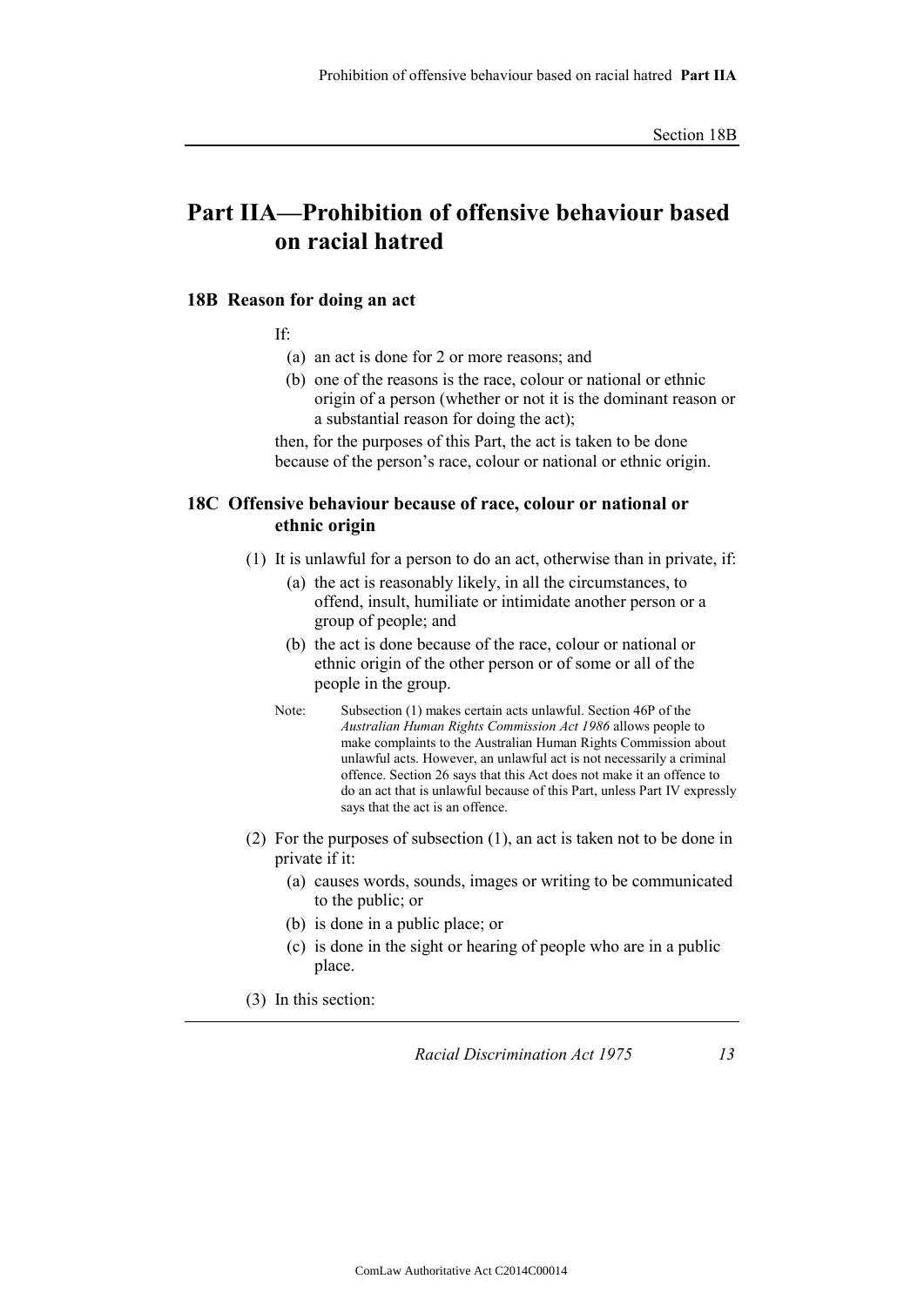# Part IIA—Prohibition of offensive behaviour based on racial hatred

### 18B Reason for doing an act

If:

(a) an act is done for 2 or more reasons; and

(b) one of the reasons is the race, colour or national or ethnic origin of a person (whether or not it is the dominant reason or a substantial reason for doing the act);

then, for the purposes of this Part, the act is taken to be done because of the person's race, colour or national or ethnic origin.

### 18C Offensive behaviour because of race, colour or national or ethnic origin

(1) It is unlawful for a person to do an act, otherwise than in private, if:

(a) the act is reasonably likely, in all the circumstances, to offend, insult, humiliate or intimidate another person or a group of people; and

(b) the act is done because of the race, colour or national or ethnic origin of the other person or of some or all of the people in the group.

Note: Subsection (1) makes certain acts unlawful. Section 46P of the *Australian Human Rights Commission Act 1986* allows people to make complaints to the Australian Human Rights Commission about unlawful acts. However, an unlawful act is not necessarily a criminal offence. Section 26 says that this Act does not make it an offence to do an act that is unlawful because of this Part, unless Part IV expressly says that the act is an offence.

(2) For the purposes of subsection (1), an act is taken not to be done in private if it:

(a) causes words, sounds, images or writing to be communicated to the public; or

(b) is done in a public place; or

(c) is done in the sight or hearing of people who are in a public place.

(3) In this section: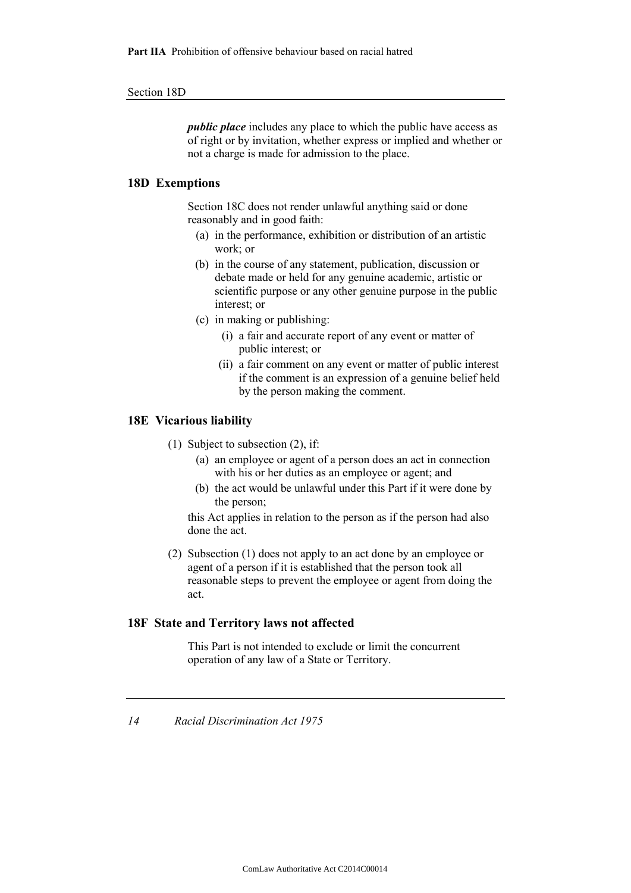***public place*** includes any place to which the public have access as of right or by invitation, whether express or implied and whether or not a charge is made for admission to the place.

## 18D Exemptions

Section 18C does not render unlawful anything said or done reasonably and in good faith:

(a) in the performance, exhibition or distribution of an artistic work; or

(b) in the course of any statement, publication, discussion or debate made or held for any genuine academic, artistic or scientific purpose or any other genuine purpose in the public interest; or

(c) in making or publishing:

(i) a fair and accurate report of any event or matter of public interest; or

(ii) a fair comment on any event or matter of public interest if the comment is an expression of a genuine belief held by the person making the comment.

## 18E Vicarious liability

(1) Subject to subsection (2), if:

(a) an employee or agent of a person does an act in connection with his or her duties as an employee or agent; and

(b) the act would be unlawful under this Part if it were done by the person;

this Act applies in relation to the person as if the person had also done the act.

(2) Subsection (1) does not apply to an act done by an employee or agent of a person if it is established that the person took all reasonable steps to prevent the employee or agent from doing the act.

## 18F State and Territory laws not affected

This Part is not intended to exclude or limit the concurrent operation of any law of a State or Territory.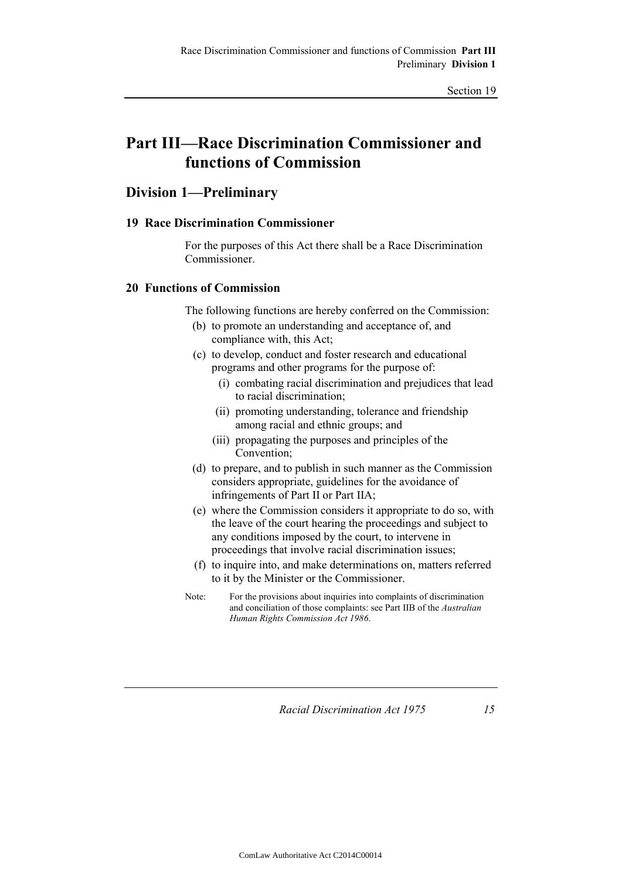# Part III—Race Discrimination Commissioner and functions of Commission

## Division 1—Preliminary

### 19 Race Discrimination Commissioner

For the purposes of this Act there shall be a Race Discrimination Commissioner.

### 20 Functions of Commission

The following functions are hereby conferred on the Commission:

(b) to promote an understanding and acceptance of, and compliance with, this Act;

(c) to develop, conduct and foster research and educational programs and other programs for the purpose of:

- (i) combating racial discrimination and prejudices that lead to racial discrimination;
- (ii) promoting understanding, tolerance and friendship among racial and ethnic groups; and
- (iii) propagating the purposes and principles of the Convention;

(d) to prepare, and to publish in such manner as the Commission considers appropriate, guidelines for the avoidance of infringements of Part II or Part IIA;

(e) where the Commission considers it appropriate to do so, with the leave of the court hearing the proceedings and subject to any conditions imposed by the court, to intervene in proceedings that involve racial discrimination issues;

(f) to inquire into, and make determinations on, matters referred to it by the Minister or the Commissioner.

Note: For the provisions about inquiries into complaints of discrimination and conciliation of those complaints: see Part IIB of the *Australian Human Rights Commission Act 1986*.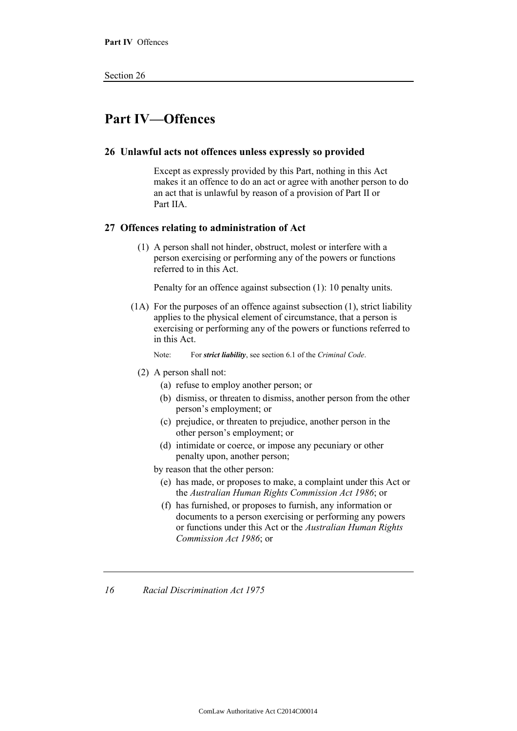# Part IV—Offences

## 26 Unlawful acts not offences unless expressly so provided

Except as expressly provided by this Part, nothing in this Act makes it an offence to do an act or agree with another person to do an act that is unlawful by reason of a provision of Part II or Part IIA.

## 27 Offences relating to administration of Act

(1) A person shall not hinder, obstruct, molest or interfere with a person exercising or performing any of the powers or functions referred to in this Act.

Penalty for an offence against subsection (1): 10 penalty units.

(1A) For the purposes of an offence against subsection (1), strict liability applies to the physical element of circumstance, that a person is exercising or performing any of the powers or functions referred to in this Act.

Note: For ***strict liability***, see section 6.1 of the *Criminal Code*.

(2) A person shall not:

(a) refuse to employ another person; or

(b) dismiss, or threaten to dismiss, another person from the other person's employment; or

(c) prejudice, or threaten to prejudice, another person in the other person's employment; or

(d) intimidate or coerce, or impose any pecuniary or other penalty upon, another person;

by reason that the other person:

(e) has made, or proposes to make, a complaint under this Act or the *Australian Human Rights Commission Act 1986*; or

(f) has furnished, or proposes to furnish, any information or documents to a person exercising or performing any powers or functions under this Act or the *Australian Human Rights Commission Act 1986*; or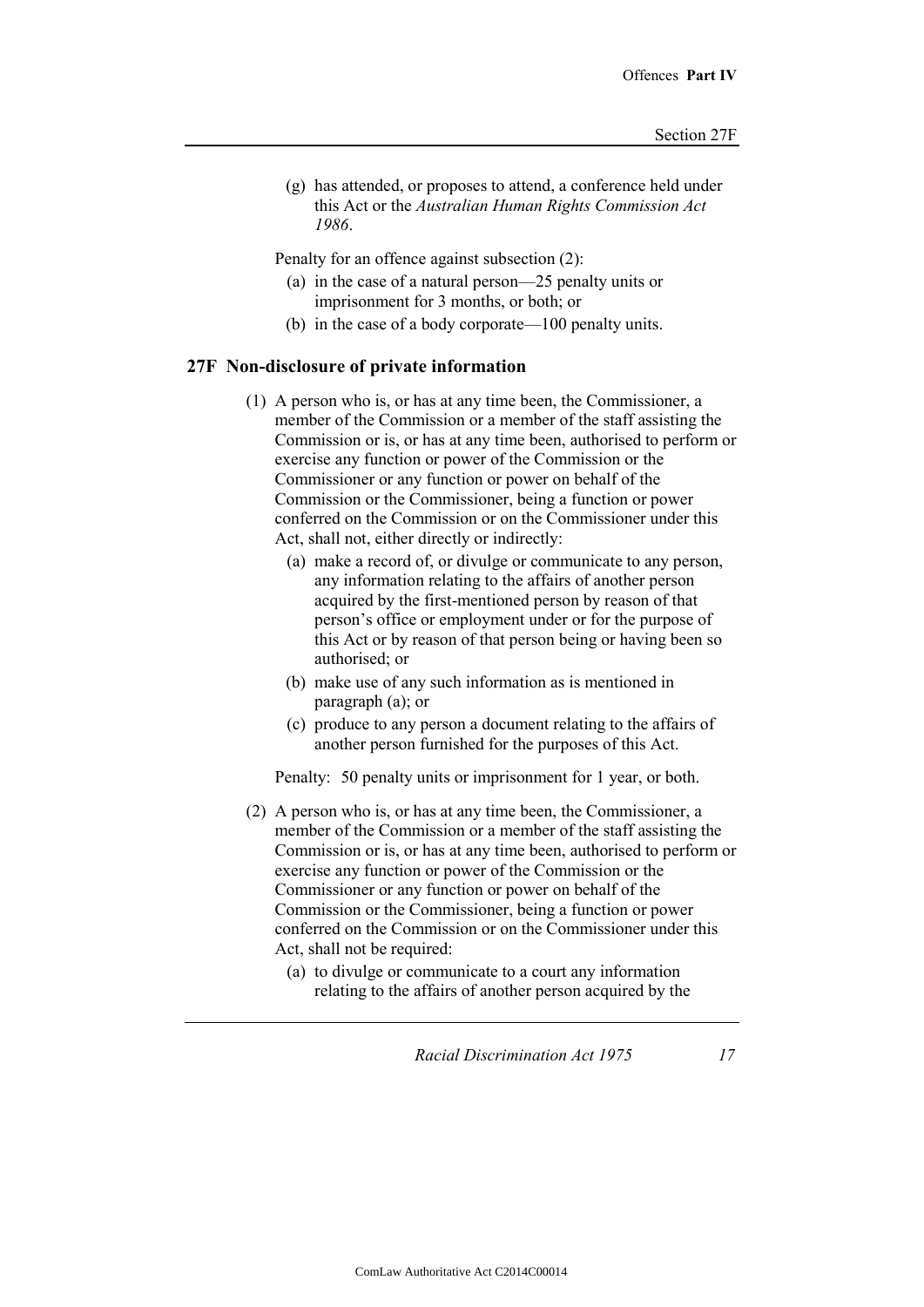(g) has attended, or proposes to attend, a conference held under this Act or the *Australian Human Rights Commission Act 1986*.

Penalty for an offence against subsection (2):

(a) in the case of a natural person—25 penalty units or imprisonment for 3 months, or both; or

(b) in the case of a body corporate—100 penalty units.

### 27F Non-disclosure of private information

(1) A person who is, or has at any time been, the Commissioner, a member of the Commission or a member of the staff assisting the Commission or is, or has at any time been, authorised to perform or exercise any function or power of the Commission or the Commissioner or any function or power on behalf of the Commission or the Commissioner, being a function or power conferred on the Commission or on the Commissioner under this Act, shall not, either directly or indirectly:

(a) make a record of, or divulge or communicate to any person, any information relating to the affairs of another person acquired by the first-mentioned person by reason of that person's office or employment under or for the purpose of this Act or by reason of that person being or having been so authorised; or

(b) make use of any such information as is mentioned in paragraph (a); or

(c) produce to any person a document relating to the affairs of another person furnished for the purposes of this Act.

Penalty: 50 penalty units or imprisonment for 1 year, or both.

(2) A person who is, or has at any time been, the Commissioner, a member of the Commission or a member of the staff assisting the Commission or is, or has at any time been, authorised to perform or exercise any function or power of the Commission or the Commissioner or any function or power on behalf of the Commission or the Commissioner, being a function or power conferred on the Commission or on the Commissioner under this Act, shall not be required:

(a) to divulge or communicate to a court any information relating to the affairs of another person acquired by the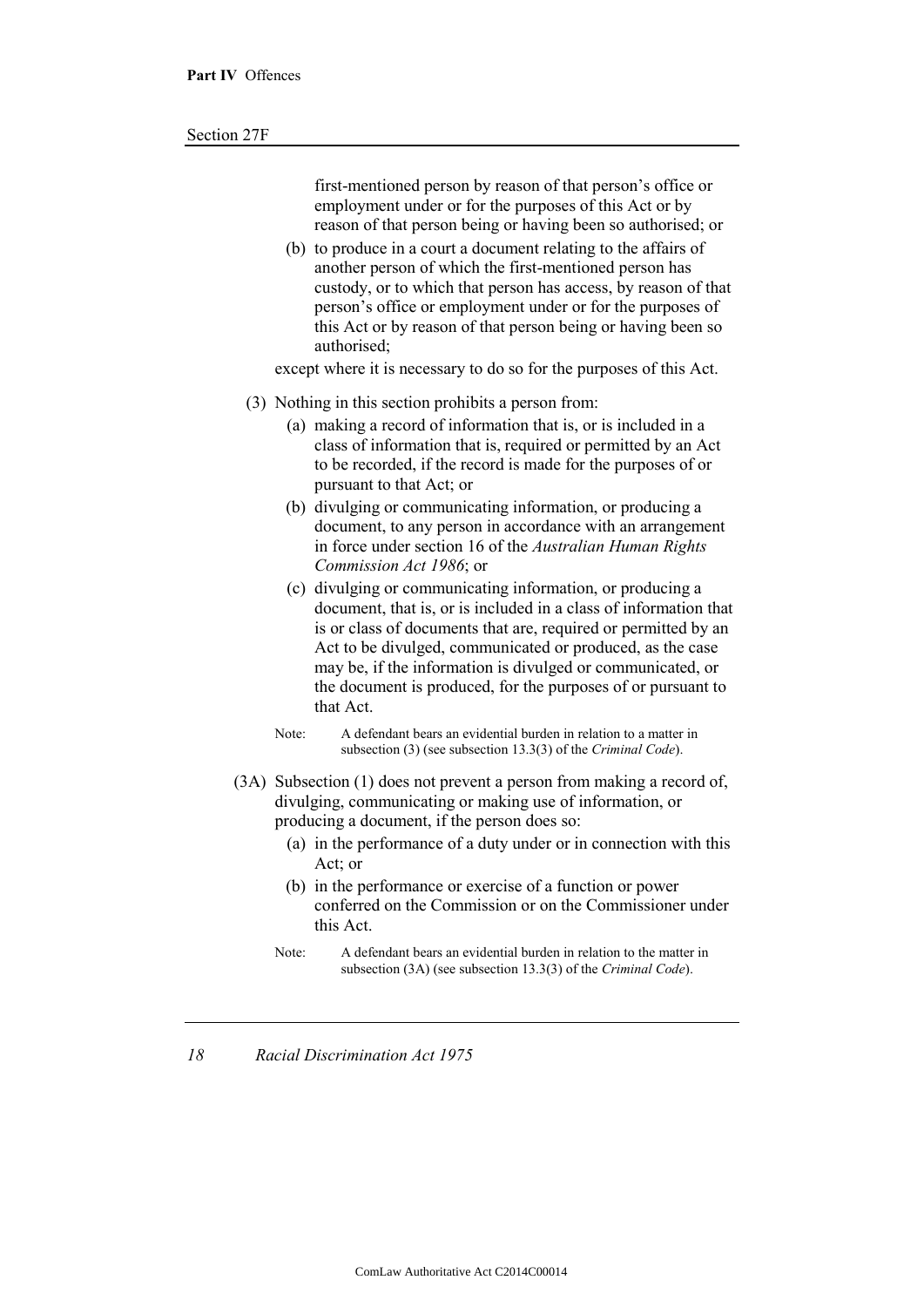first-mentioned person by reason of that person's office or employment under or for the purposes of this Act or by reason of that person being or having been so authorised; or

(b) to produce in a court a document relating to the affairs of another person of which the first-mentioned person has custody, or to which that person has access, by reason of that person's office or employment under or for the purposes of this Act or by reason of that person being or having been so authorised;

except where it is necessary to do so for the purposes of this Act.

(3) Nothing in this section prohibits a person from:

(a) making a record of information that is, or is included in a class of information that is, required or permitted by an Act to be recorded, if the record is made for the purposes of or pursuant to that Act; or

(b) divulging or communicating information, or producing a document, to any person in accordance with an arrangement in force under section 16 of the *Australian Human Rights Commission Act 1986*; or

(c) divulging or communicating information, or producing a document, that is, or is included in a class of information that is or class of documents that are, required or permitted by an Act to be divulged, communicated or produced, as the case may be, if the information is divulged or communicated, or the document is produced, for the purposes of or pursuant to that Act.

Note: A defendant bears an evidential burden in relation to a matter in subsection (3) (see subsection 13.3(3) of the *Criminal Code*).

(3A) Subsection (1) does not prevent a person from making a record of, divulging, communicating or making use of information, or producing a document, if the person does so:

(a) in the performance of a duty under or in connection with this Act; or

(b) in the performance or exercise of a function or power conferred on the Commission or on the Commissioner under this Act.

Note: A defendant bears an evidential burden in relation to the matter in subsection (3A) (see subsection 13.3(3) of the *Criminal Code*).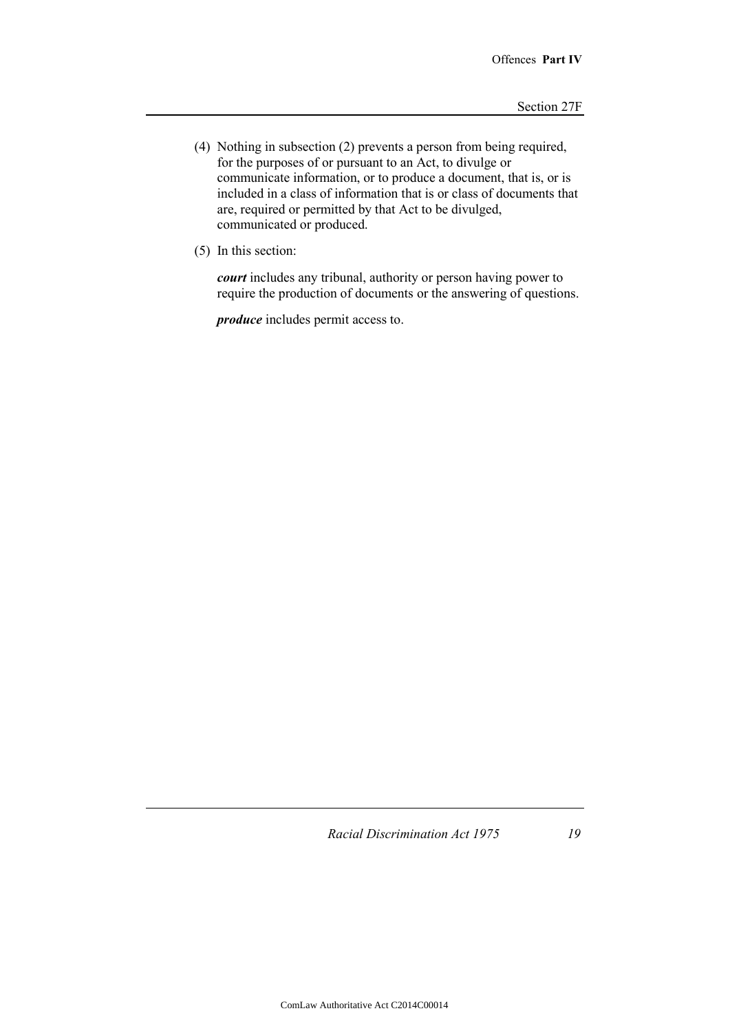(4) Nothing in subsection (2) prevents a person from being required, for the purposes of or pursuant to an Act, to divulge or communicate information, or to produce a document, that is, or is included in a class of information that is or class of documents that are, required or permitted by that Act to be divulged, communicated or produced.

(5) In this section:

***court*** includes any tribunal, authority or person having power to require the production of documents or the answering of questions.

***produce*** includes permit access to.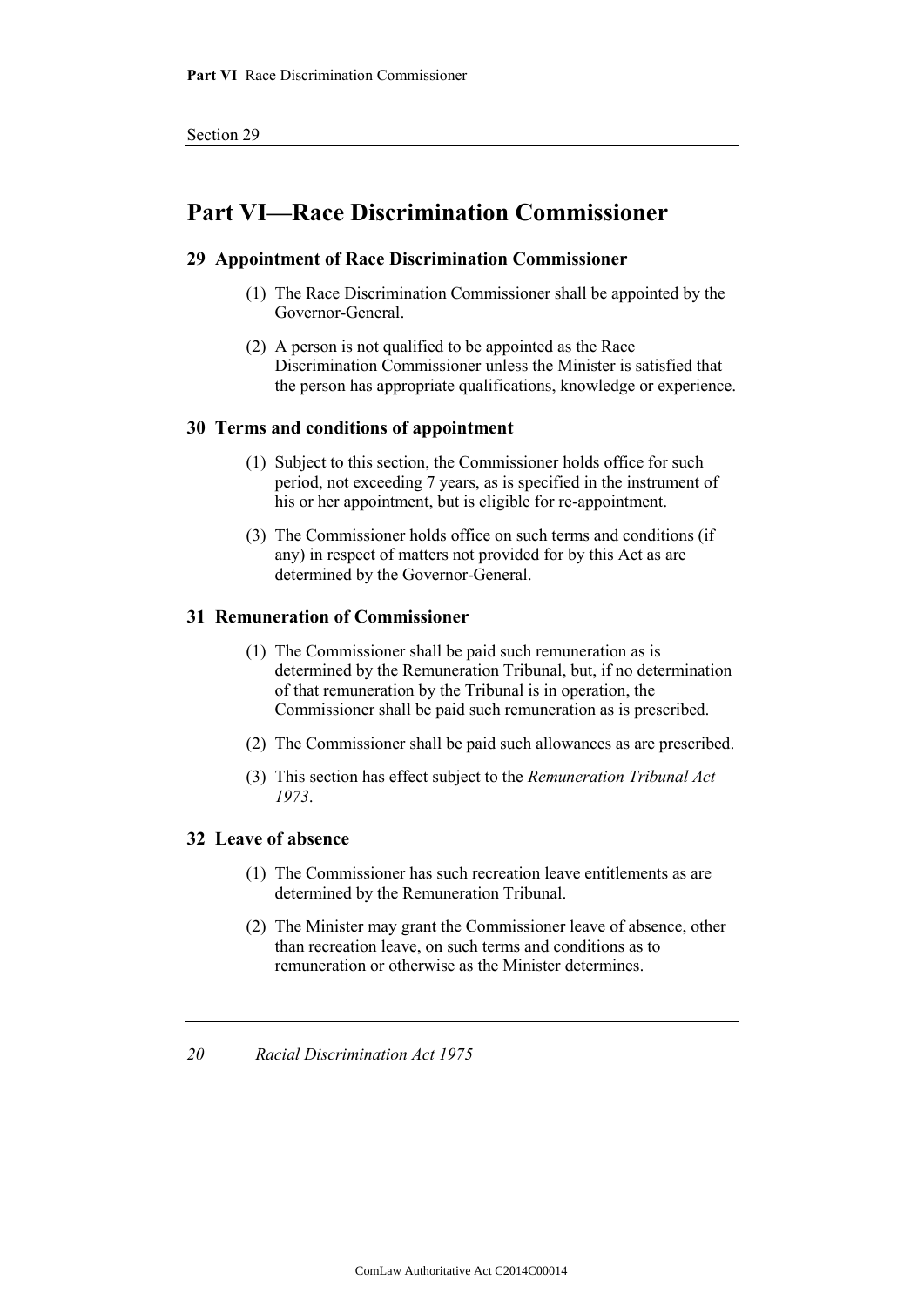# Part VI—Race Discrimination Commissioner

## 29 Appointment of Race Discrimination Commissioner

(1) The Race Discrimination Commissioner shall be appointed by the Governor-General.

(2) A person is not qualified to be appointed as the Race Discrimination Commissioner unless the Minister is satisfied that the person has appropriate qualifications, knowledge or experience.

## 30 Terms and conditions of appointment

(1) Subject to this section, the Commissioner holds office for such period, not exceeding 7 years, as is specified in the instrument of his or her appointment, but is eligible for re-appointment.

(3) The Commissioner holds office on such terms and conditions (if any) in respect of matters not provided for by this Act as are determined by the Governor-General.

## 31 Remuneration of Commissioner

(1) The Commissioner shall be paid such remuneration as is determined by the Remuneration Tribunal, but, if no determination of that remuneration by the Tribunal is in operation, the Commissioner shall be paid such remuneration as is prescribed.

(2) The Commissioner shall be paid such allowances as are prescribed.

(3) This section has effect subject to the *Remuneration Tribunal Act 1973*.

## 32 Leave of absence

(1) The Commissioner has such recreation leave entitlements as are determined by the Remuneration Tribunal.

(2) The Minister may grant the Commissioner leave of absence, other than recreation leave, on such terms and conditions as to remuneration or otherwise as the Minister determines.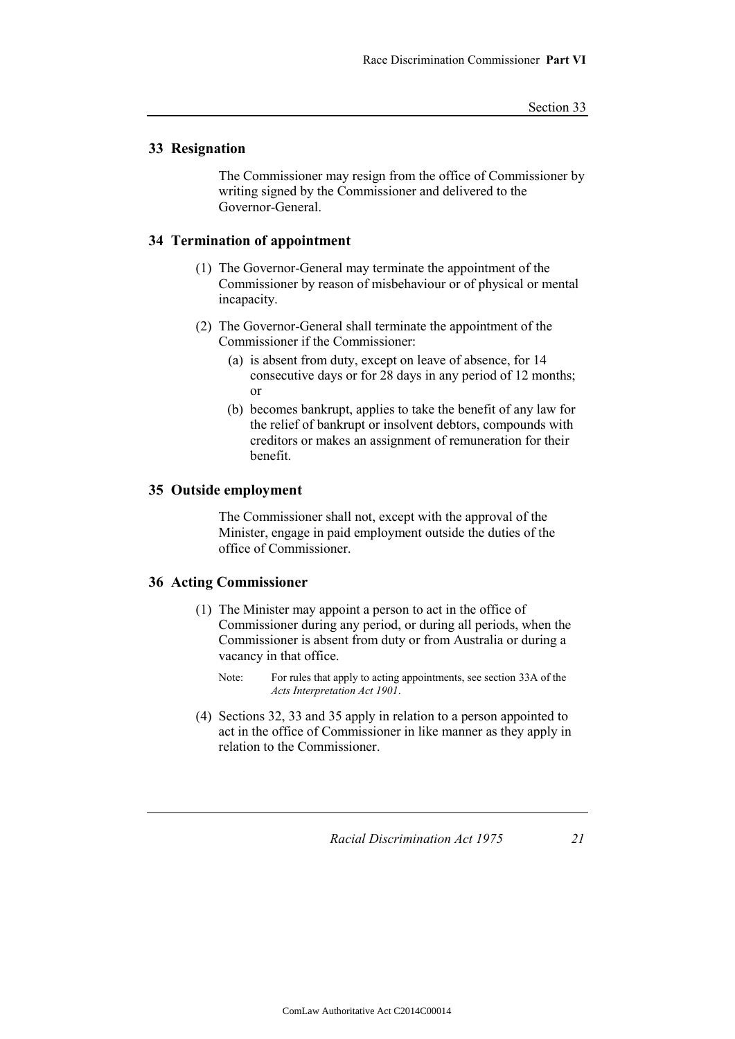## 33 Resignation

The Commissioner may resign from the office of Commissioner by writing signed by the Commissioner and delivered to the Governor-General.

## 34 Termination of appointment

(1) The Governor-General may terminate the appointment of the Commissioner by reason of misbehaviour or of physical or mental incapacity.

(2) The Governor-General shall terminate the appointment of the Commissioner if the Commissioner:

(a) is absent from duty, except on leave of absence, for 14 consecutive days or for 28 days in any period of 12 months; or

(b) becomes bankrupt, applies to take the benefit of any law for the relief of bankrupt or insolvent debtors, compounds with creditors or makes an assignment of remuneration for their benefit.

## 35 Outside employment

The Commissioner shall not, except with the approval of the Minister, engage in paid employment outside the duties of the office of Commissioner.

## 36 Acting Commissioner

(1) The Minister may appoint a person to act in the office of Commissioner during any period, or during all periods, when the Commissioner is absent from duty or from Australia or during a vacancy in that office.

Note: For rules that apply to acting appointments, see section 33A of the *Acts Interpretation Act 1901*.

(4) Sections 32, 33 and 35 apply in relation to a person appointed to act in the office of Commissioner in like manner as they apply in relation to the Commissioner.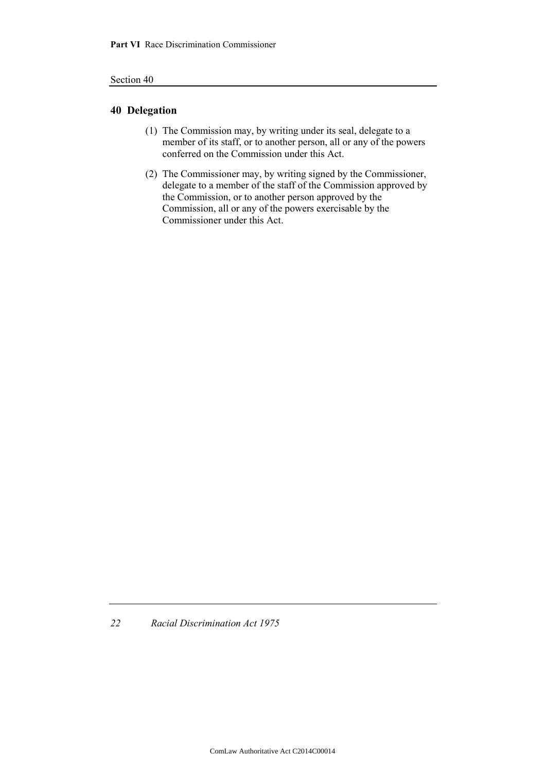## 40 Delegation

(1) The Commission may, by writing under its seal, delegate to a member of its staff, or to another person, all or any of the powers conferred on the Commission under this Act.

(2) The Commissioner may, by writing signed by the Commissioner, delegate to a member of the staff of the Commission approved by the Commission, or to another person approved by the Commission, all or any of the powers exercisable by the Commissioner under this Act.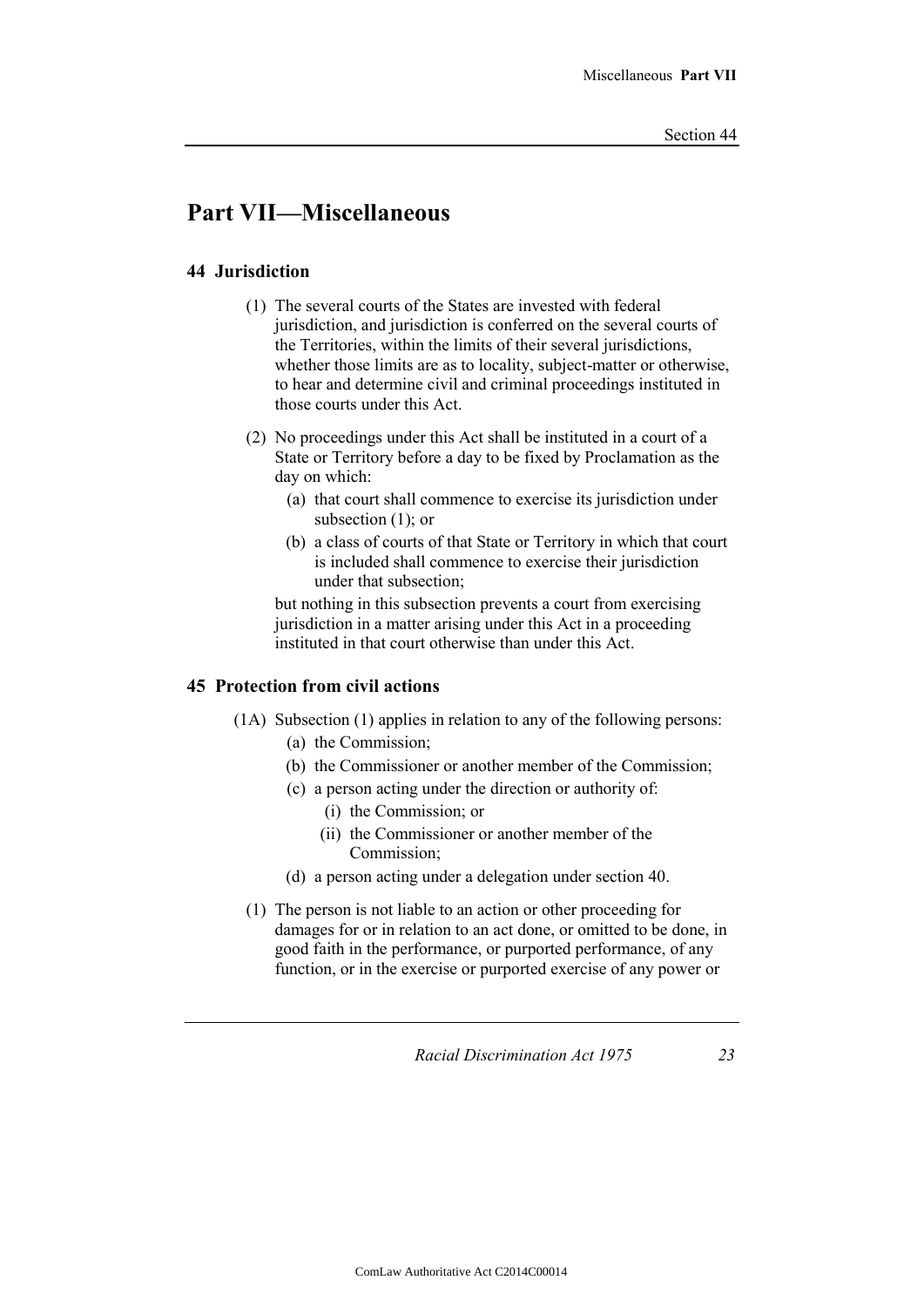## Part VII—Miscellaneous

### 44 Jurisdiction

(1) The several courts of the States are invested with federal jurisdiction, and jurisdiction is conferred on the several courts of the Territories, within the limits of their several jurisdictions, whether those limits are as to locality, subject-matter or otherwise, to hear and determine civil and criminal proceedings instituted in those courts under this Act.

(2) No proceedings under this Act shall be instituted in a court of a State or Territory before a day to be fixed by Proclamation as the day on which:

- (a) that court shall commence to exercise its jurisdiction under subsection (1); or
- (b) a class of courts of that State or Territory in which that court is included shall commence to exercise their jurisdiction under that subsection;

but nothing in this subsection prevents a court from exercising jurisdiction in a matter arising under this Act in a proceeding instituted in that court otherwise than under this Act.

### 45 Protection from civil actions

(1A) Subsection (1) applies in relation to any of the following persons:

- (a) the Commission;
- (b) the Commissioner or another member of the Commission;
- (c) a person acting under the direction or authority of:
  - (i) the Commission; or
  - (ii) the Commissioner or another member of the Commission;
- (d) a person acting under a delegation under section 40.

(1) The person is not liable to an action or other proceeding for damages for or in relation to an act done, or omitted to be done, in good faith in the performance, or purported performance, of any function, or in the exercise or purported exercise of any power or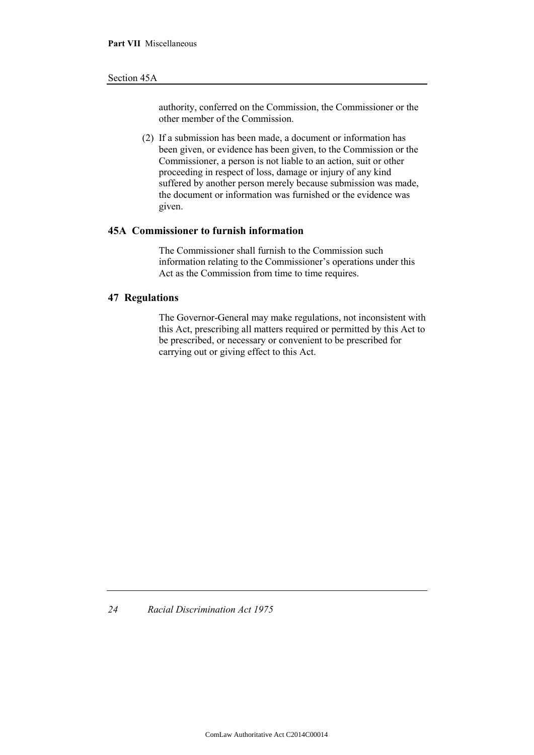authority, conferred on the Commission, the Commissioner or the other member of the Commission.

(2) If a submission has been made, a document or information has been given, or evidence has been given, to the Commission or the Commissioner, a person is not liable to an action, suit or other proceeding in respect of loss, damage or injury of any kind suffered by another person merely because submission was made, the document or information was furnished or the evidence was given.

### 45A Commissioner to furnish information

The Commissioner shall furnish to the Commission such information relating to the Commissioner's operations under this Act as the Commission from time to time requires.

### 47 Regulations

The Governor-General may make regulations, not inconsistent with this Act, prescribing all matters required or permitted by this Act to be prescribed, or necessary or convenient to be prescribed for carrying out or giving effect to this Act.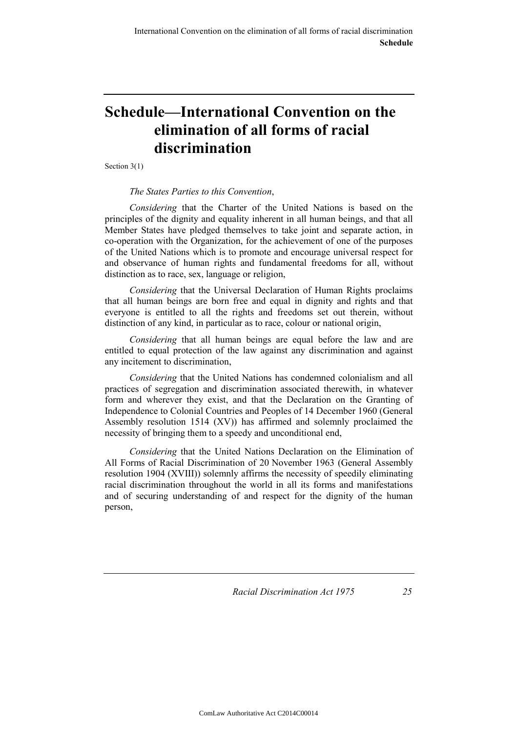# Schedule—International Convention on the elimination of all forms of racial discrimination

Section 3(1)

*The States Parties to this Convention*,

*Considering* that the Charter of the United Nations is based on the principles of the dignity and equality inherent in all human beings, and that all Member States have pledged themselves to take joint and separate action, in co-operation with the Organization, for the achievement of one of the purposes of the United Nations which is to promote and encourage universal respect for and observance of human rights and fundamental freedoms for all, without distinction as to race, sex, language or religion,

*Considering* that the Universal Declaration of Human Rights proclaims that all human beings are born free and equal in dignity and rights and that everyone is entitled to all the rights and freedoms set out therein, without distinction of any kind, in particular as to race, colour or national origin,

*Considering* that all human beings are equal before the law and are entitled to equal protection of the law against any discrimination and against any incitement to discrimination,

*Considering* that the United Nations has condemned colonialism and all practices of segregation and discrimination associated therewith, in whatever form and wherever they exist, and that the Declaration on the Granting of Independence to Colonial Countries and Peoples of 14 December 1960 (General Assembly resolution 1514 (XV)) has affirmed and solemnly proclaimed the necessity of bringing them to a speedy and unconditional end,

*Considering* that the United Nations Declaration on the Elimination of All Forms of Racial Discrimination of 20 November 1963 (General Assembly resolution 1904 (XVIII)) solemnly affirms the necessity of speedily eliminating racial discrimination throughout the world in all its forms and manifestations and of securing understanding of and respect for the dignity of the human person,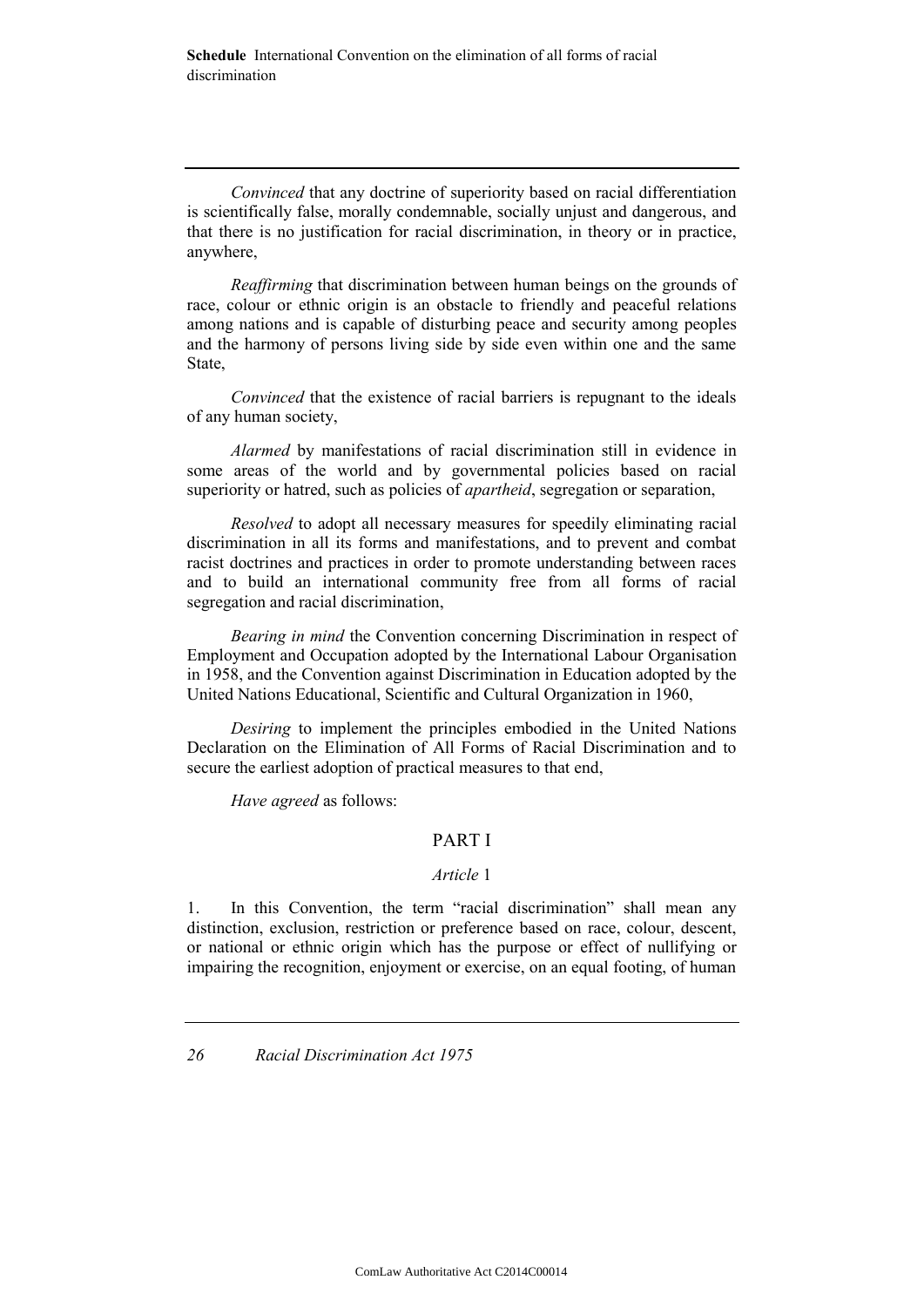*Convinced* that any doctrine of superiority based on racial differentiation is scientifically false, morally condemnable, socially unjust and dangerous, and that there is no justification for racial discrimination, in theory or in practice, anywhere,

*Reaffirming* that discrimination between human beings on the grounds of race, colour or ethnic origin is an obstacle to friendly and peaceful relations among nations and is capable of disturbing peace and security among peoples and the harmony of persons living side by side even within one and the same State,

*Convinced* that the existence of racial barriers is repugnant to the ideals of any human society,

*Alarmed* by manifestations of racial discrimination still in evidence in some areas of the world and by governmental policies based on racial superiority or hatred, such as policies of *apartheid*, segregation or separation,

*Resolved* to adopt all necessary measures for speedily eliminating racial discrimination in all its forms and manifestations, and to prevent and combat racist doctrines and practices in order to promote understanding between races and to build an international community free from all forms of racial segregation and racial discrimination,

*Bearing in mind* the Convention concerning Discrimination in respect of Employment and Occupation adopted by the International Labour Organisation in 1958, and the Convention against Discrimination in Education adopted by the United Nations Educational, Scientific and Cultural Organization in 1960,

*Desiring* to implement the principles embodied in the United Nations Declaration on the Elimination of All Forms of Racial Discrimination and to secure the earliest adoption of practical measures to that end,

*Have agreed* as follows:

## PART I

### *Article* 1

1. In this Convention, the term "racial discrimination" shall mean any distinction, exclusion, restriction or preference based on race, colour, descent, or national or ethnic origin which has the purpose or effect of nullifying or impairing the recognition, enjoyment or exercise, on an equal footing, of human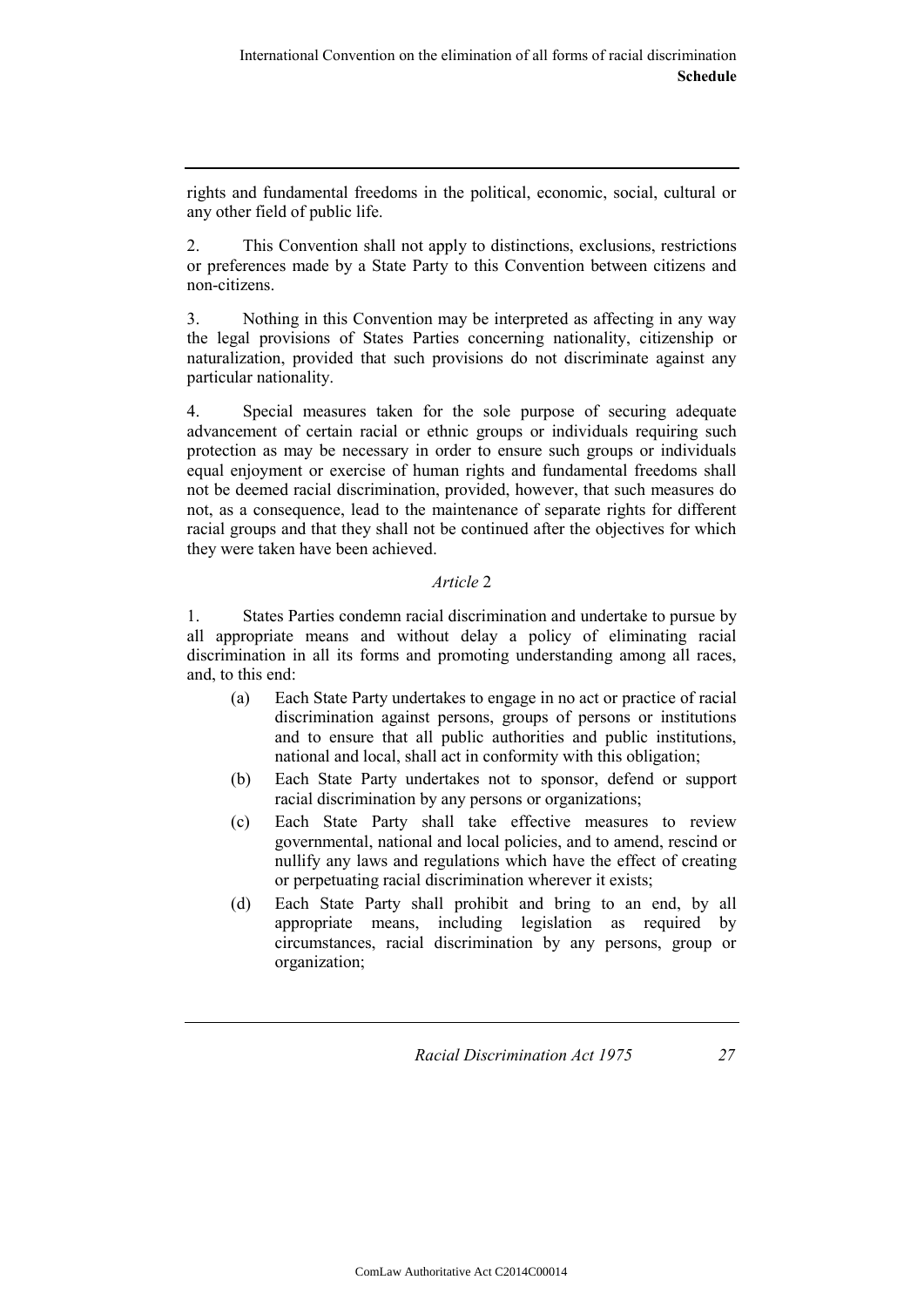rights and fundamental freedoms in the political, economic, social, cultural or any other field of public life.

2. This Convention shall not apply to distinctions, exclusions, restrictions or preferences made by a State Party to this Convention between citizens and non-citizens.

3. Nothing in this Convention may be interpreted as affecting in any way the legal provisions of States Parties concerning nationality, citizenship or naturalization, provided that such provisions do not discriminate against any particular nationality.

4. Special measures taken for the sole purpose of securing adequate advancement of certain racial or ethnic groups or individuals requiring such protection as may be necessary in order to ensure such groups or individuals equal enjoyment or exercise of human rights and fundamental freedoms shall not be deemed racial discrimination, provided, however, that such measures do not, as a consequence, lead to the maintenance of separate rights for different racial groups and that they shall not be continued after the objectives for which they were taken have been achieved.

*Article* 2

1. States Parties condemn racial discrimination and undertake to pursue by all appropriate means and without delay a policy of eliminating racial discrimination in all its forms and promoting understanding among all races, and, to this end:

(a) Each State Party undertakes to engage in no act or practice of racial discrimination against persons, groups of persons or institutions and to ensure that all public authorities and public institutions, national and local, shall act in conformity with this obligation;

(b) Each State Party undertakes not to sponsor, defend or support racial discrimination by any persons or organizations;

(c) Each State Party shall take effective measures to review governmental, national and local policies, and to amend, rescind or nullify any laws and regulations which have the effect of creating or perpetuating racial discrimination wherever it exists;

(d) Each State Party shall prohibit and bring to an end, by all appropriate means, including legislation as required by circumstances, racial discrimination by any persons, group or organization;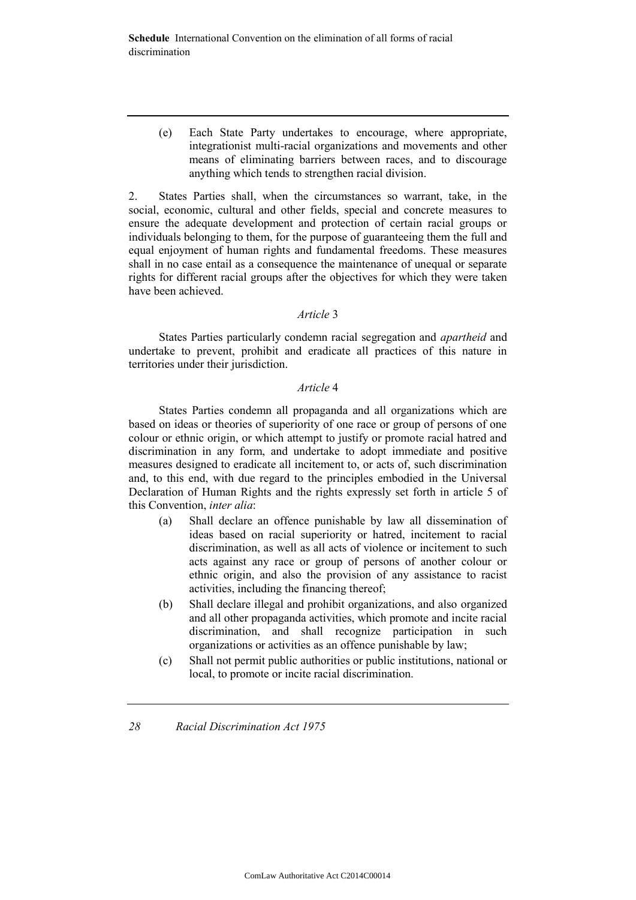(e) Each State Party undertakes to encourage, where appropriate, integrationist multi-racial organizations and movements and other means of eliminating barriers between races, and to discourage anything which tends to strengthen racial division.

2. States Parties shall, when the circumstances so warrant, take, in the social, economic, cultural and other fields, special and concrete measures to ensure the adequate development and protection of certain racial groups or individuals belonging to them, for the purpose of guaranteeing them the full and equal enjoyment of human rights and fundamental freedoms. These measures shall in no case entail as a consequence the maintenance of unequal or separate rights for different racial groups after the objectives for which they were taken have been achieved.

### *Article* 3

States Parties particularly condemn racial segregation and *apartheid* and undertake to prevent, prohibit and eradicate all practices of this nature in territories under their jurisdiction.

### *Article* 4

States Parties condemn all propaganda and all organizations which are based on ideas or theories of superiority of one race or group of persons of one colour or ethnic origin, or which attempt to justify or promote racial hatred and discrimination in any form, and undertake to adopt immediate and positive measures designed to eradicate all incitement to, or acts of, such discrimination and, to this end, with due regard to the principles embodied in the Universal Declaration of Human Rights and the rights expressly set forth in article 5 of this Convention, *inter alia*:

(a) Shall declare an offence punishable by law all dissemination of ideas based on racial superiority or hatred, incitement to racial discrimination, as well as all acts of violence or incitement to such acts against any race or group of persons of another colour or ethnic origin, and also the provision of any assistance to racist activities, including the financing thereof;

(b) Shall declare illegal and prohibit organizations, and also organized and all other propaganda activities, which promote and incite racial discrimination, and shall recognize participation in such organizations or activities as an offence punishable by law;

(c) Shall not permit public authorities or public institutions, national or local, to promote or incite racial discrimination.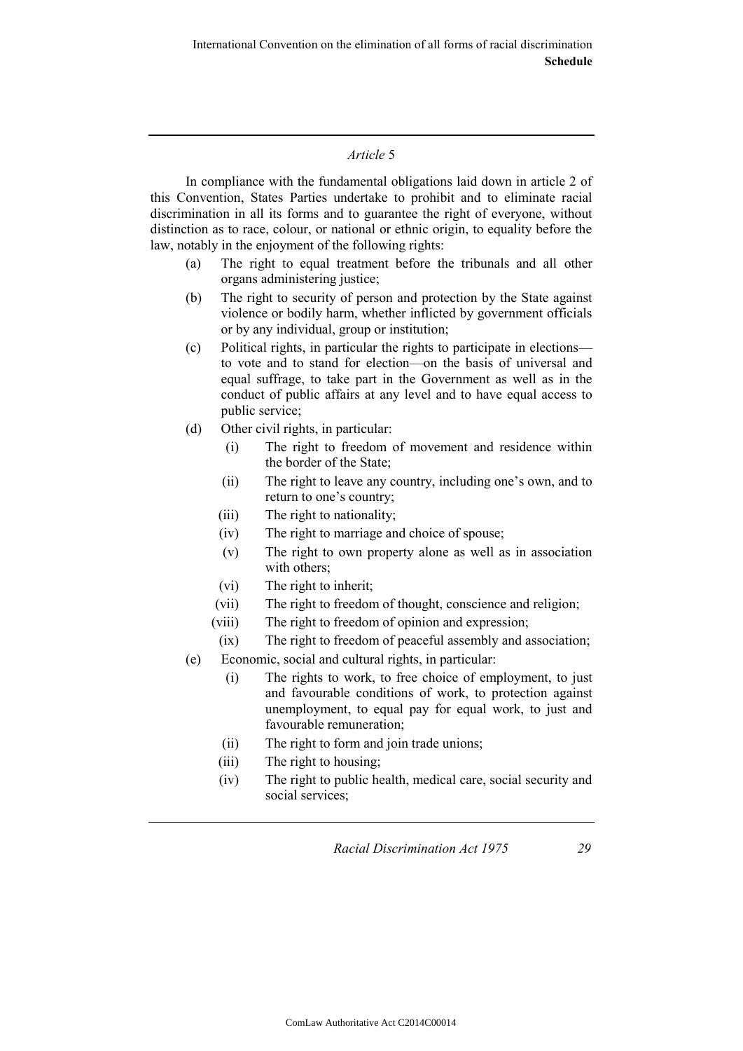### *Article* 5

In compliance with the fundamental obligations laid down in article 2 of this Convention, States Parties undertake to prohibit and to eliminate racial discrimination in all its forms and to guarantee the right of everyone, without distinction as to race, colour, or national or ethnic origin, to equality before the law, notably in the enjoyment of the following rights:

(a) The right to equal treatment before the tribunals and all other organs administering justice;

(b) The right to security of person and protection by the State against violence or bodily harm, whether inflicted by government officials or by any individual, group or institution;

(c) Political rights, in particular the rights to participate in elections—to vote and to stand for election—on the basis of universal and equal suffrage, to take part in the Government as well as in the conduct of public affairs at any level and to have equal access to public service;

(d) Other civil rights, in particular:

(i) The right to freedom of movement and residence within the border of the State;

(ii) The right to leave any country, including one's own, and to return to one's country;

(iii) The right to nationality;

(iv) The right to marriage and choice of spouse;

(v) The right to own property alone as well as in association with others;

(vi) The right to inherit;

(vii) The right to freedom of thought, conscience and religion;

(viii) The right to freedom of opinion and expression;

(ix) The right to freedom of peaceful assembly and association;

(e) Economic, social and cultural rights, in particular:

(i) The rights to work, to free choice of employment, to just and favourable conditions of work, to protection against unemployment, to equal pay for equal work, to just and favourable remuneration;

(ii) The right to form and join trade unions;

(iii) The right to housing;

(iv) The right to public health, medical care, social security and social services;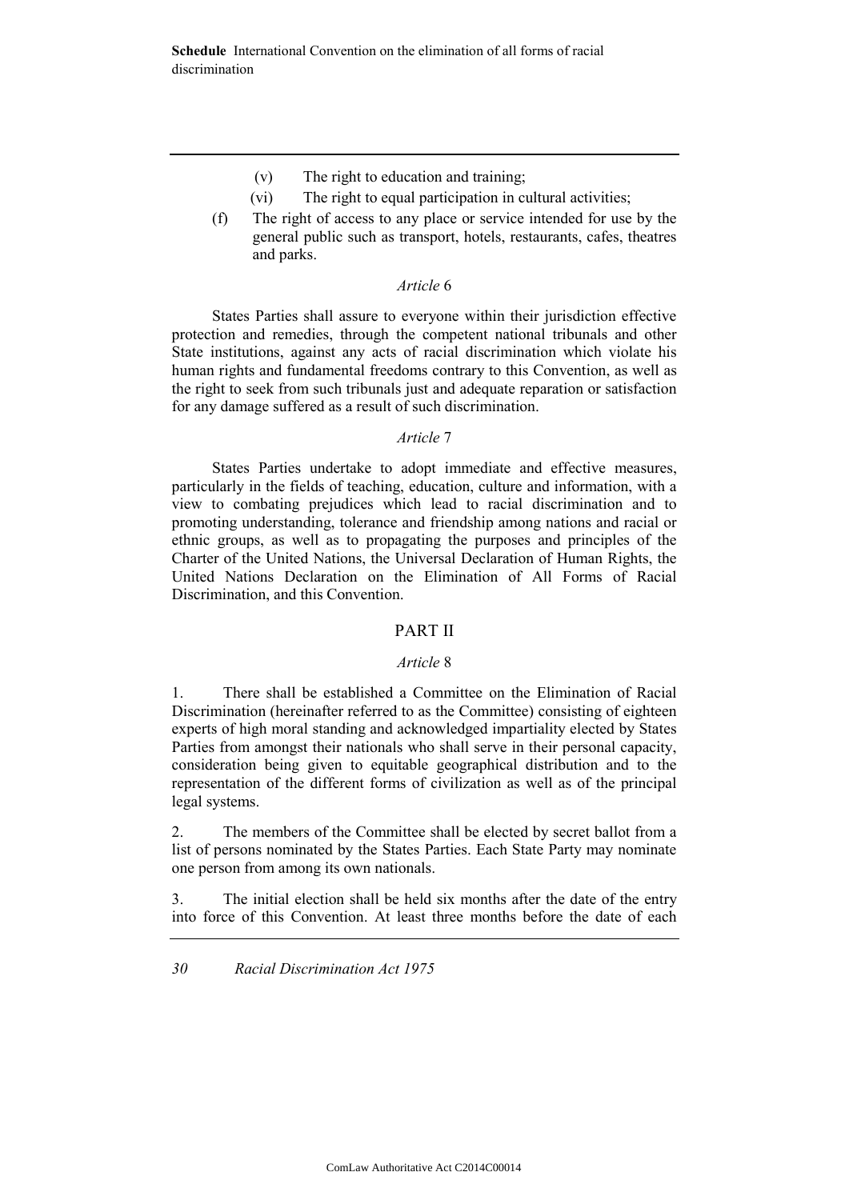(v) The right to education and training;

(vi) The right to equal participation in cultural activities;

(f) The right of access to any place or service intended for use by the general public such as transport, hotels, restaurants, cafes, theatres and parks.

*Article* 6

States Parties shall assure to everyone within their jurisdiction effective protection and remedies, through the competent national tribunals and other State institutions, against any acts of racial discrimination which violate his human rights and fundamental freedoms contrary to this Convention, as well as the right to seek from such tribunals just and adequate reparation or satisfaction for any damage suffered as a result of such discrimination.

*Article* 7

States Parties undertake to adopt immediate and effective measures, particularly in the fields of teaching, education, culture and information, with a view to combating prejudices which lead to racial discrimination and to promoting understanding, tolerance and friendship among nations and racial or ethnic groups, as well as to propagating the purposes and principles of the Charter of the United Nations, the Universal Declaration of Human Rights, the United Nations Declaration on the Elimination of All Forms of Racial Discrimination, and this Convention.

## PART II

*Article* 8

1. There shall be established a Committee on the Elimination of Racial Discrimination (hereinafter referred to as the Committee) consisting of eighteen experts of high moral standing and acknowledged impartiality elected by States Parties from amongst their nationals who shall serve in their personal capacity, consideration being given to equitable geographical distribution and to the representation of the different forms of civilization as well as of the principal legal systems.

2. The members of the Committee shall be elected by secret ballot from a list of persons nominated by the States Parties. Each State Party may nominate one person from among its own nationals.

3. The initial election shall be held six months after the date of the entry into force of this Convention. At least three months before the date of each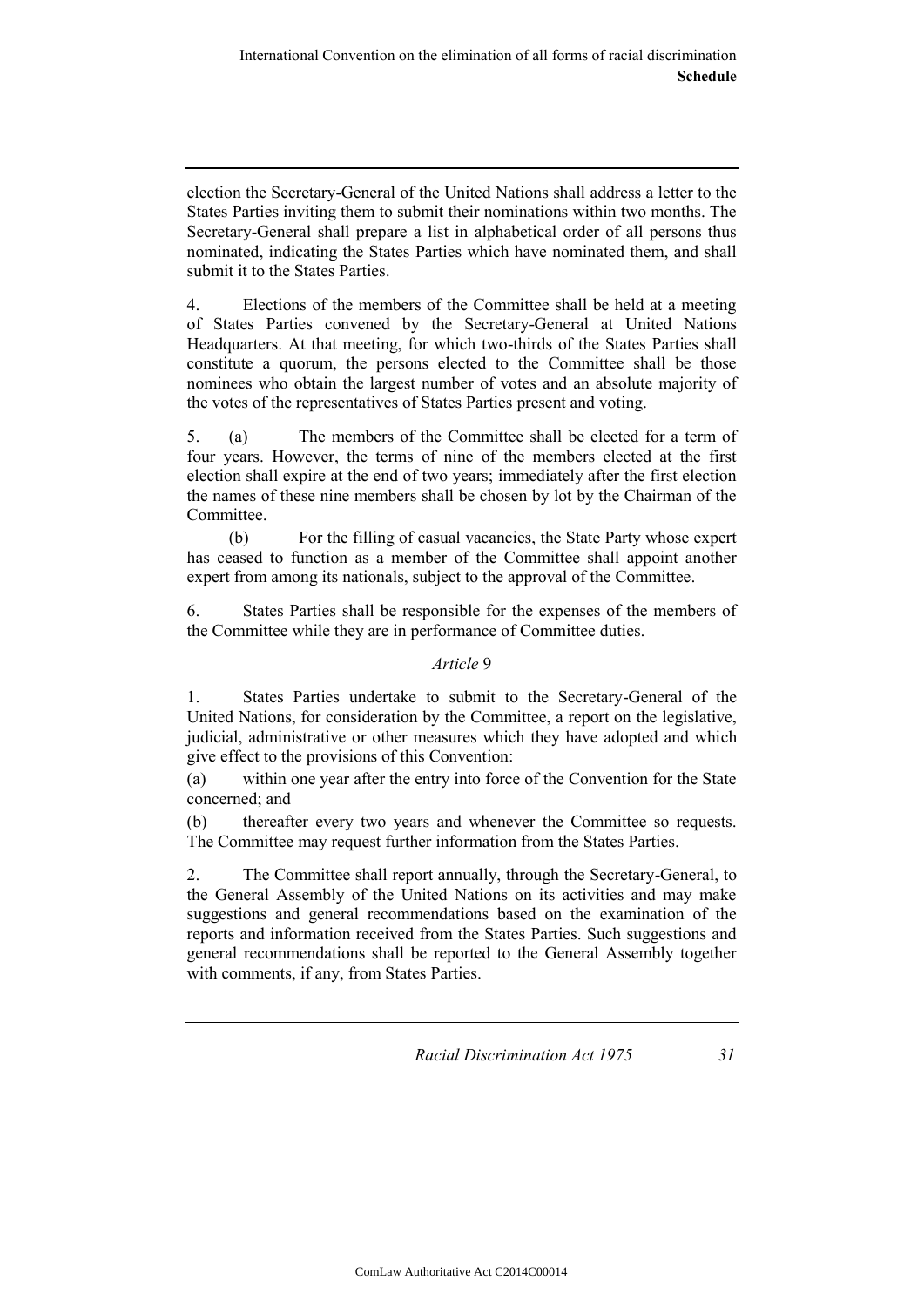election the Secretary-General of the United Nations shall address a letter to the States Parties inviting them to submit their nominations within two months. The Secretary-General shall prepare a list in alphabetical order of all persons thus nominated, indicating the States Parties which have nominated them, and shall submit it to the States Parties.

4. Elections of the members of the Committee shall be held at a meeting of States Parties convened by the Secretary-General at United Nations Headquarters. At that meeting, for which two-thirds of the States Parties shall constitute a quorum, the persons elected to the Committee shall be those nominees who obtain the largest number of votes and an absolute majority of the votes of the representatives of States Parties present and voting.

5. (a) The members of the Committee shall be elected for a term of four years. However, the terms of nine of the members elected at the first election shall expire at the end of two years; immediately after the first election the names of these nine members shall be chosen by lot by the Chairman of the Committee.

(b) For the filling of casual vacancies, the State Party whose expert has ceased to function as a member of the Committee shall appoint another expert from among its nationals, subject to the approval of the Committee.

6. States Parties shall be responsible for the expenses of the members of the Committee while they are in performance of Committee duties.

*Article* 9

1. States Parties undertake to submit to the Secretary-General of the United Nations, for consideration by the Committee, a report on the legislative, judicial, administrative or other measures which they have adopted and which give effect to the provisions of this Convention:

(a) within one year after the entry into force of the Convention for the State concerned; and

(b) thereafter every two years and whenever the Committee so requests. The Committee may request further information from the States Parties.

2. The Committee shall report annually, through the Secretary-General, to the General Assembly of the United Nations on its activities and may make suggestions and general recommendations based on the examination of the reports and information received from the States Parties. Such suggestions and general recommendations shall be reported to the General Assembly together with comments, if any, from States Parties.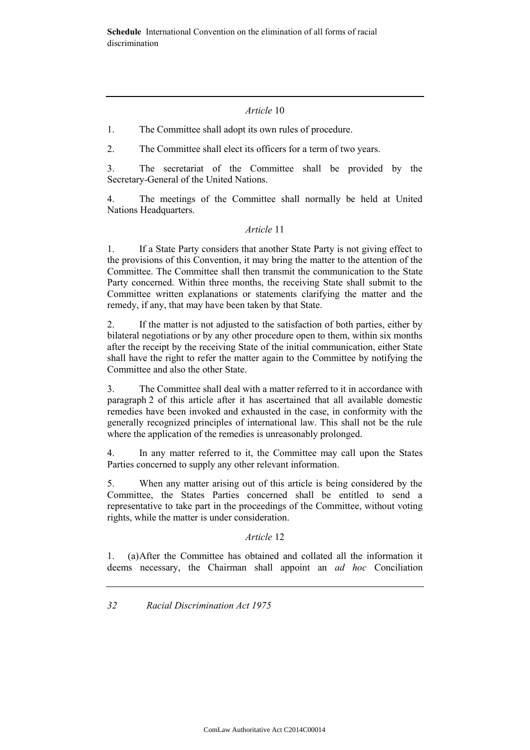*Article* 10

1. The Committee shall adopt its own rules of procedure.

2. The Committee shall elect its officers for a term of two years.

3. The secretariat of the Committee shall be provided by the Secretary-General of the United Nations.

4. The meetings of the Committee shall normally be held at United Nations Headquarters.

*Article* 11

1. If a State Party considers that another State Party is not giving effect to the provisions of this Convention, it may bring the matter to the attention of the Committee. The Committee shall then transmit the communication to the State Party concerned. Within three months, the receiving State shall submit to the Committee written explanations or statements clarifying the matter and the remedy, if any, that may have been taken by that State.

2. If the matter is not adjusted to the satisfaction of both parties, either by bilateral negotiations or by any other procedure open to them, within six months after the receipt by the receiving State of the initial communication, either State shall have the right to refer the matter again to the Committee by notifying the Committee and also the other State.

3. The Committee shall deal with a matter referred to it in accordance with paragraph 2 of this article after it has ascertained that all available domestic remedies have been invoked and exhausted in the case, in conformity with the generally recognized principles of international law. This shall not be the rule where the application of the remedies is unreasonably prolonged.

4. In any matter referred to it, the Committee may call upon the States Parties concerned to supply any other relevant information.

5. When any matter arising out of this article is being considered by the Committee, the States Parties concerned shall be entitled to send a representative to take part in the proceedings of the Committee, without voting rights, while the matter is under consideration.

*Article* 12

1. (a) After the Committee has obtained and collated all the information it deems necessary, the Chairman shall appoint an *ad hoc* Conciliation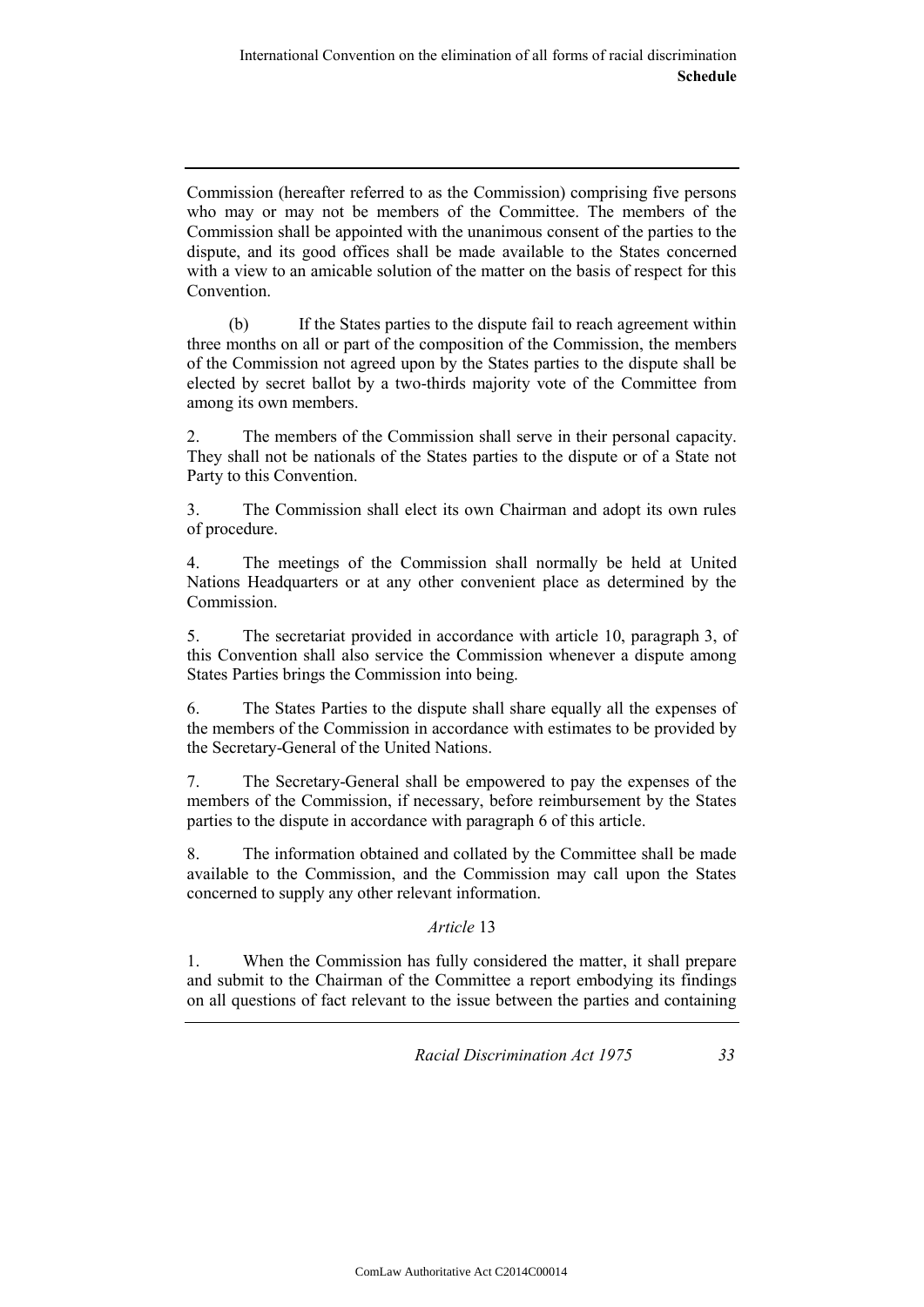Commission (hereafter referred to as the Commission) comprising five persons who may or may not be members of the Committee. The members of the Commission shall be appointed with the unanimous consent of the parties to the dispute, and its good offices shall be made available to the States concerned with a view to an amicable solution of the matter on the basis of respect for this Convention.

(b) If the States parties to the dispute fail to reach agreement within three months on all or part of the composition of the Commission, the members of the Commission not agreed upon by the States parties to the dispute shall be elected by secret ballot by a two-thirds majority vote of the Committee from among its own members.

2. The members of the Commission shall serve in their personal capacity. They shall not be nationals of the States parties to the dispute or of a State not Party to this Convention.

3. The Commission shall elect its own Chairman and adopt its own rules of procedure.

4. The meetings of the Commission shall normally be held at United Nations Headquarters or at any other convenient place as determined by the Commission.

5. The secretariat provided in accordance with article 10, paragraph 3, of this Convention shall also service the Commission whenever a dispute among States Parties brings the Commission into being.

6. The States Parties to the dispute shall share equally all the expenses of the members of the Commission in accordance with estimates to be provided by the Secretary-General of the United Nations.

7. The Secretary-General shall be empowered to pay the expenses of the members of the Commission, if necessary, before reimbursement by the States parties to the dispute in accordance with paragraph 6 of this article.

8. The information obtained and collated by the Committee shall be made available to the Commission, and the Commission may call upon the States concerned to supply any other relevant information.

*Article* 13

1. When the Commission has fully considered the matter, it shall prepare and submit to the Chairman of the Committee a report embodying its findings on all questions of fact relevant to the issue between the parties and containing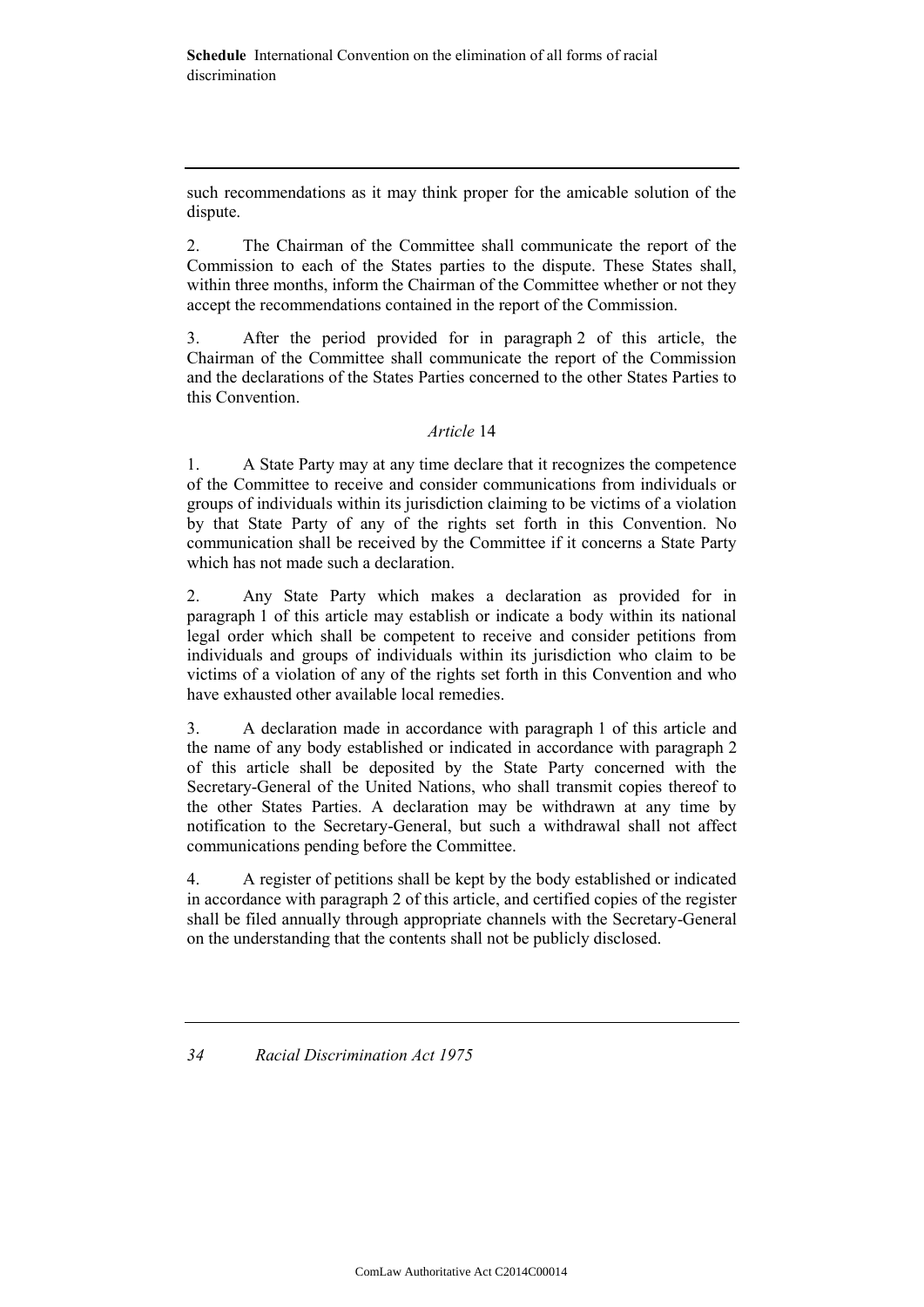such recommendations as it may think proper for the amicable solution of the dispute.

2. The Chairman of the Committee shall communicate the report of the Commission to each of the States parties to the dispute. These States shall, within three months, inform the Chairman of the Committee whether or not they accept the recommendations contained in the report of the Commission.

3. After the period provided for in paragraph 2 of this article, the Chairman of the Committee shall communicate the report of the Commission and the declarations of the States Parties concerned to the other States Parties to this Convention.

*Article* 14

1. A State Party may at any time declare that it recognizes the competence of the Committee to receive and consider communications from individuals or groups of individuals within its jurisdiction claiming to be victims of a violation by that State Party of any of the rights set forth in this Convention. No communication shall be received by the Committee if it concerns a State Party which has not made such a declaration.

2. Any State Party which makes a declaration as provided for in paragraph 1 of this article may establish or indicate a body within its national legal order which shall be competent to receive and consider petitions from individuals and groups of individuals within its jurisdiction who claim to be victims of a violation of any of the rights set forth in this Convention and who have exhausted other available local remedies.

3. A declaration made in accordance with paragraph 1 of this article and the name of any body established or indicated in accordance with paragraph 2 of this article shall be deposited by the State Party concerned with the Secretary-General of the United Nations, who shall transmit copies thereof to the other States Parties. A declaration may be withdrawn at any time by notification to the Secretary-General, but such a withdrawal shall not affect communications pending before the Committee.

4. A register of petitions shall be kept by the body established or indicated in accordance with paragraph 2 of this article, and certified copies of the register shall be filed annually through appropriate channels with the Secretary-General on the understanding that the contents shall not be publicly disclosed.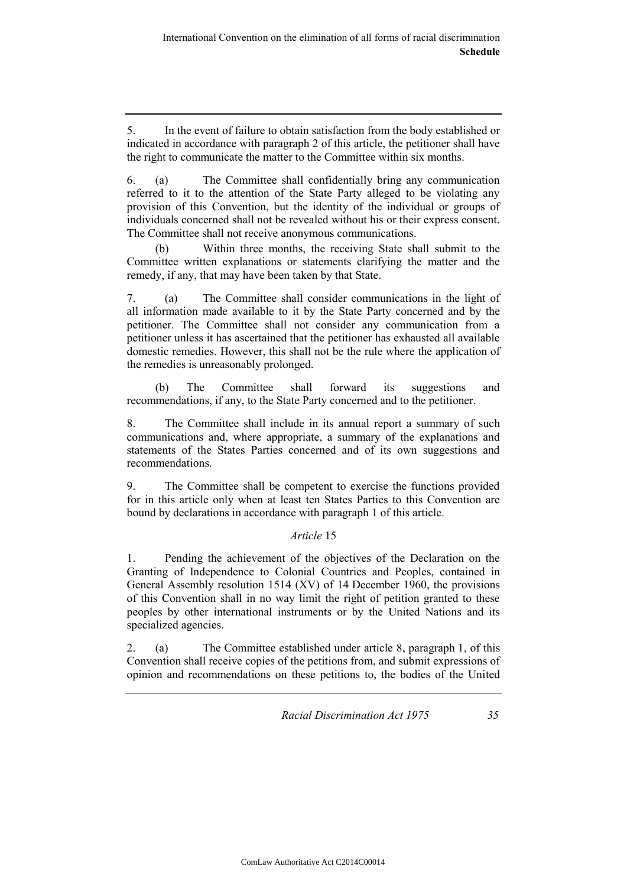5. In the event of failure to obtain satisfaction from the body established or indicated in accordance with paragraph 2 of this article, the petitioner shall have the right to communicate the matter to the Committee within six months.

6. (a) The Committee shall confidentially bring any communication referred to it to the attention of the State Party alleged to be violating any provision of this Convention, but the identity of the individual or groups of individuals concerned shall not be revealed without his or their express consent. The Committee shall not receive anonymous communications.

(b) Within three months, the receiving State shall submit to the Committee written explanations or statements clarifying the matter and the remedy, if any, that may have been taken by that State.

7. (a) The Committee shall consider communications in the light of all information made available to it by the State Party concerned and by the petitioner. The Committee shall not consider any communication from a petitioner unless it has ascertained that the petitioner has exhausted all available domestic remedies. However, this shall not be the rule where the application of the remedies is unreasonably prolonged.

(b) The Committee shall forward its suggestions and recommendations, if any, to the State Party concerned and to the petitioner.

8. The Committee shall include in its annual report a summary of such communications and, where appropriate, a summary of the explanations and statements of the States Parties concerned and of its own suggestions and recommendations.

9. The Committee shall be competent to exercise the functions provided for in this article only when at least ten States Parties to this Convention are bound by declarations in accordance with paragraph 1 of this article.

### *Article* 15

1. Pending the achievement of the objectives of the Declaration on the Granting of Independence to Colonial Countries and Peoples, contained in General Assembly resolution 1514 (XV) of 14 December 1960, the provisions of this Convention shall in no way limit the right of petition granted to these peoples by other international instruments or by the United Nations and its specialized agencies.

2. (a) The Committee established under article 8, paragraph 1, of this Convention shall receive copies of the petitions from, and submit expressions of opinion and recommendations on these petitions to, the bodies of the United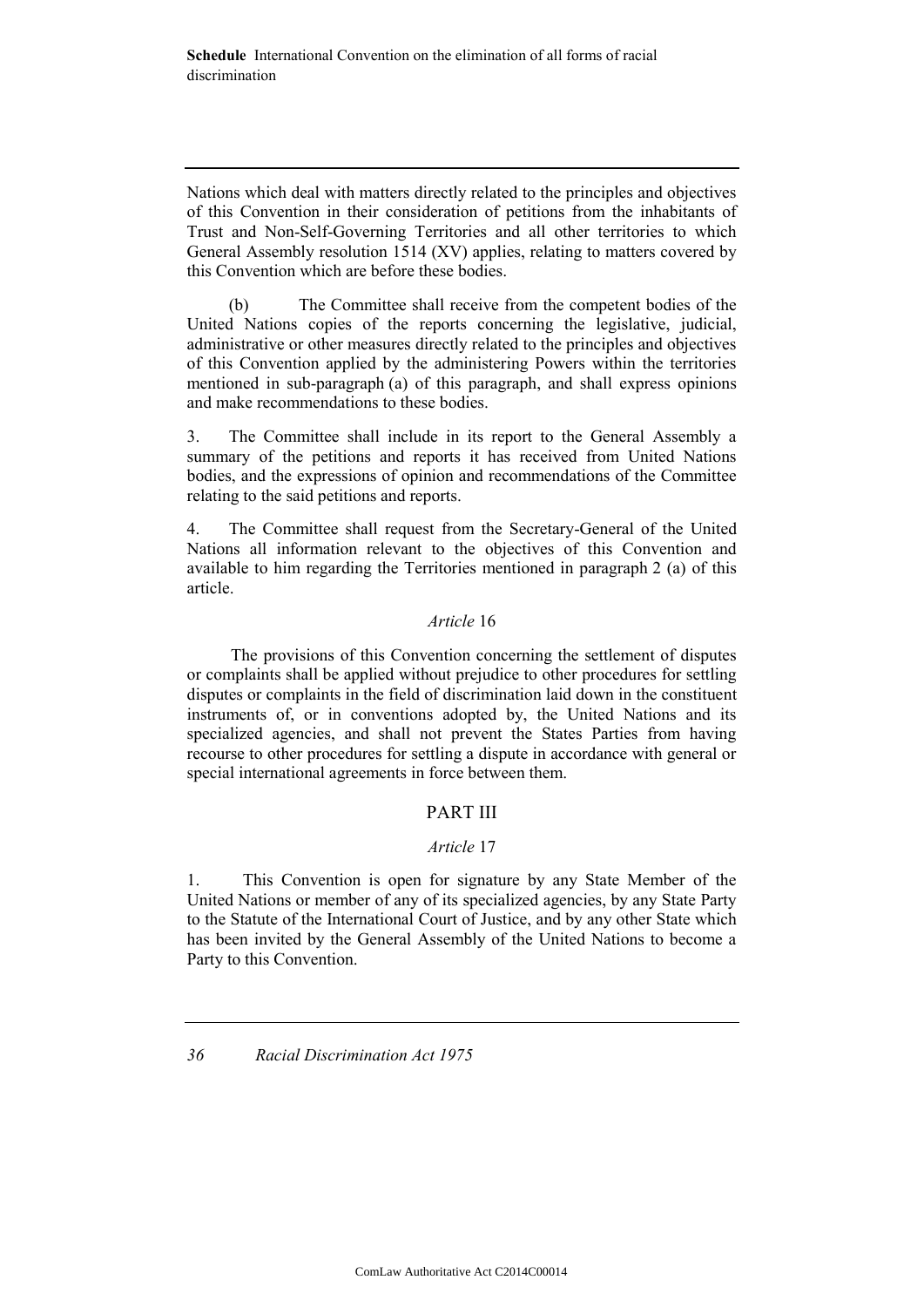Nations which deal with matters directly related to the principles and objectives of this Convention in their consideration of petitions from the inhabitants of Trust and Non-Self-Governing Territories and all other territories to which General Assembly resolution 1514 (XV) applies, relating to matters covered by this Convention which are before these bodies.

(b) The Committee shall receive from the competent bodies of the United Nations copies of the reports concerning the legislative, judicial, administrative or other measures directly related to the principles and objectives of this Convention applied by the administering Powers within the territories mentioned in sub-paragraph (a) of this paragraph, and shall express opinions and make recommendations to these bodies.

3. The Committee shall include in its report to the General Assembly a summary of the petitions and reports it has received from United Nations bodies, and the expressions of opinion and recommendations of the Committee relating to the said petitions and reports.

4. The Committee shall request from the Secretary-General of the United Nations all information relevant to the objectives of this Convention and available to him regarding the Territories mentioned in paragraph 2 (a) of this article.

*Article* 16

The provisions of this Convention concerning the settlement of disputes or complaints shall be applied without prejudice to other procedures for settling disputes or complaints in the field of discrimination laid down in the constituent instruments of, or in conventions adopted by, the United Nations and its specialized agencies, and shall not prevent the States Parties from having recourse to other procedures for settling a dispute in accordance with general or special international agreements in force between them.

## PART III

*Article* 17

1. This Convention is open for signature by any State Member of the United Nations or member of any of its specialized agencies, by any State Party to the Statute of the International Court of Justice, and by any other State which has been invited by the General Assembly of the United Nations to become a Party to this Convention.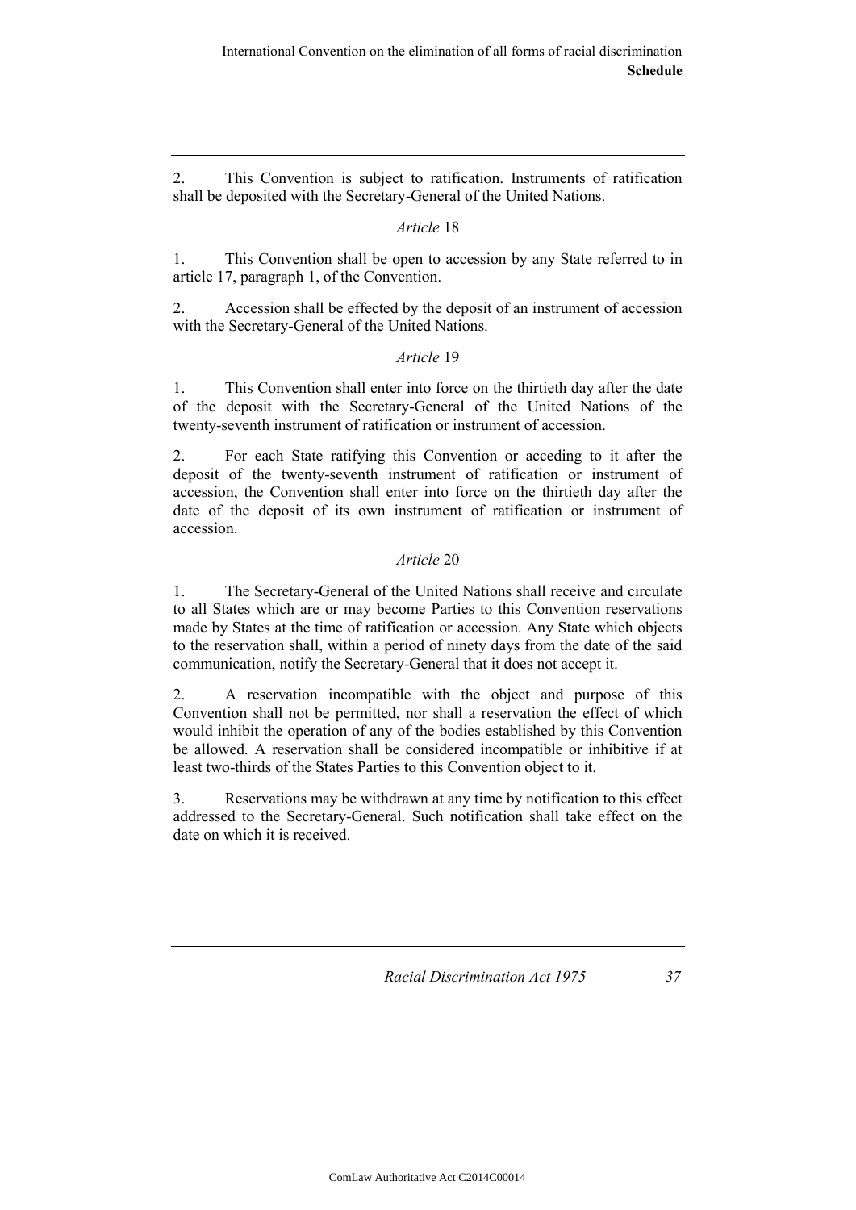2. This Convention is subject to ratification. Instruments of ratification shall be deposited with the Secretary-General of the United Nations.

*Article* 18

1. This Convention shall be open to accession by any State referred to in article 17, paragraph 1, of the Convention.

2. Accession shall be effected by the deposit of an instrument of accession with the Secretary-General of the United Nations.

*Article* 19

1. This Convention shall enter into force on the thirtieth day after the date of the deposit with the Secretary-General of the United Nations of the twenty-seventh instrument of ratification or instrument of accession.

2. For each State ratifying this Convention or acceding to it after the deposit of the twenty-seventh instrument of ratification or instrument of accession, the Convention shall enter into force on the thirtieth day after the date of the deposit of its own instrument of ratification or instrument of accession.

*Article* 20

1. The Secretary-General of the United Nations shall receive and circulate to all States which are or may become Parties to this Convention reservations made by States at the time of ratification or accession. Any State which objects to the reservation shall, within a period of ninety days from the date of the said communication, notify the Secretary-General that it does not accept it.

2. A reservation incompatible with the object and purpose of this Convention shall not be permitted, nor shall a reservation the effect of which would inhibit the operation of any of the bodies established by this Convention be allowed. A reservation shall be considered incompatible or inhibitive if at least two-thirds of the States Parties to this Convention object to it.

3. Reservations may be withdrawn at any time by notification to this effect addressed to the Secretary-General. Such notification shall take effect on the date on which it is received.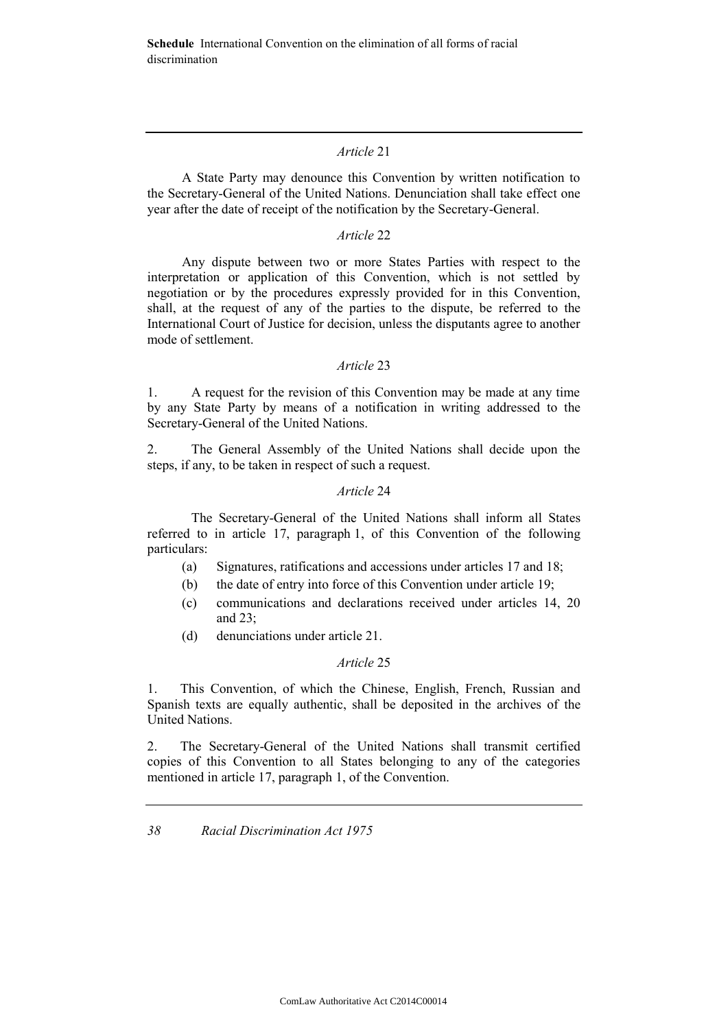*Article* 21

A State Party may denounce this Convention by written notification to the Secretary-General of the United Nations. Denunciation shall take effect one year after the date of receipt of the notification by the Secretary-General.

*Article* 22

Any dispute between two or more States Parties with respect to the interpretation or application of this Convention, which is not settled by negotiation or by the procedures expressly provided for in this Convention, shall, at the request of any of the parties to the dispute, be referred to the International Court of Justice for decision, unless the disputants agree to another mode of settlement.

*Article* 23

1. A request for the revision of this Convention may be made at any time by any State Party by means of a notification in writing addressed to the Secretary-General of the United Nations.

2. The General Assembly of the United Nations shall decide upon the steps, if any, to be taken in respect of such a request.

*Article* 24

The Secretary-General of the United Nations shall inform all States referred to in article 17, paragraph 1, of this Convention of the following particulars:

(a) Signatures, ratifications and accessions under articles 17 and 18;

(b) the date of entry into force of this Convention under article 19;

(c) communications and declarations received under articles 14, 20 and 23;

(d) denunciations under article 21.

*Article* 25

1. This Convention, of which the Chinese, English, French, Russian and Spanish texts are equally authentic, shall be deposited in the archives of the United Nations.

2. The Secretary-General of the United Nations shall transmit certified copies of this Convention to all States belonging to any of the categories mentioned in article 17, paragraph 1, of the Convention.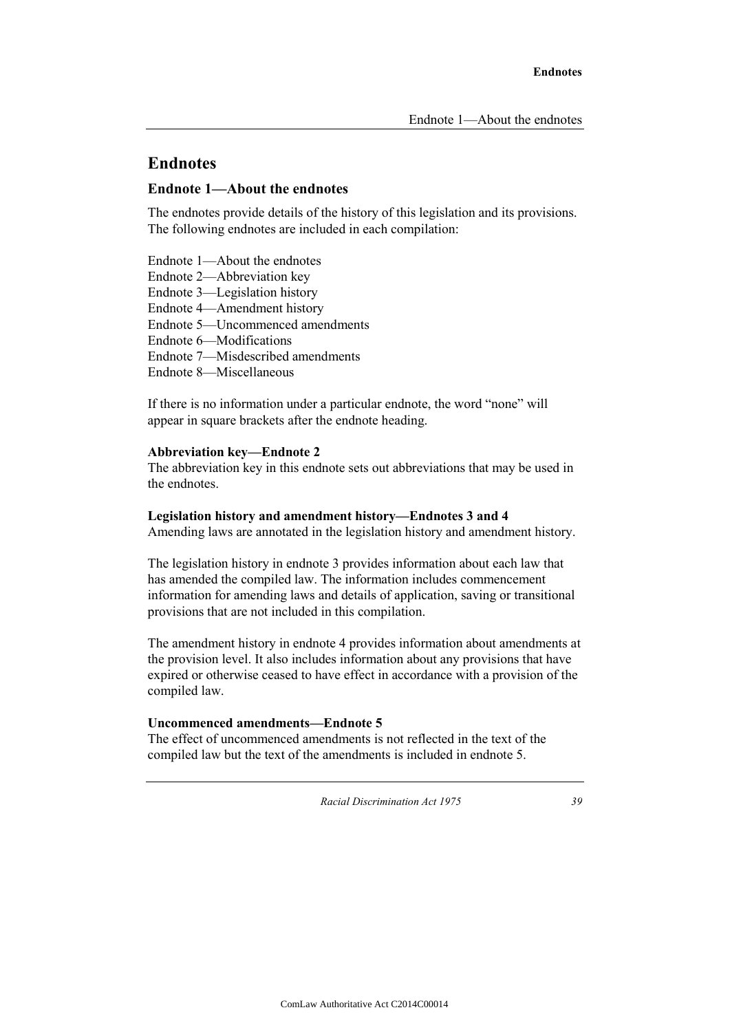# Endnotes

## Endnote 1—About the endnotes

The endnotes provide details of the history of this legislation and its provisions. The following endnotes are included in each compilation:

Endnote 1—About the endnotes
Endnote 2—Abbreviation key
Endnote 3—Legislation history
Endnote 4—Amendment history
Endnote 5—Uncommenced amendments
Endnote 6—Modifications
Endnote 7—Misdescribed amendments
Endnote 8—Miscellaneous

If there is no information under a particular endnote, the word "none" will appear in square brackets after the endnote heading.

**Abbreviation key—Endnote 2**
The abbreviation key in this endnote sets out abbreviations that may be used in the endnotes.

**Legislation history and amendment history—Endnotes 3 and 4**
Amending laws are annotated in the legislation history and amendment history.

The legislation history in endnote 3 provides information about each law that has amended the compiled law. The information includes commencement information for amending laws and details of application, saving or transitional provisions that are not included in this compilation.

The amendment history in endnote 4 provides information about amendments at the provision level. It also includes information about any provisions that have expired or otherwise ceased to have effect in accordance with a provision of the compiled law.

**Uncommenced amendments—Endnote 5**
The effect of uncommenced amendments is not reflected in the text of the compiled law but the text of the amendments is included in endnote 5.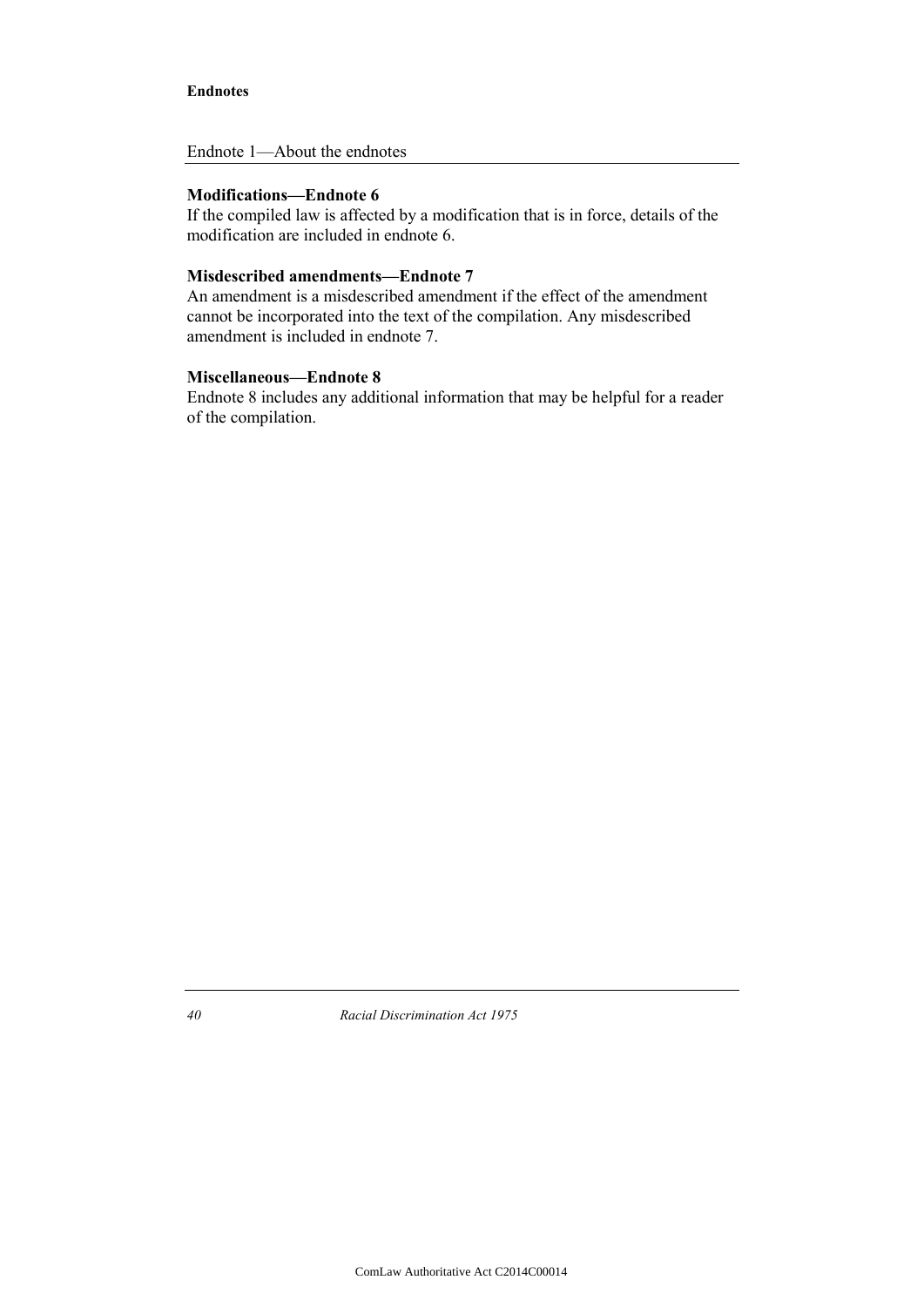**Modifications—Endnote 6**

If the compiled law is affected by a modification that is in force, details of the modification are included in endnote 6.

**Misdescribed amendments—Endnote 7**

An amendment is a misdescribed amendment if the effect of the amendment cannot be incorporated into the text of the compilation. Any misdescribed amendment is included in endnote 7.

**Miscellaneous—Endnote 8**

Endnote 8 includes any additional information that may be helpful for a reader of the compilation.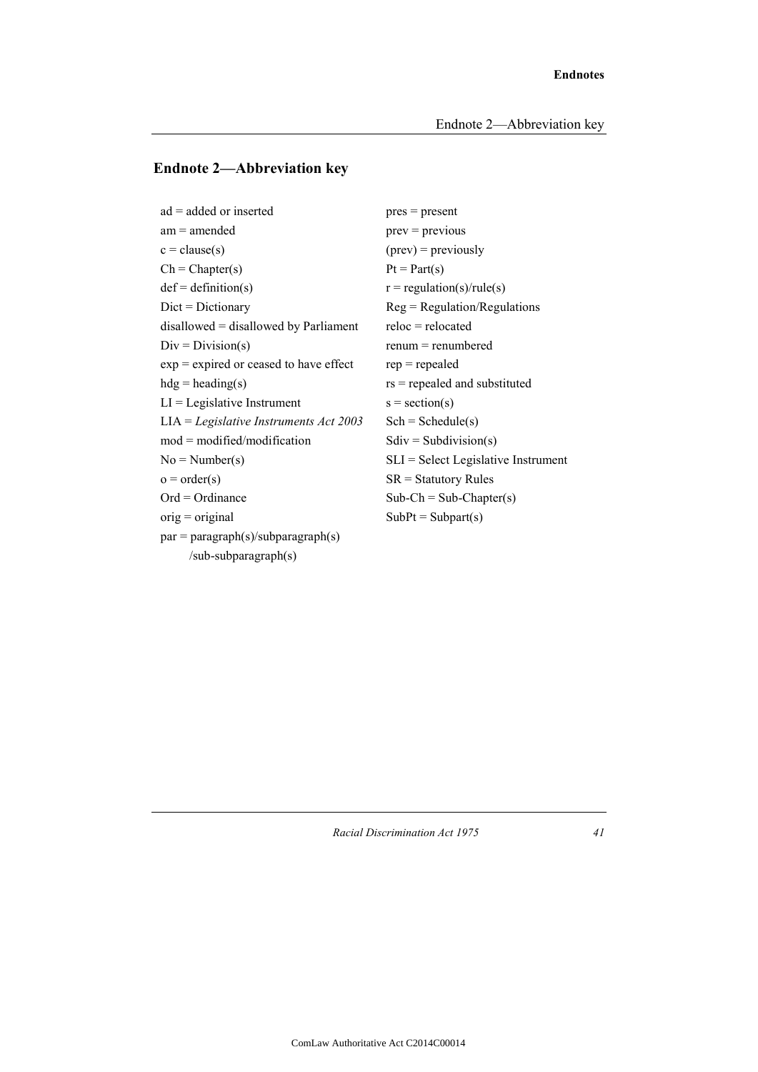## Endnote 2—Abbreviation key

ad = added or inserted
am = amended
c = clause(s)
Ch = Chapter(s)
def = definition(s)
Dict = Dictionary
disallowed = disallowed by Parliament
Div = Division(s)
exp = expired or ceased to have effect
hdg = heading(s)
LI = Legislative Instrument
LIA = *Legislative Instruments Act 2003*
mod = modified/modification
No = Number(s)
o = order(s)
Ord = Ordinance
orig = original
par = paragraph(s)/subparagraph(s)
/sub-subparagraph(s)
pres = present
prev = previous
(prev) = previously
Pt = Part(s)
r = regulation(s)/rule(s)
Reg = Regulation/Regulations
reloc = relocated
renum = renumbered
rep = repealed
rs = repealed and substituted
s = section(s)
Sch = Schedule(s)
Sdiv = Subdivision(s)
SLI = Select Legislative Instrument
SR = Statutory Rules
Sub-Ch = Sub-Chapter(s)
SubPt = Subpart(s)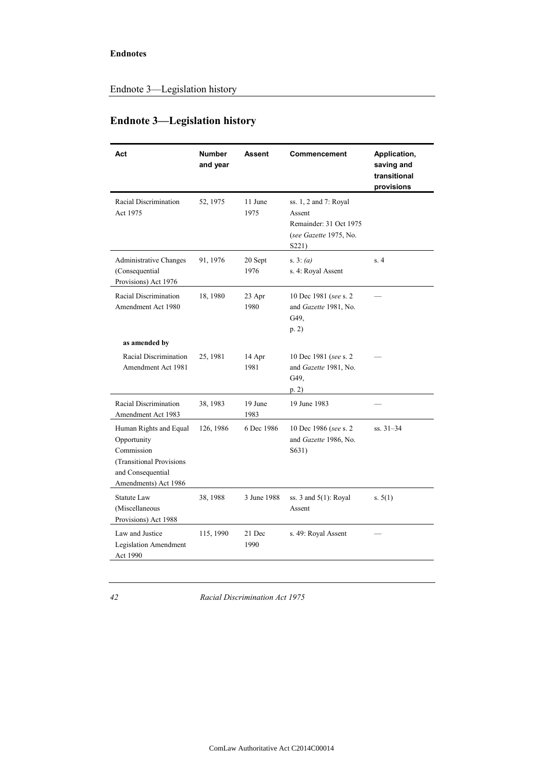## Endnote 3—Legislation history

| Act | Number and year | Assent | Commencement | Application, saving and transitional provisions |
|---|---|---|---|---|
| Racial Discrimination Act 1975 | 52, 1975 | 11 June 1975 | ss. 1, 2 and 7: Royal Assent<br>Remainder: 31 Oct 1975 (*see Gazette* 1975, No. S221) | |
| Administrative Changes (Consequential Provisions) Act 1976 | 91, 1976 | 20 Sept 1976 | s. 3: *(a)*<br>s. 4: Royal Assent | s. 4 |
| Racial Discrimination Amendment Act 1980 | 18, 1980 | 23 Apr 1980 | 10 Dec 1981 (*see* s. 2 and *Gazette* 1981, No. G49, p. 2) | — |
| **as amended by** | | | | |
| Racial Discrimination Amendment Act 1981 | 25, 1981 | 14 Apr 1981 | 10 Dec 1981 (*see* s. 2 and *Gazette* 1981, No. G49, p. 2) | — |
| Racial Discrimination Amendment Act 1983 | 38, 1983 | 19 June 1983 | 19 June 1983 | — |
| Human Rights and Equal Opportunity Commission (Transitional Provisions and Consequential Amendments) Act 1986 | 126, 1986 | 6 Dec 1986 | 10 Dec 1986 (*see* s. 2 and *Gazette* 1986, No. S631) | ss. 31–34 |
| Statute Law (Miscellaneous Provisions) Act 1988 | 38, 1988 | 3 June 1988 | ss. 3 and 5(1): Royal Assent | s. 5(1) |
| Law and Justice Legislation Amendment Act 1990 | 115, 1990 | 21 Dec 1990 | s. 49: Royal Assent | — |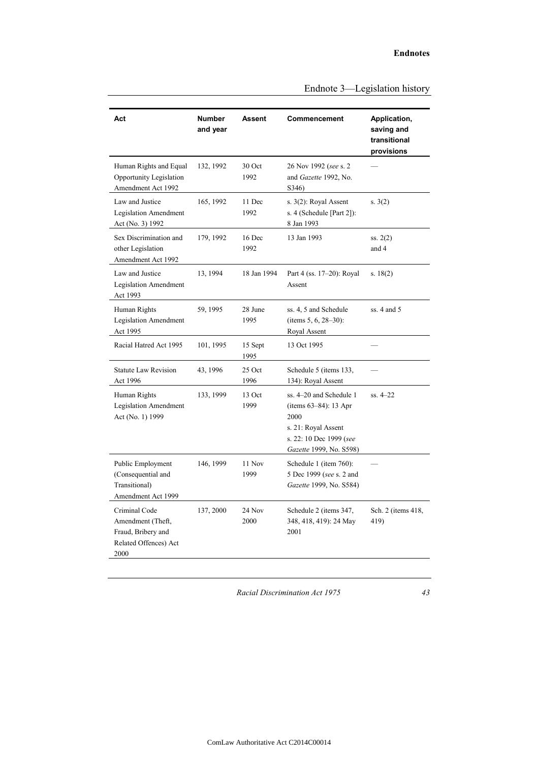## Endnote 3—Legislation history

| Act | Number and year | Assent | Commencement | Application, saving and transitional provisions |
|---|---|---|---|---|
| Human Rights and Equal Opportunity Legislation Amendment Act 1992 | 132, 1992 | 30 Oct 1992 | 26 Nov 1992 (*see* s. 2 and *Gazette* 1992, No. S346) | — |
| Law and Justice Legislation Amendment Act (No. 3) 1992 | 165, 1992 | 11 Dec 1992 | s. 3(2): Royal Assent<br>s. 4 (Schedule [Part 2]): 8 Jan 1993 | s. 3(2) |
| Sex Discrimination and other Legislation Amendment Act 1992 | 179, 1992 | 16 Dec 1992 | 13 Jan 1993 | ss. 2(2) and 4 |
| Law and Justice Legislation Amendment Act 1993 | 13, 1994 | 18 Jan 1994 | Part 4 (ss. 17–20): Royal Assent | s. 18(2) |
| Human Rights Legislation Amendment Act 1995 | 59, 1995 | 28 June 1995 | ss. 4, 5 and Schedule (items 5, 6, 28–30): Royal Assent | ss. 4 and 5 |
| Racial Hatred Act 1995 | 101, 1995 | 15 Sept 1995 | 13 Oct 1995 | — |
| Statute Law Revision Act 1996 | 43, 1996 | 25 Oct 1996 | Schedule 5 (items 133, 134): Royal Assent | — |
| Human Rights Legislation Amendment Act (No. 1) 1999 | 133, 1999 | 13 Oct 1999 | ss. 4–20 and Schedule 1 (items 63–84): 13 Apr 2000<br>s. 21: Royal Assent<br>s. 22: 10 Dec 1999 (*see Gazette* 1999, No. S598) | ss. 4–22 |
| Public Employment (Consequential and Transitional) Amendment Act 1999 | 146, 1999 | 11 Nov 1999 | Schedule 1 (item 760): 5 Dec 1999 (*see* s. 2 and *Gazette* 1999, No. S584) | — |
| Criminal Code Amendment (Theft, Fraud, Bribery and Related Offences) Act 2000 | 137, 2000 | 24 Nov 2000 | Schedule 2 (items 347, 348, 418, 419): 24 May 2001 | Sch. 2 (items 418, 419) |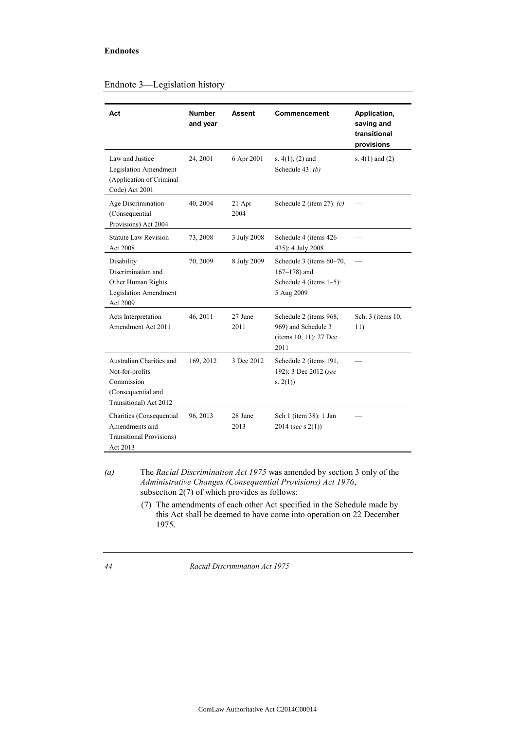## Endnote 3—Legislation history

| Act | Number and year | Assent | Commencement | Application, saving and transitional provisions |
|---|---|---|---|---|
| Law and Justice Legislation Amendment (Application of Criminal Code) Act 2001 | 24, 2001 | 6 Apr 2001 | s. 4(1), (2) and Schedule 43: *(b)* | s. 4(1) and (2) |
| Age Discrimination (Consequential Provisions) Act 2004 | 40, 2004 | 21 Apr 2004 | Schedule 2 (item 27): *(c)* | — |
| Statute Law Revision Act 2008 | 73, 2008 | 3 July 2008 | Schedule 4 (items 426–435): 4 July 2008 | — |
| Disability Discrimination and Other Human Rights Legislation Amendment Act 2009 | 70, 2009 | 8 July 2009 | Schedule 3 (items 60–70, 167–178) and Schedule 4 (items 1–5): 5 Aug 2009 | — |
| Acts Interpretation Amendment Act 2011 | 46, 2011 | 27 June 2011 | Schedule 2 (items 968, 969) and Schedule 3 (items 10, 11): 27 Dec 2011 | Sch. 3 (items 10, 11) |
| Australian Charities and Not-for-profits Commission (Consequential and Transitional) Act 2012 | 169, 2012 | 3 Dec 2012 | Schedule 2 (items 191, 192): 3 Dec 2012 (*see* s. 2(1)) | — |
| Charities (Consequential Amendments and Transitional Provisions) Act 2013 | 96, 2013 | 28 June 2013 | Sch 1 (item 38): 1 Jan 2014 (*see* s 2(1)) | — |

*(a)* The *Racial Discrimination Act 1975* was amended by section 3 only of the *Administrative Changes (Consequential Provisions) Act 1976*, subsection 2(7) of which provides as follows:

(7) The amendments of each other Act specified in the Schedule made by this Act shall be deemed to have come into operation on 22 December 1975.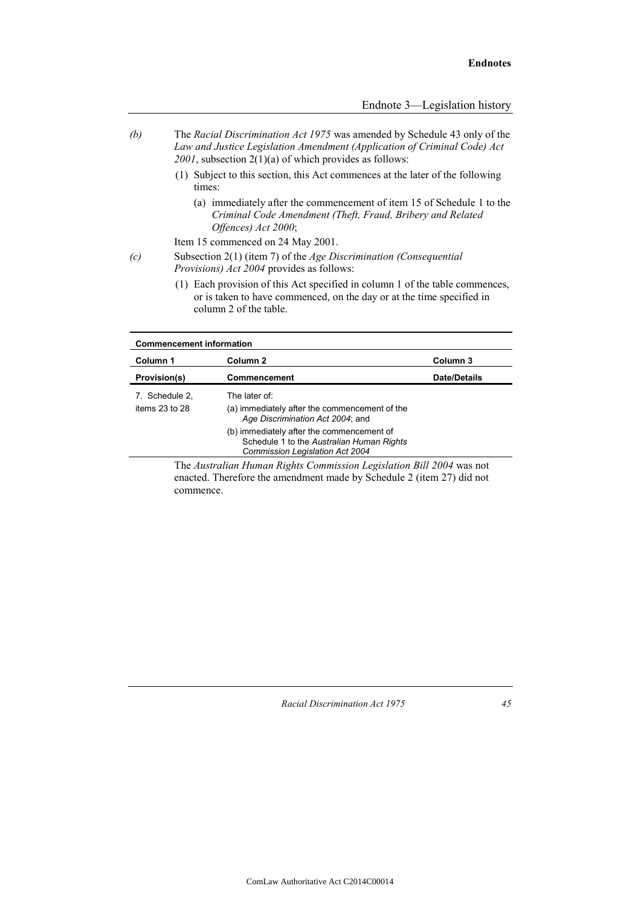*(b)* The *Racial Discrimination Act 1975* was amended by Schedule 43 only of the *Law and Justice Legislation Amendment (Application of Criminal Code) Act 2001*, subsection 2(1)(a) of which provides as follows:

(1) Subject to this section, this Act commences at the later of the following times:

(a) immediately after the commencement of item 15 of Schedule 1 to the *Criminal Code Amendment (Theft, Fraud, Bribery and Related Offences) Act 2000*;

Item 15 commenced on 24 May 2001.

*(c)* Subsection 2(1) (item 7) of the *Age Discrimination (Consequential Provisions) Act 2004* provides as follows:

(1) Each provision of this Act specified in column 1 of the table commences, or is taken to have commenced, on the day or at the time specified in column 2 of the table.

**Commencement information**

| Column 1 | Column 2 | Column 3 |
|---|---|---|
| **Provision(s)** | **Commencement** | **Date/Details** |
| 7. Schedule 2, items 23 to 28 | The later of:<br>(a) immediately after the commencement of the *Age Discrimination Act 2004*; and<br>(b) immediately after the commencement of Schedule 1 to the *Australian Human Rights Commission Legislation Act 2004* | |

The *Australian Human Rights Commission Legislation Bill 2004* was not enacted. Therefore the amendment made by Schedule 2 (item 27) did not commence.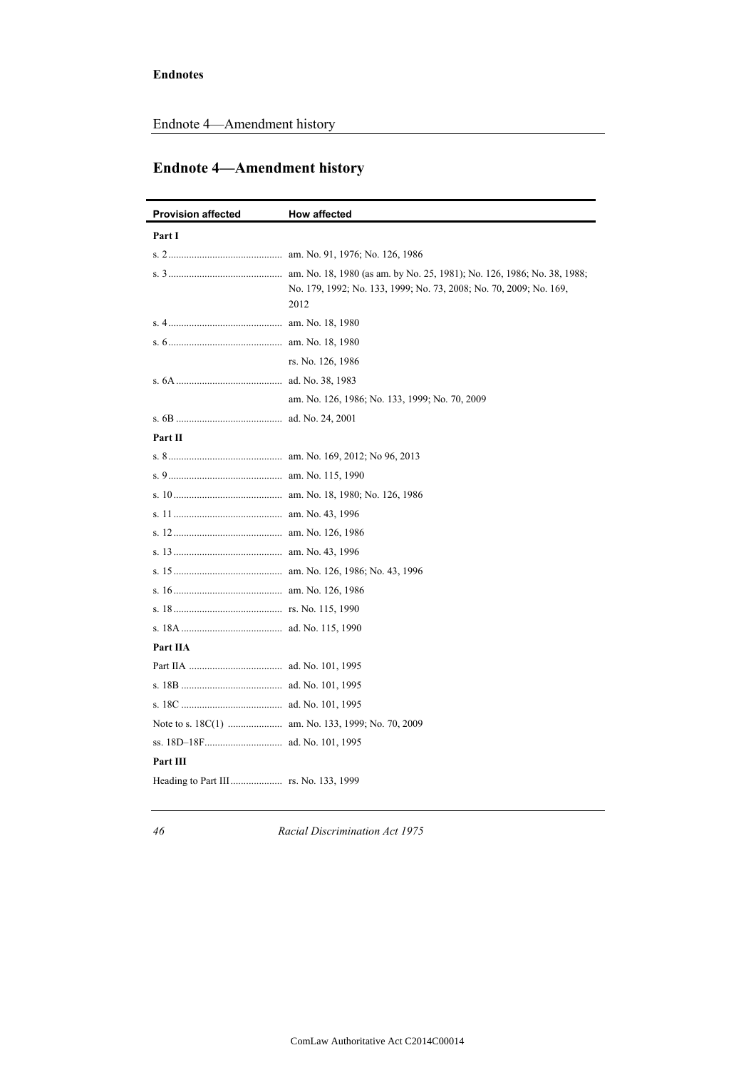## Endnote 4—Amendment history

| Provision affected | How affected |
|---|---|
| **Part I** | |
| s. 2 | am. No. 91, 1976; No. 126, 1986 |
| s. 3 | am. No. 18, 1980 (as am. by No. 25, 1981); No. 126, 1986; No. 38, 1988; No. 179, 1992; No. 133, 1999; No. 73, 2008; No. 70, 2009; No. 169, 2012 |
| s. 4 | am. No. 18, 1980 |
| s. 6 | am. No. 18, 1980 |
| | rs. No. 126, 1986 |
| s. 6A | ad. No. 38, 1983 |
| | am. No. 126, 1986; No. 133, 1999; No. 70, 2009 |
| s. 6B | ad. No. 24, 2001 |
| **Part II** | |
| s. 8 | am. No. 169, 2012; No 96, 2013 |
| s. 9 | am. No. 115, 1990 |
| s. 10 | am. No. 18, 1980; No. 126, 1986 |
| s. 11 | am. No. 43, 1996 |
| s. 12 | am. No. 126, 1986 |
| s. 13 | am. No. 43, 1996 |
| s. 15 | am. No. 126, 1986; No. 43, 1996 |
| s. 16 | am. No. 126, 1986 |
| s. 18 | rs. No. 115, 1990 |
| s. 18A | ad. No. 115, 1990 |
| **Part IIA** | |
| Part IIA | ad. No. 101, 1995 |
| s. 18B | ad. No. 101, 1995 |
| s. 18C | ad. No. 101, 1995 |
| Note to s. 18C(1) | am. No. 133, 1999; No. 70, 2009 |
| ss. 18D–18F | ad. No. 101, 1995 |
| **Part III** | |
| Heading to Part III | rs. No. 133, 1999 |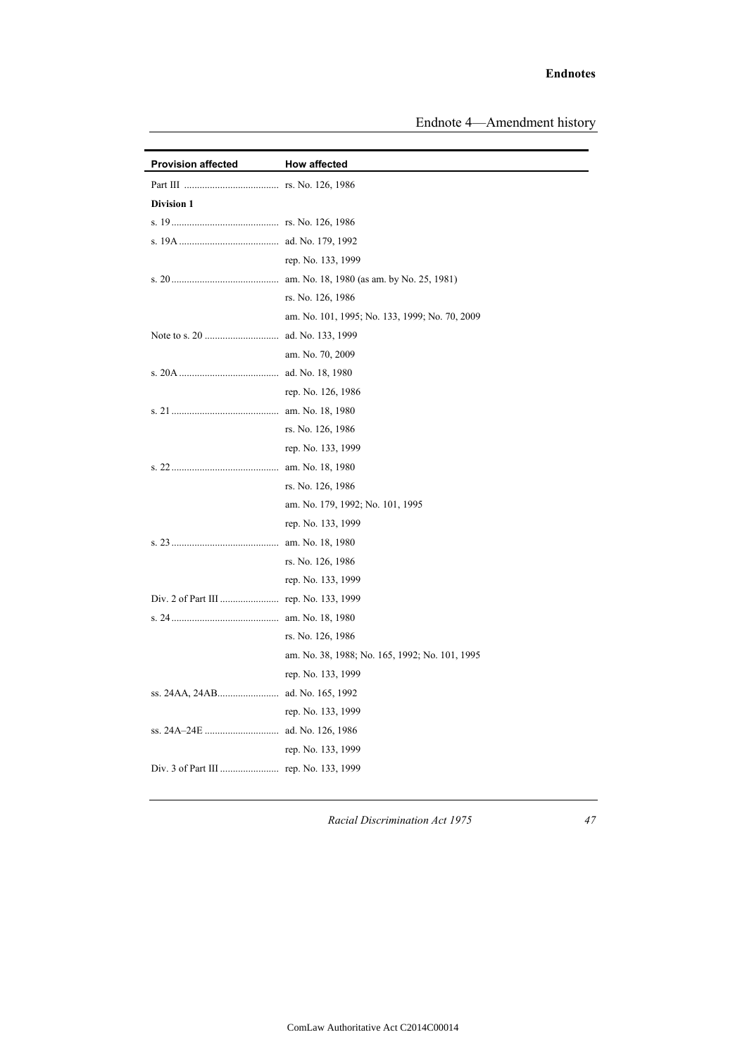## Endnote 4—Amendment history

| Provision affected | How affected |
|---|---|
| Part III | rs. No. 126, 1986 |
| **Division 1** | |
| s. 19 | rs. No. 126, 1986 |
| s. 19A | ad. No. 179, 1992 |
| | rep. No. 133, 1999 |
| s. 20 | am. No. 18, 1980 (as am. by No. 25, 1981) |
| | rs. No. 126, 1986 |
| | am. No. 101, 1995; No. 133, 1999; No. 70, 2009 |
| Note to s. 20 | ad. No. 133, 1999 |
| | am. No. 70, 2009 |
| s. 20A | ad. No. 18, 1980 |
| | rep. No. 126, 1986 |
| s. 21 | am. No. 18, 1980 |
| | rs. No. 126, 1986 |
| | rep. No. 133, 1999 |
| s. 22 | am. No. 18, 1980 |
| | rs. No. 126, 1986 |
| | am. No. 179, 1992; No. 101, 1995 |
| | rep. No. 133, 1999 |
| s. 23 | am. No. 18, 1980 |
| | rs. No. 126, 1986 |
| | rep. No. 133, 1999 |
| Div. 2 of Part III | rep. No. 133, 1999 |
| s. 24 | am. No. 18, 1980 |
| | rs. No. 126, 1986 |
| | am. No. 38, 1988; No. 165, 1992; No. 101, 1995 |
| | rep. No. 133, 1999 |
| ss. 24AA, 24AB | ad. No. 165, 1992 |
| | rep. No. 133, 1999 |
| ss. 24A–24E | ad. No. 126, 1986 |
| | rep. No. 133, 1999 |
| Div. 3 of Part III | rep. No. 133, 1999 |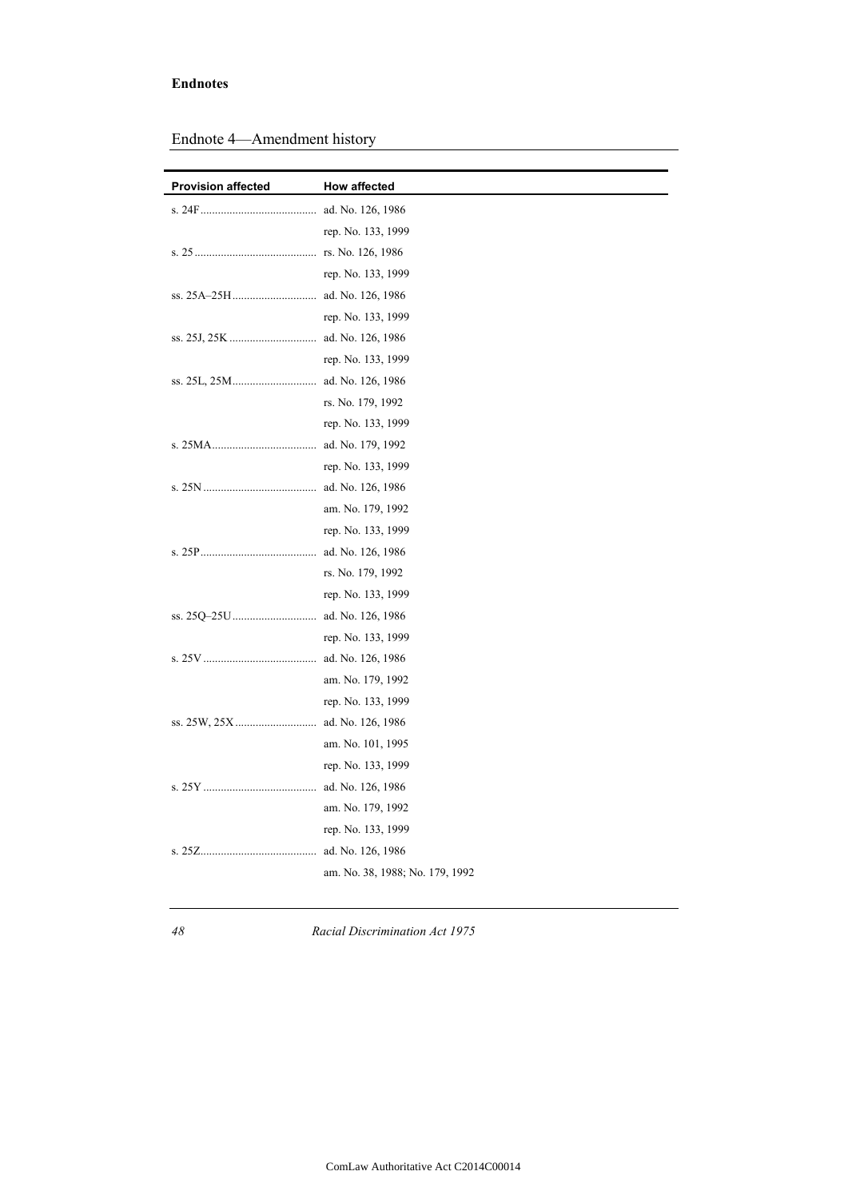## Endnote 4—Amendment history

| Provision affected | How affected |
| --- | --- |
| s. 24F | ad. No. 126, 1986 |
| | rep. No. 133, 1999 |
| s. 25 | rs. No. 126, 1986 |
| | rep. No. 133, 1999 |
| ss. 25A–25H | ad. No. 126, 1986 |
| | rep. No. 133, 1999 |
| ss. 25J, 25K | ad. No. 126, 1986 |
| | rep. No. 133, 1999 |
| ss. 25L, 25M | ad. No. 126, 1986 |
| | rs. No. 179, 1992 |
| | rep. No. 133, 1999 |
| s. 25MA | ad. No. 179, 1992 |
| | rep. No. 133, 1999 |
| s. 25N | ad. No. 126, 1986 |
| | am. No. 179, 1992 |
| | rep. No. 133, 1999 |
| s. 25P | ad. No. 126, 1986 |
| | rs. No. 179, 1992 |
| | rep. No. 133, 1999 |
| ss. 25Q–25U | ad. No. 126, 1986 |
| | rep. No. 133, 1999 |
| s. 25V | ad. No. 126, 1986 |
| | am. No. 179, 1992 |
| | rep. No. 133, 1999 |
| ss. 25W, 25X | ad. No. 126, 1986 |
| | am. No. 101, 1995 |
| | rep. No. 133, 1999 |
| s. 25Y | ad. No. 126, 1986 |
| | am. No. 179, 1992 |
| | rep. No. 133, 1999 |
| s. 25Z | ad. No. 126, 1986 |
| | am. No. 38, 1988; No. 179, 1992 |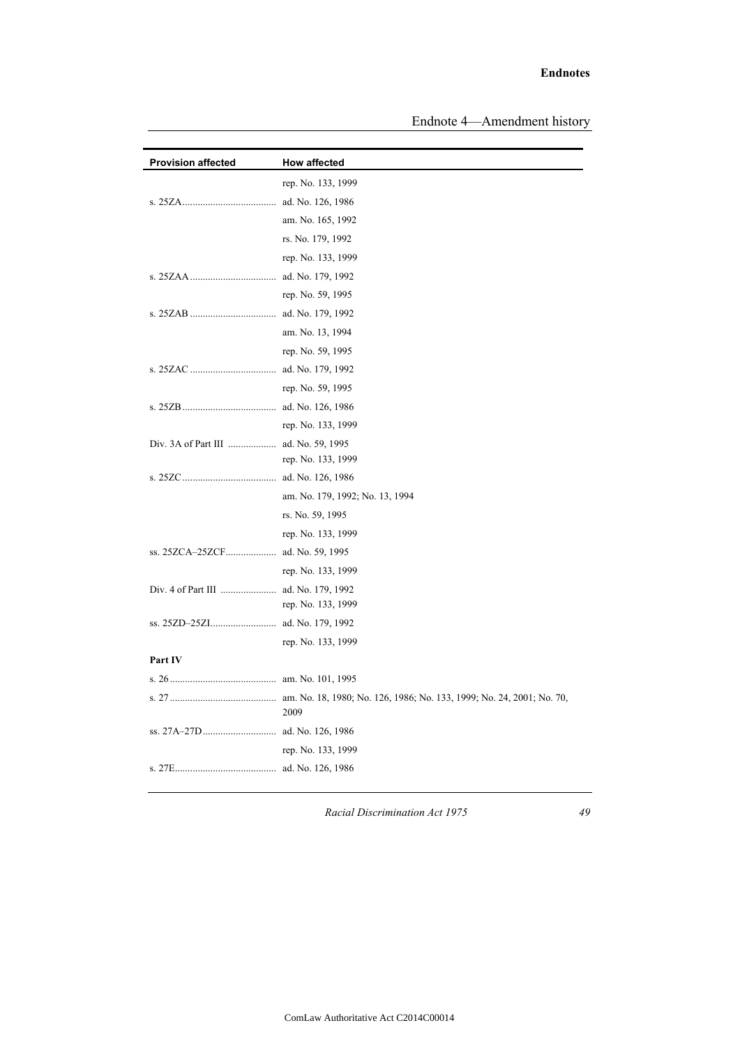| Provision affected | How affected |
|---|---|
| | rep. No. 133, 1999 |
| s. 25ZA | ad. No. 126, 1986 |
| | am. No. 165, 1992 |
| | rs. No. 179, 1992 |
| | rep. No. 133, 1999 |
| s. 25ZAA | ad. No. 179, 1992 |
| | rep. No. 59, 1995 |
| s. 25ZAB | ad. No. 179, 1992 |
| | am. No. 13, 1994 |
| | rep. No. 59, 1995 |
| s. 25ZAC | ad. No. 179, 1992 |
| | rep. No. 59, 1995 |
| s. 25ZB | ad. No. 126, 1986 |
| | rep. No. 133, 1999 |
| Div. 3A of Part III | ad. No. 59, 1995<br>rep. No. 133, 1999 |
| s. 25ZC | ad. No. 126, 1986 |
| | am. No. 179, 1992; No. 13, 1994 |
| | rs. No. 59, 1995 |
| | rep. No. 133, 1999 |
| ss. 25ZCA–25ZCF | ad. No. 59, 1995 |
| | rep. No. 133, 1999 |
| Div. 4 of Part III | ad. No. 179, 1992<br>rep. No. 133, 1999 |
| ss. 25ZD–25ZI | ad. No. 179, 1992 |
| | rep. No. 133, 1999 |
| **Part IV** | |
| s. 26 | am. No. 101, 1995 |
| s. 27 | am. No. 18, 1980; No. 126, 1986; No. 133, 1999; No. 24, 2001; No. 70, 2009 |
| ss. 27A–27D | ad. No. 126, 1986 |
| | rep. No. 133, 1999 |
| s. 27E | ad. No. 126, 1986 |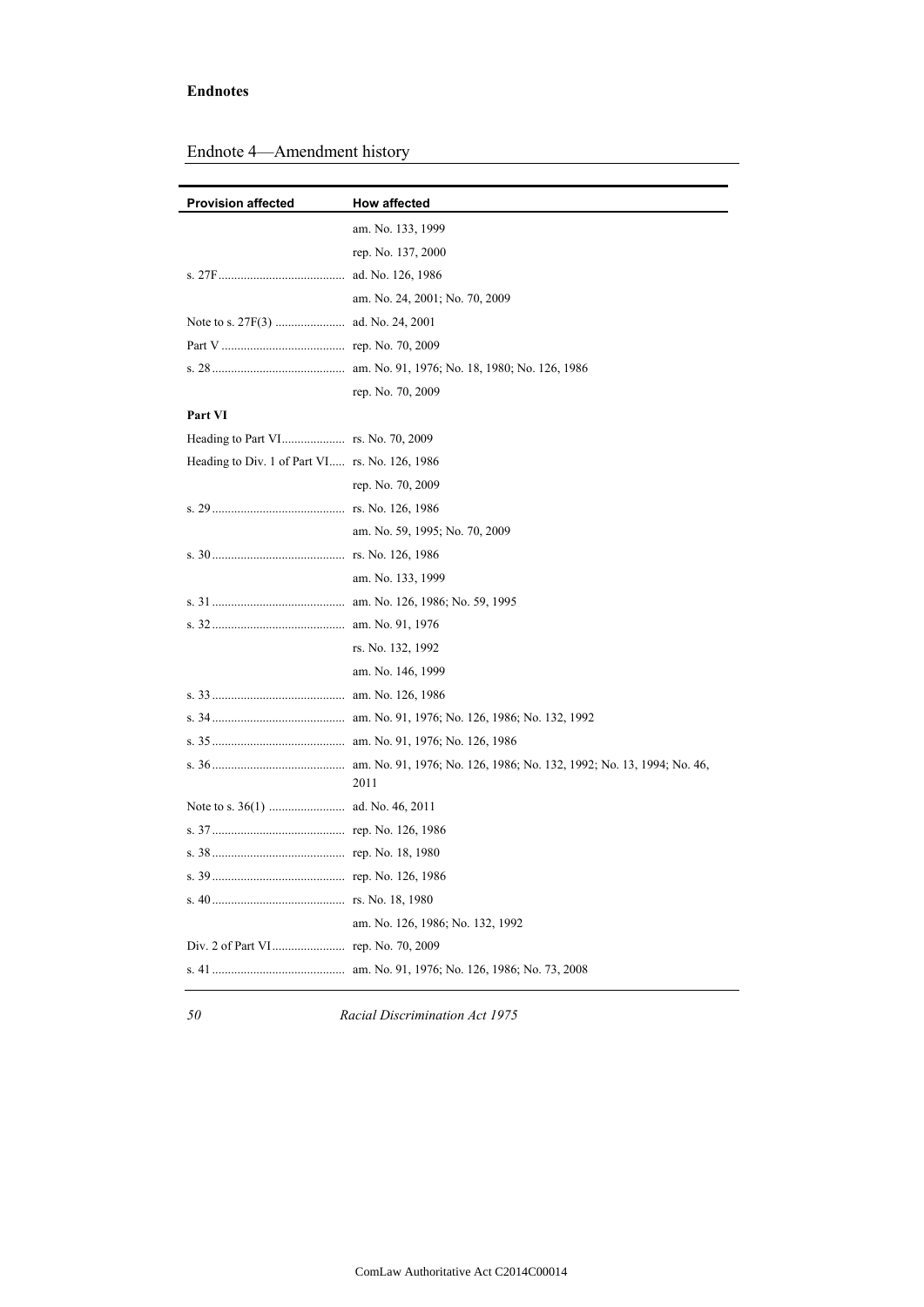## Endnote 4—Amendment history

| Provision affected | How affected |
|---|---|
| | am. No. 133, 1999 |
| | rep. No. 137, 2000 |
| s. 27F | ad. No. 126, 1986 |
| | am. No. 24, 2001; No. 70, 2009 |
| Note to s. 27F(3) | ad. No. 24, 2001 |
| Part V | rep. No. 70, 2009 |
| s. 28 | am. No. 91, 1976; No. 18, 1980; No. 126, 1986 |
| | rep. No. 70, 2009 |
| **Part VI** | |
| Heading to Part VI | rs. No. 70, 2009 |
| Heading to Div. 1 of Part VI | rs. No. 126, 1986 |
| | rep. No. 70, 2009 |
| s. 29 | rs. No. 126, 1986 |
| | am. No. 59, 1995; No. 70, 2009 |
| s. 30 | rs. No. 126, 1986 |
| | am. No. 133, 1999 |
| s. 31 | am. No. 126, 1986; No. 59, 1995 |
| s. 32 | am. No. 91, 1976 |
| | rs. No. 132, 1992 |
| | am. No. 146, 1999 |
| s. 33 | am. No. 126, 1986 |
| s. 34 | am. No. 91, 1976; No. 126, 1986; No. 132, 1992 |
| s. 35 | am. No. 91, 1976; No. 126, 1986 |
| s. 36 | am. No. 91, 1976; No. 126, 1986; No. 132, 1992; No. 13, 1994; No. 46, 2011 |
| Note to s. 36(1) | ad. No. 46, 2011 |
| s. 37 | rep. No. 126, 1986 |
| s. 38 | rep. No. 18, 1980 |
| s. 39 | rep. No. 126, 1986 |
| s. 40 | rs. No. 18, 1980 |
| | am. No. 126, 1986; No. 132, 1992 |
| Div. 2 of Part VI | rep. No. 70, 2009 |
| s. 41 | am. No. 91, 1976; No. 126, 1986; No. 73, 2008 |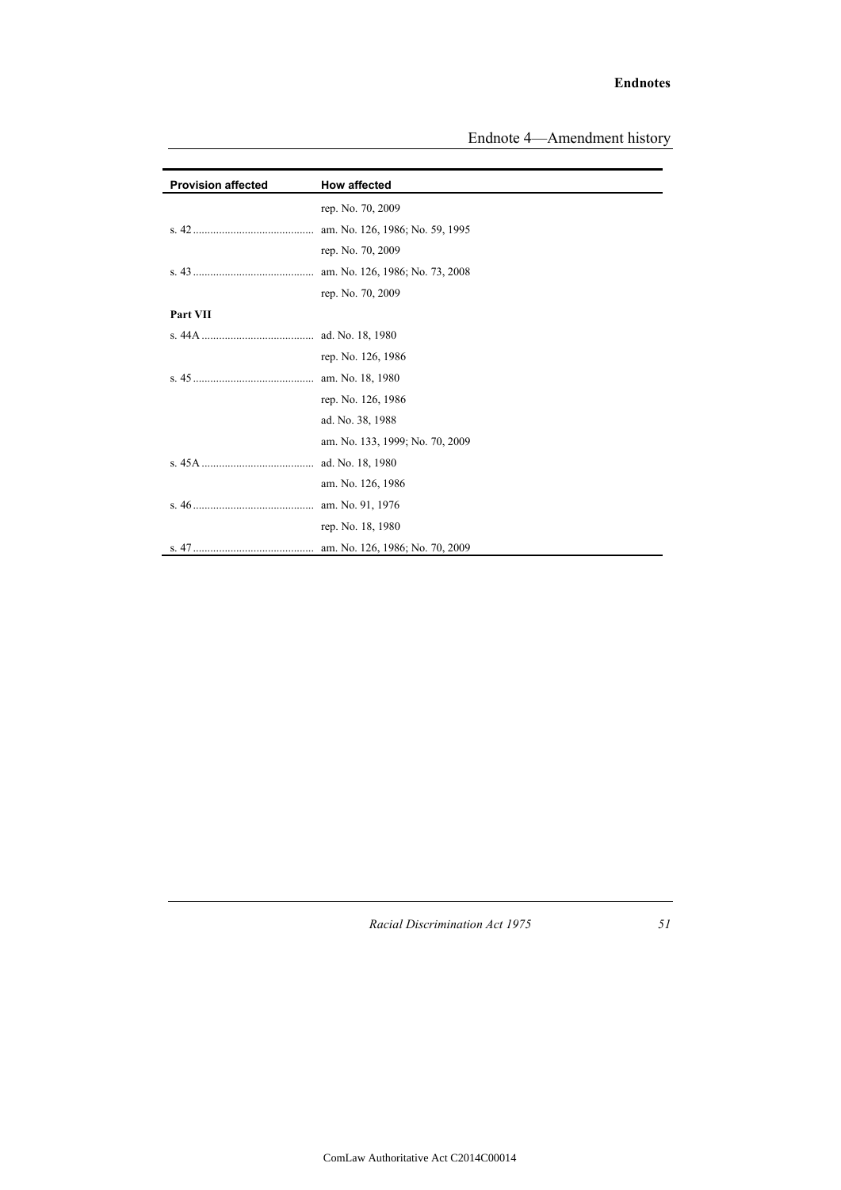| Provision affected | How affected |
|---|---|
| | rep. No. 70, 2009 |
| s. 42 | am. No. 126, 1986; No. 59, 1995 |
| | rep. No. 70, 2009 |
| s. 43 | am. No. 126, 1986; No. 73, 2008 |
| | rep. No. 70, 2009 |
| **Part VII** | |
| s. 44A | ad. No. 18, 1980 |
| | rep. No. 126, 1986 |
| s. 45 | am. No. 18, 1980 |
| | rep. No. 126, 1986 |
| | ad. No. 38, 1988 |
| | am. No. 133, 1999; No. 70, 2009 |
| s. 45A | ad. No. 18, 1980 |
| | am. No. 126, 1986 |
| s. 46 | am. No. 91, 1976 |
| | rep. No. 18, 1980 |
| s. 47 | am. No. 126, 1986; No. 70, 2009 |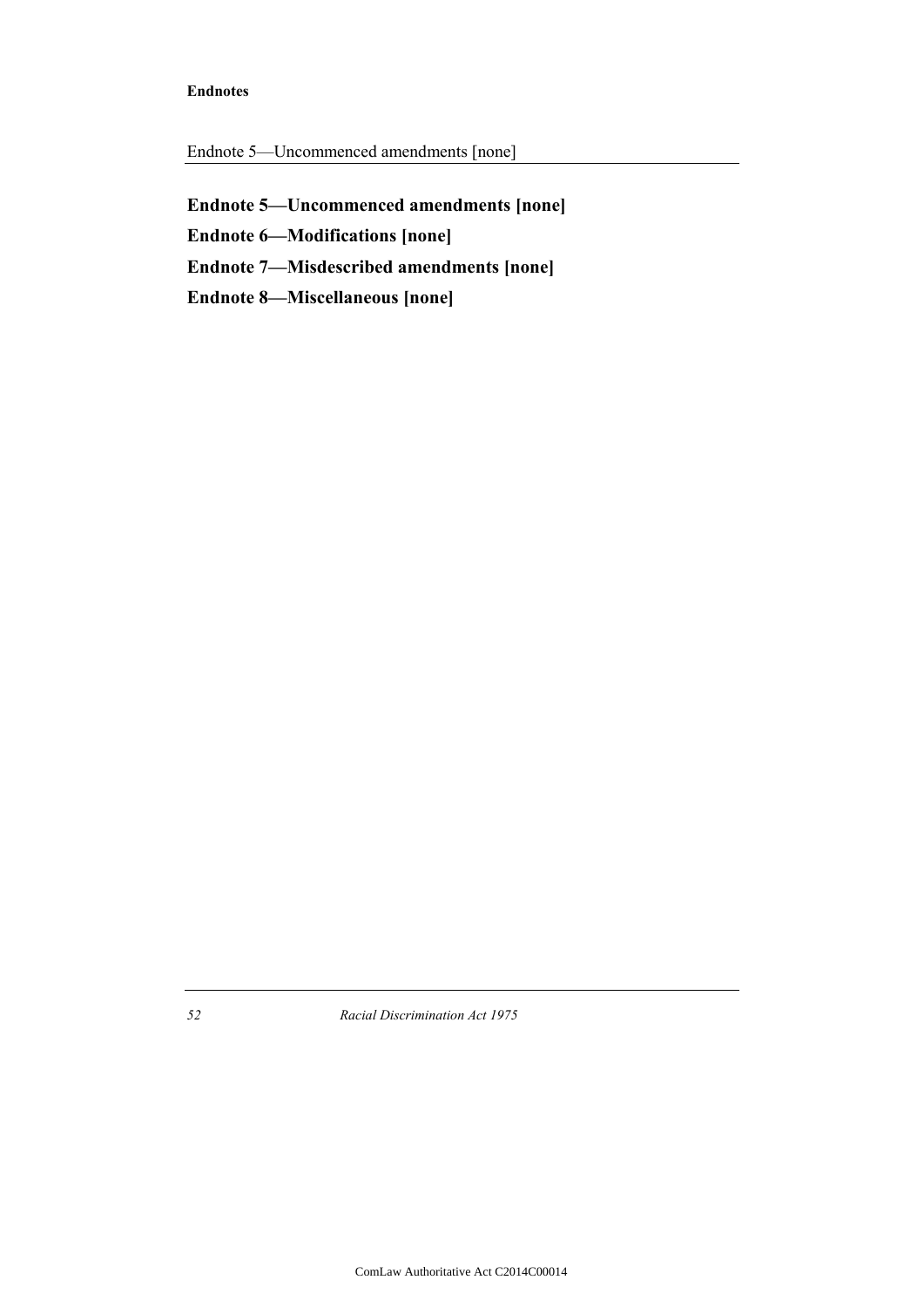## Endnote 5—Uncommenced amendments [none]

## Endnote 6—Modifications [none]

## Endnote 7—Misdescribed amendments [none]

## Endnote 8—Miscellaneous [none]